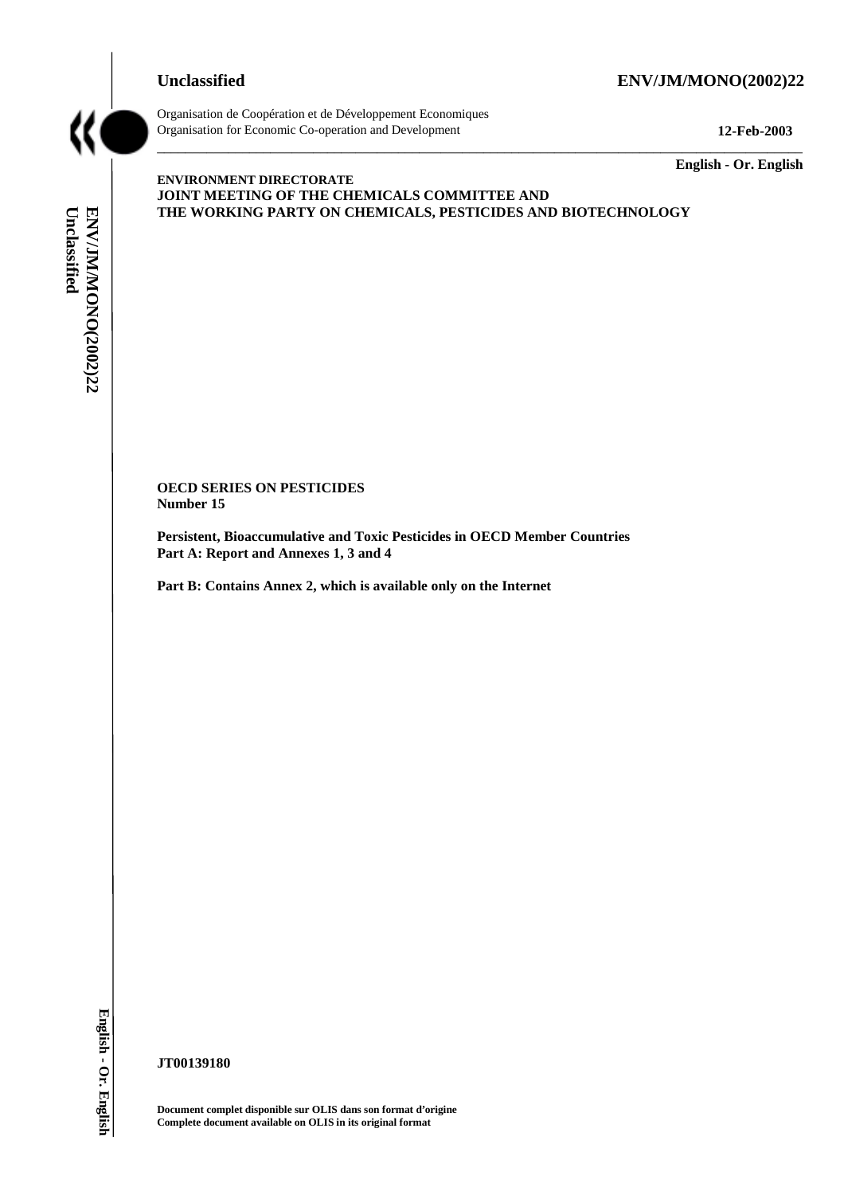**Unclassified** **ENV/JM/MONO(2002)22**

Organisation de Coopération et de Développement Economiques
Organisation for Economic Co-operation and Development **12-Feb-2003**

**English - Or. English**

**ENVIRONMENT DIRECTORATE**
**JOINT MEETING OF THE CHEMICALS COMMITTEE AND**
**THE WORKING PARTY ON CHEMICALS, PESTICIDES AND BIOTECHNOLOGY**

**OECD SERIES ON PESTICIDES**
**Number 15**

**Persistent, Bioaccumulative and Toxic Pesticides in OECD Member Countries**
**Part A: Report and Annexes 1, 3 and 4**

**Part B: Contains Annex 2, which is available only on the Internet**

**JT00139180**

**Document complet disponible sur OLIS dans son format d'origine**
**Complete document available on OLIS in its original format**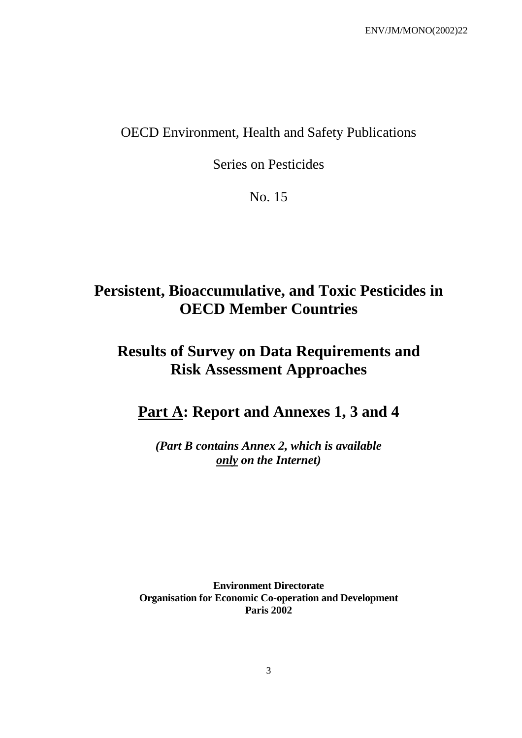OECD Environment, Health and Safety Publications

Series on Pesticides

No. 15

# Persistent, Bioaccumulative, and Toxic Pesticides in OECD Member Countries

# Results of Survey on Data Requirements and Risk Assessment Approaches

## Part A: Report and Annexes 1, 3 and 4

***(Part B contains Annex 2, which is available only on the Internet)***

**Environment Directorate**
**Organisation for Economic Co-operation and Development**
**Paris 2002**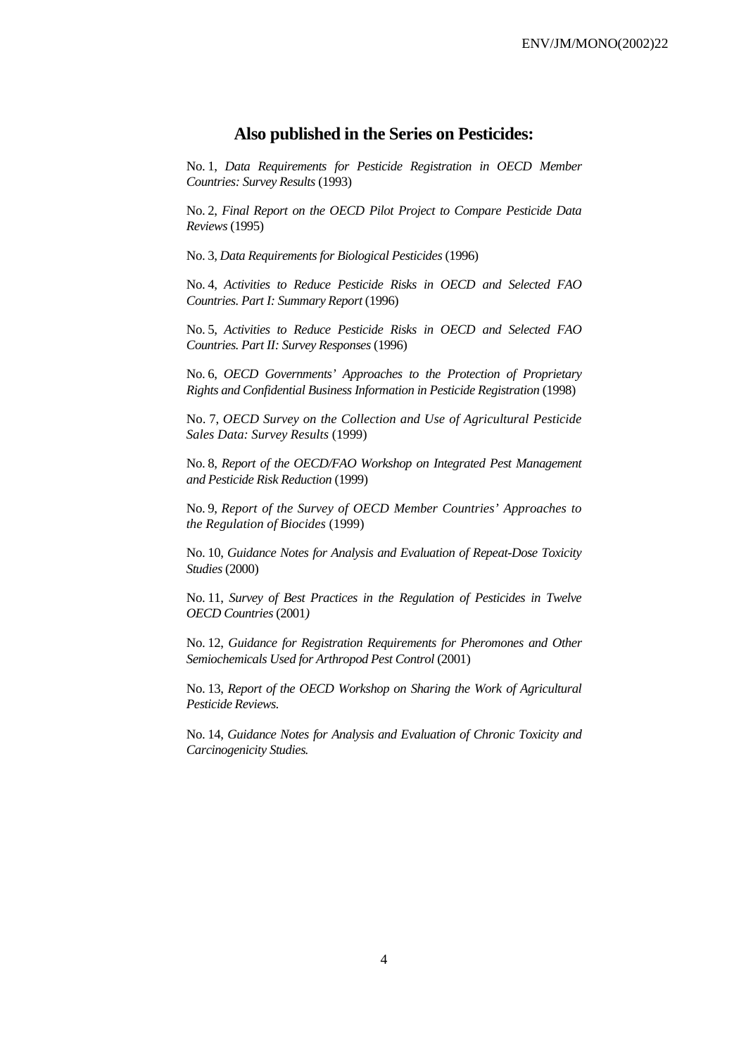## Also published in the Series on Pesticides:

No. 1, *Data Requirements for Pesticide Registration in OECD Member Countries: Survey Results* (1993)

No. 2, *Final Report on the OECD Pilot Project to Compare Pesticide Data Reviews* (1995)

No. 3, *Data Requirements for Biological Pesticides* (1996)

No. 4, *Activities to Reduce Pesticide Risks in OECD and Selected FAO Countries. Part I: Summary Report* (1996)

No. 5, *Activities to Reduce Pesticide Risks in OECD and Selected FAO Countries. Part II: Survey Responses* (1996)

No. 6, *OECD Governments' Approaches to the Protection of Proprietary Rights and Confidential Business Information in Pesticide Registration* (1998)

No. 7, *OECD Survey on the Collection and Use of Agricultural Pesticide Sales Data: Survey Results* (1999)

No. 8, *Report of the OECD/FAO Workshop on Integrated Pest Management and Pesticide Risk Reduction* (1999)

No. 9, *Report of the Survey of OECD Member Countries' Approaches to the Regulation of Biocides* (1999)

No. 10, *Guidance Notes for Analysis and Evaluation of Repeat-Dose Toxicity Studies* (2000)

No. 11, *Survey of Best Practices in the Regulation of Pesticides in Twelve OECD Countries* (2001)

No. 12, *Guidance for Registration Requirements for Pheromones and Other Semiochemicals Used for Arthropod Pest Control* (2001)

No. 13, *Report of the OECD Workshop on Sharing the Work of Agricultural Pesticide Reviews.*

No. 14, *Guidance Notes for Analysis and Evaluation of Chronic Toxicity and Carcinogenicity Studies.*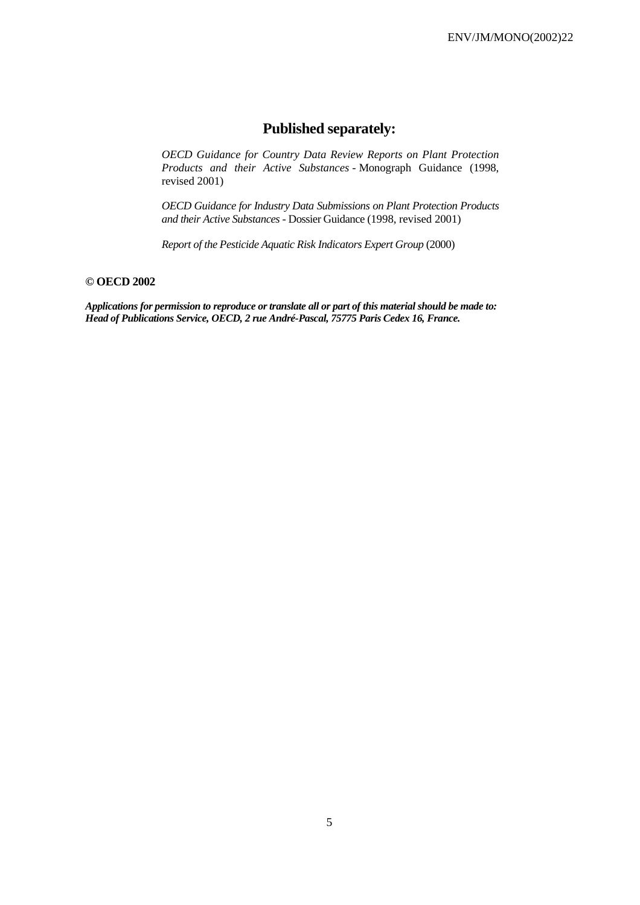## Published separately:

*OECD Guidance for Country Data Review Reports on Plant Protection Products and their Active Substances* - Monograph Guidance (1998, revised 2001)

*OECD Guidance for Industry Data Submissions on Plant Protection Products and their Active Substances* - Dossier Guidance (1998, revised 2001)

*Report of the Pesticide Aquatic Risk Indicators Expert Group* (2000)

**© OECD 2002**

***Applications for permission to reproduce or translate all or part of this material should be made to: Head of Publications Service, OECD, 2 rue André-Pascal, 75775 Paris Cedex 16, France.***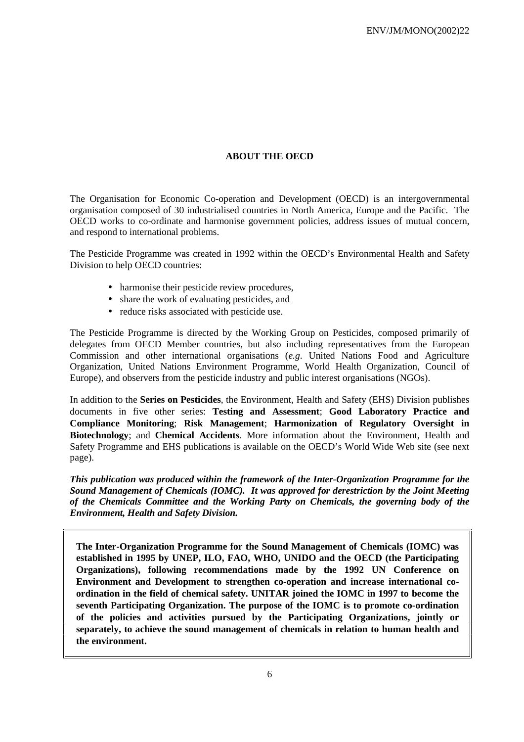## ABOUT THE OECD

The Organisation for Economic Co-operation and Development (OECD) is an intergovernmental organisation composed of 30 industrialised countries in North America, Europe and the Pacific. The OECD works to co-ordinate and harmonise government policies, address issues of mutual concern, and respond to international problems.

The Pesticide Programme was created in 1992 within the OECD's Environmental Health and Safety Division to help OECD countries:

- harmonise their pesticide review procedures,
- share the work of evaluating pesticides, and
- reduce risks associated with pesticide use.

The Pesticide Programme is directed by the Working Group on Pesticides, composed primarily of delegates from OECD Member countries, but also including representatives from the European Commission and other international organisations (*e.g*. United Nations Food and Agriculture Organization, United Nations Environment Programme, World Health Organization, Council of Europe), and observers from the pesticide industry and public interest organisations (NGOs).

In addition to the **Series on Pesticides**, the Environment, Health and Safety (EHS) Division publishes documents in five other series: **Testing and Assessment**; **Good Laboratory Practice and Compliance Monitoring**; **Risk Management**; **Harmonization of Regulatory Oversight in Biotechnology**; and **Chemical Accidents**. More information about the Environment, Health and Safety Programme and EHS publications is available on the OECD's World Wide Web site (see next page).

***This publication was produced within the framework of the Inter-Organization Programme for the Sound Management of Chemicals (IOMC). It was approved for derestriction by the Joint Meeting of the Chemicals Committee and the Working Party on Chemicals, the governing body of the Environment, Health and Safety Division.***

**The Inter-Organization Programme for the Sound Management of Chemicals (IOMC) was established in 1995 by UNEP, ILO, FAO, WHO, UNIDO and the OECD (the Participating Organizations), following recommendations made by the 1992 UN Conference on Environment and Development to strengthen co-operation and increase international co-ordination in the field of chemical safety. UNITAR joined the IOMC in 1997 to become the seventh Participating Organization. The purpose of the IOMC is to promote co-ordination of the policies and activities pursued by the Participating Organizations, jointly or separately, to achieve the sound management of chemicals in relation to human health and the environment.**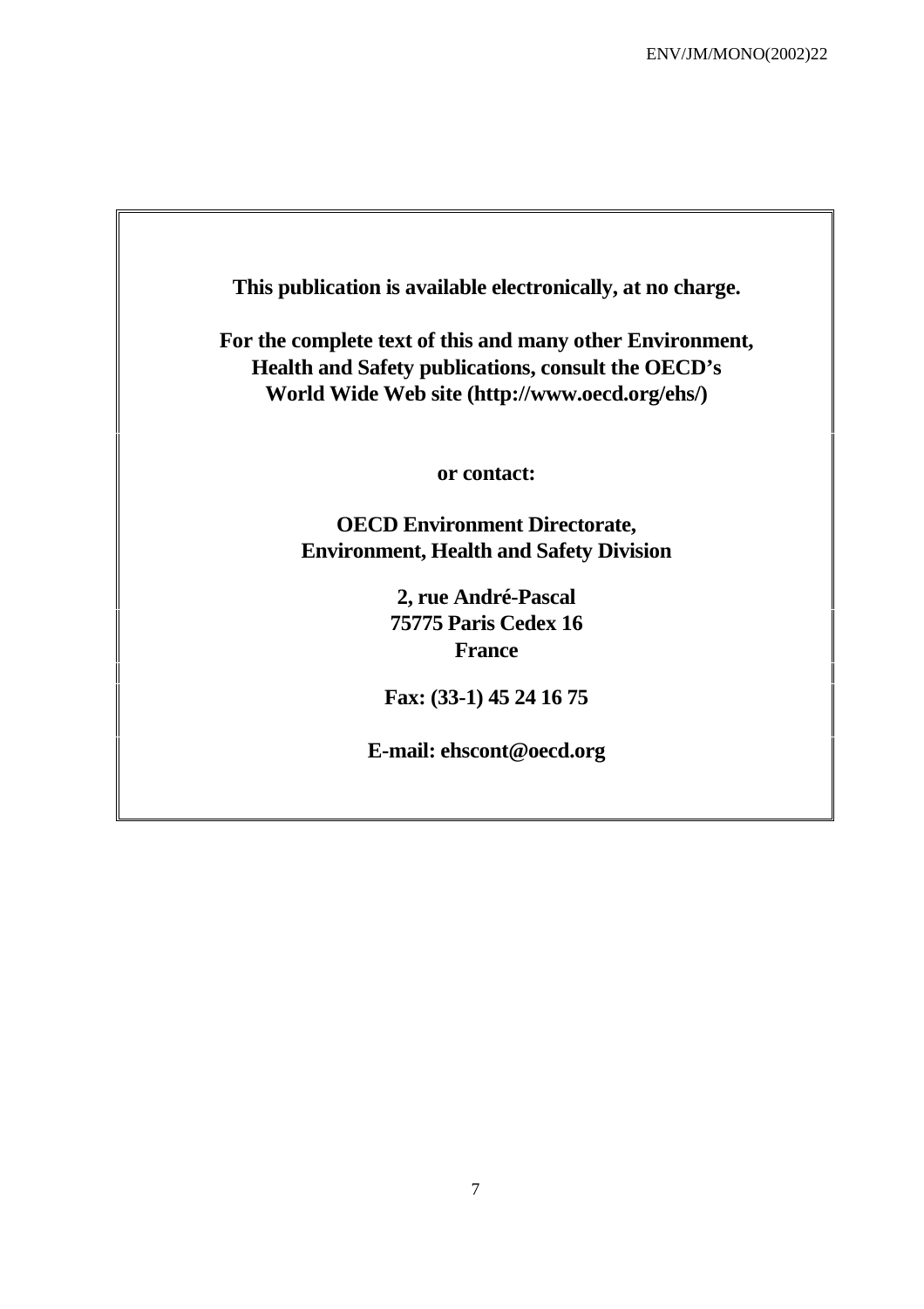**This publication is available electronically, at no charge.**

**For the complete text of this and many other Environment, Health and Safety publications, consult the OECD's World Wide Web site (http://www.oecd.org/ehs/)**

**or contact:**

**OECD Environment Directorate, Environment, Health and Safety Division**

**2, rue André-Pascal  
75775 Paris Cedex 16  
France**

**Fax: (33-1) 45 24 16 75**

**E-mail: ehscont@oecd.org**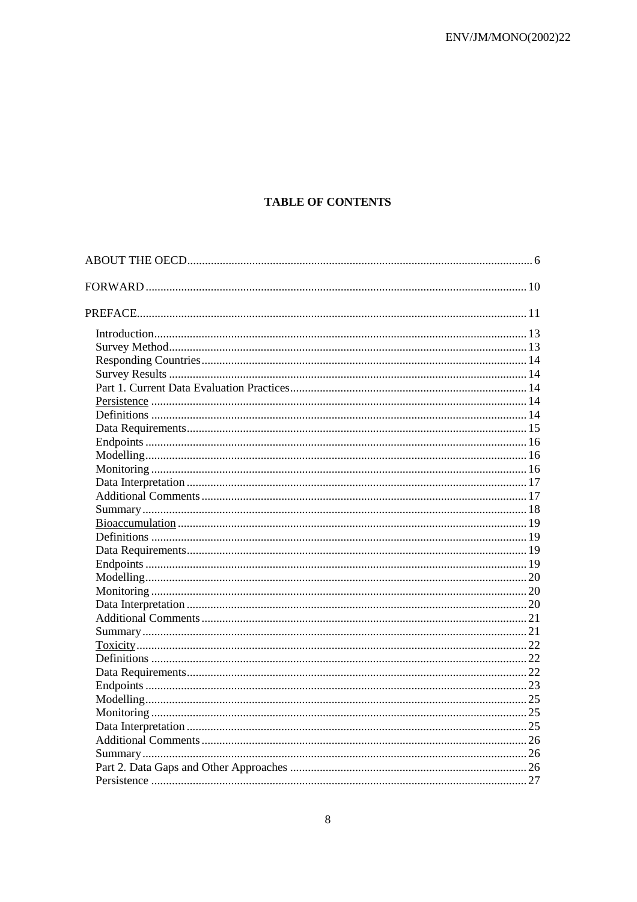**TABLE OF CONTENTS**

ABOUT THE OECD ... 6

FORWARD ... 10

PREFACE ... 11

- Introduction ... 13
- Survey Method ... 13
- Responding Countries ... 14
- Survey Results ... 14
- Part 1. Current Data Evaluation Practices ... 14
- <u>Persistence</u> ... 14
- Definitions ... 14
- Data Requirements ... 15
- Endpoints ... 16
- Modelling ... 16
- Monitoring ... 16
- Data Interpretation ... 17
- Additional Comments ... 17
- Summary ... 18
- <u>Bioaccumulation</u> ... 19
- Definitions ... 19
- Data Requirements ... 19
- Endpoints ... 19
- Modelling ... 20
- Monitoring ... 20
- Data Interpretation ... 20
- Additional Comments ... 21
- Summary ... 21
- <u>Toxicity</u> ... 22
- Definitions ... 22
- Data Requirements ... 22
- Endpoints ... 23
- Modelling ... 25
- Monitoring ... 25
- Data Interpretation ... 25
- Additional Comments ... 26
- Summary ... 26
- Part 2. Data Gaps and Other Approaches ... 26
- Persistence ... 27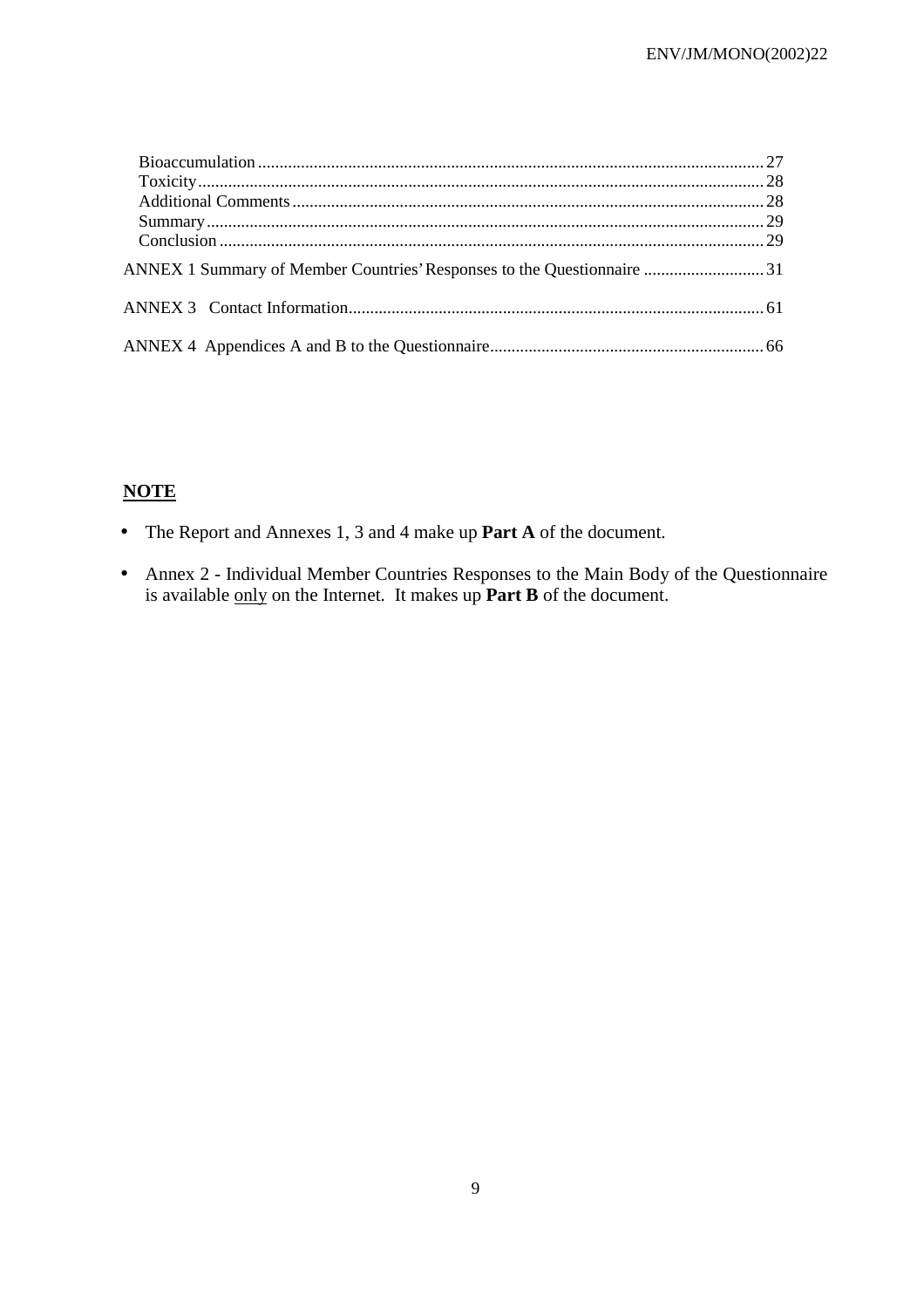Bioaccumulation ..... 27
Toxicity ..... 28
Additional Comments ..... 28
Summary ..... 29
Conclusion ..... 29

ANNEX 1 Summary of Member Countries' Responses to the Questionnaire ..... 31

ANNEX 3 Contact Information ..... 61

ANNEX 4 Appendices A and B to the Questionnaire ..... 66

**NOTE**

- The Report and Annexes 1, 3 and 4 make up **Part A** of the document.
- Annex 2 - Individual Member Countries Responses to the Main Body of the Questionnaire is available only on the Internet. It makes up **Part B** of the document.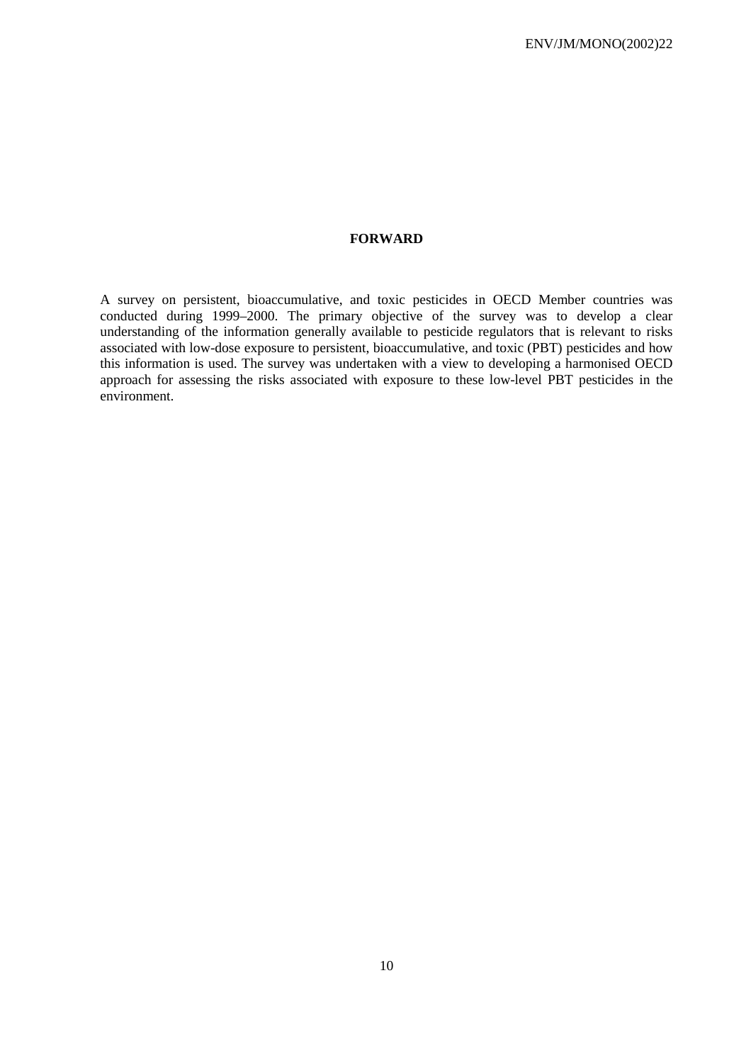# FORWARD

A survey on persistent, bioaccumulative, and toxic pesticides in OECD Member countries was conducted during 1999–2000. The primary objective of the survey was to develop a clear understanding of the information generally available to pesticide regulators that is relevant to risks associated with low-dose exposure to persistent, bioaccumulative, and toxic (PBT) pesticides and how this information is used. The survey was undertaken with a view to developing a harmonised OECD approach for assessing the risks associated with exposure to these low-level PBT pesticides in the environment.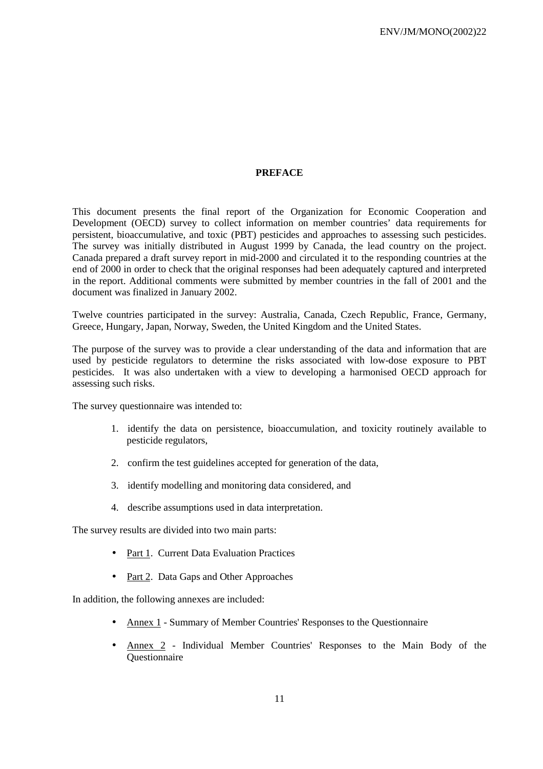## PREFACE

This document presents the final report of the Organization for Economic Cooperation and Development (OECD) survey to collect information on member countries' data requirements for persistent, bioaccumulative, and toxic (PBT) pesticides and approaches to assessing such pesticides. The survey was initially distributed in August 1999 by Canada, the lead country on the project. Canada prepared a draft survey report in mid-2000 and circulated it to the responding countries at the end of 2000 in order to check that the original responses had been adequately captured and interpreted in the report. Additional comments were submitted by member countries in the fall of 2001 and the document was finalized in January 2002.

Twelve countries participated in the survey: Australia, Canada, Czech Republic, France, Germany, Greece, Hungary, Japan, Norway, Sweden, the United Kingdom and the United States.

The purpose of the survey was to provide a clear understanding of the data and information that are used by pesticide regulators to determine the risks associated with low-dose exposure to PBT pesticides. It was also undertaken with a view to developing a harmonised OECD approach for assessing such risks.

The survey questionnaire was intended to:

1. identify the data on persistence, bioaccumulation, and toxicity routinely available to pesticide regulators,
2. confirm the test guidelines accepted for generation of the data,
3. identify modelling and monitoring data considered, and
4. describe assumptions used in data interpretation.

The survey results are divided into two main parts:

- Part 1. Current Data Evaluation Practices
- Part 2. Data Gaps and Other Approaches

In addition, the following annexes are included:

- Annex 1 - Summary of Member Countries' Responses to the Questionnaire
- Annex 2 - Individual Member Countries' Responses to the Main Body of the Questionnaire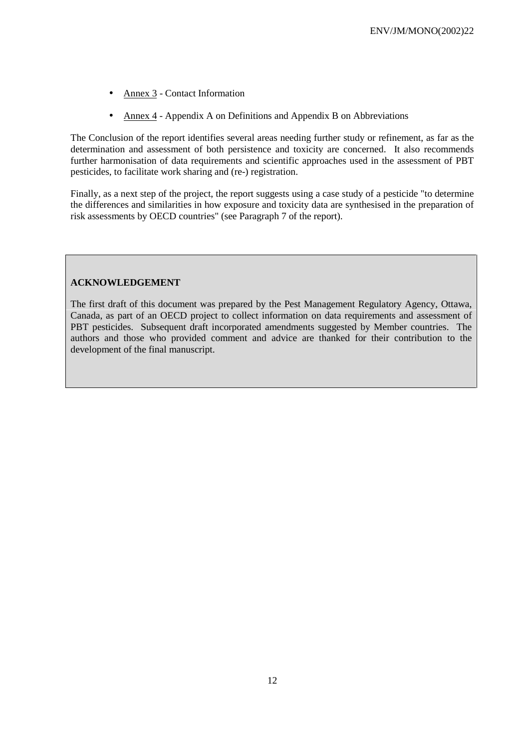- Annex 3 - Contact Information

- Annex 4 - Appendix A on Definitions and Appendix B on Abbreviations

The Conclusion of the report identifies several areas needing further study or refinement, as far as the determination and assessment of both persistence and toxicity are concerned. It also recommends further harmonisation of data requirements and scientific approaches used in the assessment of PBT pesticides, to facilitate work sharing and (re-) registration.

Finally, as a next step of the project, the report suggests using a case study of a pesticide "to determine the differences and similarities in how exposure and toxicity data are synthesised in the preparation of risk assessments by OECD countries" (see Paragraph 7 of the report).

**ACKNOWLEDGEMENT**

The first draft of this document was prepared by the Pest Management Regulatory Agency, Ottawa, Canada, as part of an OECD project to collect information on data requirements and assessment of PBT pesticides. Subsequent draft incorporated amendments suggested by Member countries. The authors and those who provided comment and advice are thanked for their contribution to the development of the final manuscript.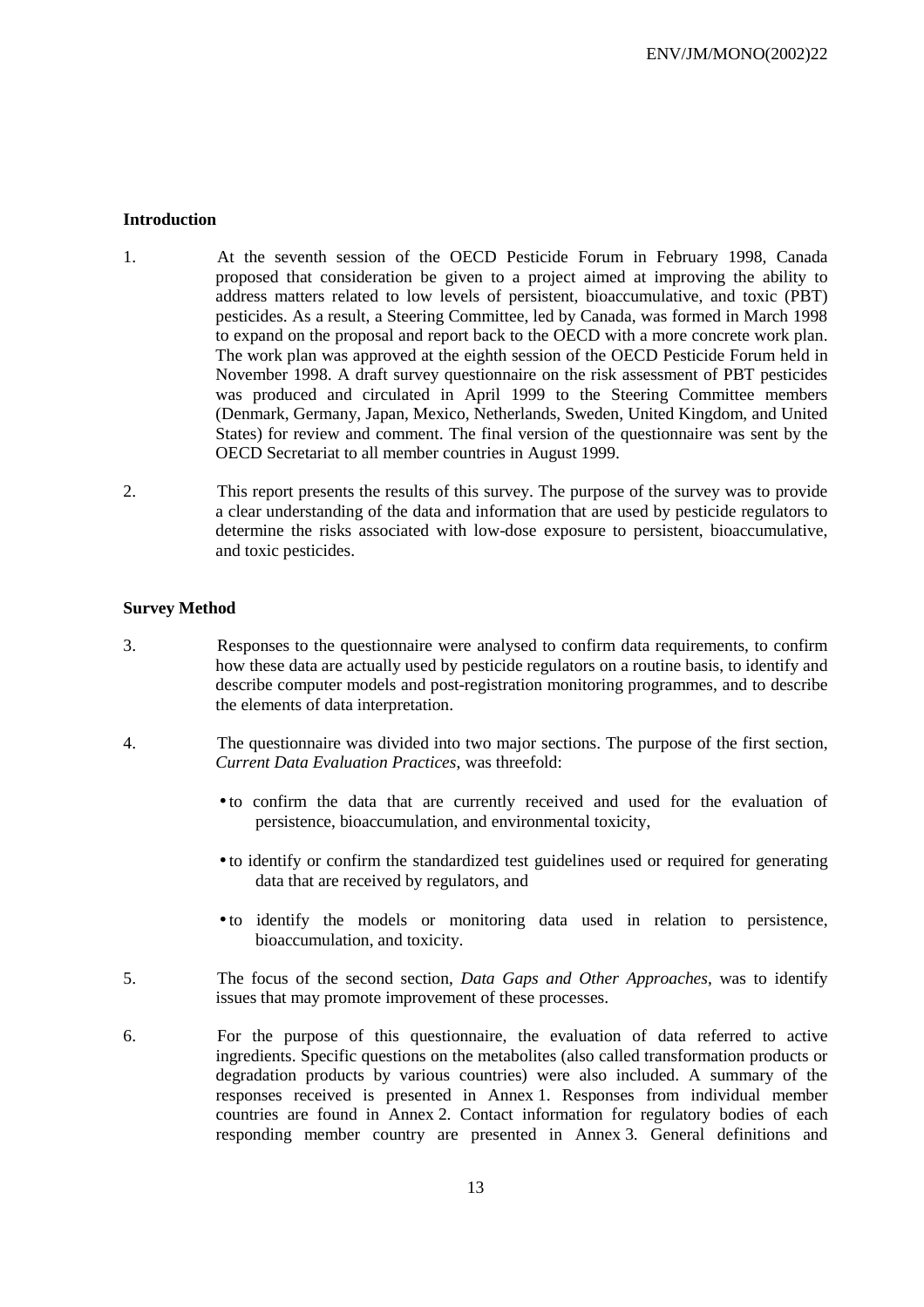## Introduction

1. At the seventh session of the OECD Pesticide Forum in February 1998, Canada proposed that consideration be given to a project aimed at improving the ability to address matters related to low levels of persistent, bioaccumulative, and toxic (PBT) pesticides. As a result, a Steering Committee, led by Canada, was formed in March 1998 to expand on the proposal and report back to the OECD with a more concrete work plan. The work plan was approved at the eighth session of the OECD Pesticide Forum held in November 1998. A draft survey questionnaire on the risk assessment of PBT pesticides was produced and circulated in April 1999 to the Steering Committee members (Denmark, Germany, Japan, Mexico, Netherlands, Sweden, United Kingdom, and United States) for review and comment. The final version of the questionnaire was sent by the OECD Secretariat to all member countries in August 1999.

2. This report presents the results of this survey. The purpose of the survey was to provide a clear understanding of the data and information that are used by pesticide regulators to determine the risks associated with low-dose exposure to persistent, bioaccumulative, and toxic pesticides.

## Survey Method

3. Responses to the questionnaire were analysed to confirm data requirements, to confirm how these data are actually used by pesticide regulators on a routine basis, to identify and describe computer models and post-registration monitoring programmes, and to describe the elements of data interpretation.

4. The questionnaire was divided into two major sections. The purpose of the first section, *Current Data Evaluation Practices*, was threefold:

   - to confirm the data that are currently received and used for the evaluation of persistence, bioaccumulation, and environmental toxicity,
   - to identify or confirm the standardized test guidelines used or required for generating data that are received by regulators, and
   - to identify the models or monitoring data used in relation to persistence, bioaccumulation, and toxicity.

5. The focus of the second section, *Data Gaps and Other Approaches*, was to identify issues that may promote improvement of these processes.

6. For the purpose of this questionnaire, the evaluation of data referred to active ingredients. Specific questions on the metabolites (also called transformation products or degradation products by various countries) were also included. A summary of the responses received is presented in Annex 1. Responses from individual member countries are found in Annex 2. Contact information for regulatory bodies of each responding member country are presented in Annex 3. General definitions and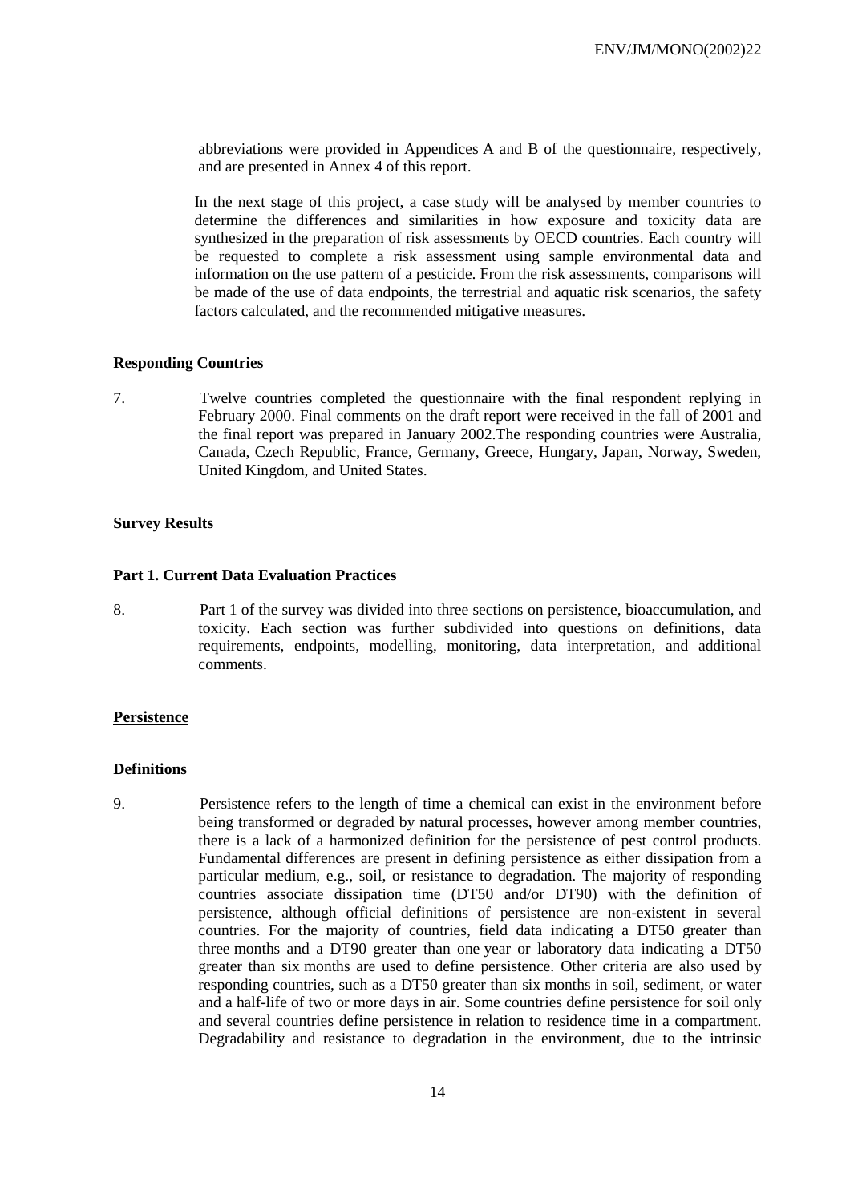abbreviations were provided in Appendices A and B of the questionnaire, respectively, and are presented in Annex 4 of this report.

In the next stage of this project, a case study will be analysed by member countries to determine the differences and similarities in how exposure and toxicity data are synthesized in the preparation of risk assessments by OECD countries. Each country will be requested to complete a risk assessment using sample environmental data and information on the use pattern of a pesticide. From the risk assessments, comparisons will be made of the use of data endpoints, the terrestrial and aquatic risk scenarios, the safety factors calculated, and the recommended mitigative measures.

**Responding Countries**

7. Twelve countries completed the questionnaire with the final respondent replying in February 2000. Final comments on the draft report were received in the fall of 2001 and the final report was prepared in January 2002.The responding countries were Australia, Canada, Czech Republic, France, Germany, Greece, Hungary, Japan, Norway, Sweden, United Kingdom, and United States.

**Survey Results**

**Part 1. Current Data Evaluation Practices**

8. Part 1 of the survey was divided into three sections on persistence, bioaccumulation, and toxicity. Each section was further subdivided into questions on definitions, data requirements, endpoints, modelling, monitoring, data interpretation, and additional comments.

**Persistence**

**Definitions**

9. Persistence refers to the length of time a chemical can exist in the environment before being transformed or degraded by natural processes, however among member countries, there is a lack of a harmonized definition for the persistence of pest control products. Fundamental differences are present in defining persistence as either dissipation from a particular medium, e.g., soil, or resistance to degradation. The majority of responding countries associate dissipation time (DT50 and/or DT90) with the definition of persistence, although official definitions of persistence are non-existent in several countries. For the majority of countries, field data indicating a DT50 greater than three months and a DT90 greater than one year or laboratory data indicating a DT50 greater than six months are used to define persistence. Other criteria are also used by responding countries, such as a DT50 greater than six months in soil, sediment, or water and a half-life of two or more days in air. Some countries define persistence for soil only and several countries define persistence in relation to residence time in a compartment. Degradability and resistance to degradation in the environment, due to the intrinsic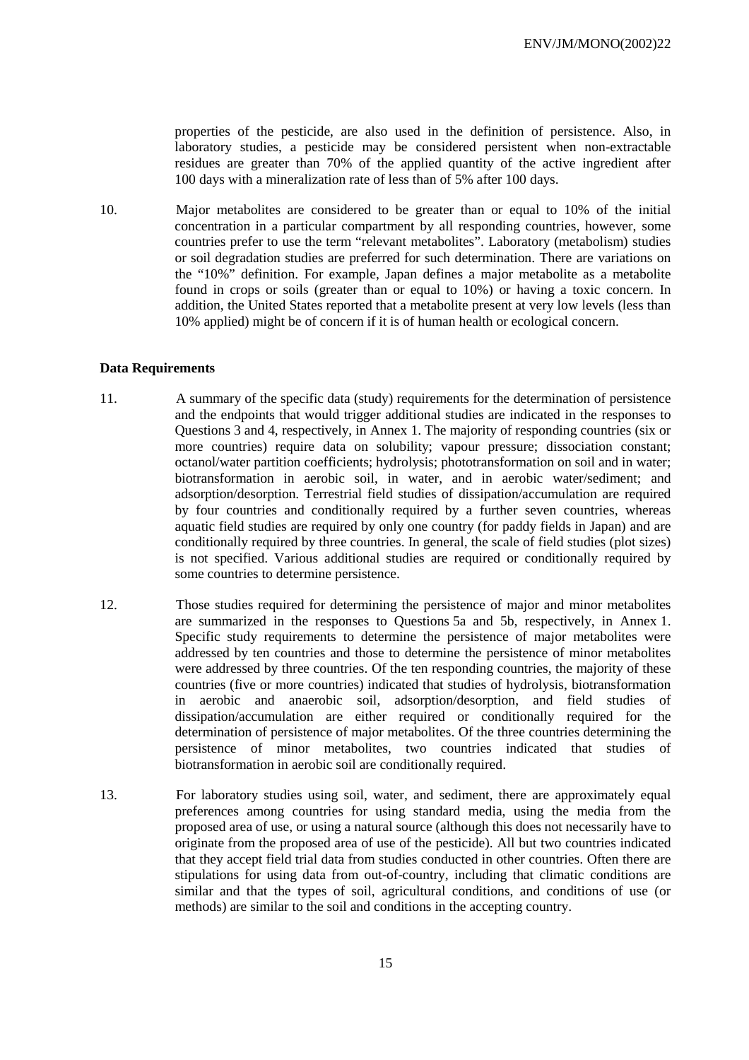properties of the pesticide, are also used in the definition of persistence. Also, in laboratory studies, a pesticide may be considered persistent when non-extractable residues are greater than 70% of the applied quantity of the active ingredient after 100 days with a mineralization rate of less than of 5% after 100 days.

10. Major metabolites are considered to be greater than or equal to 10% of the initial concentration in a particular compartment by all responding countries, however, some countries prefer to use the term "relevant metabolites". Laboratory (metabolism) studies or soil degradation studies are preferred for such determination. There are variations on the "10%" definition. For example, Japan defines a major metabolite as a metabolite found in crops or soils (greater than or equal to 10%) or having a toxic concern. In addition, the United States reported that a metabolite present at very low levels (less than 10% applied) might be of concern if it is of human health or ecological concern.

**Data Requirements**

11. A summary of the specific data (study) requirements for the determination of persistence and the endpoints that would trigger additional studies are indicated in the responses to Questions 3 and 4, respectively, in Annex 1. The majority of responding countries (six or more countries) require data on solubility; vapour pressure; dissociation constant; octanol/water partition coefficients; hydrolysis; phototransformation on soil and in water; biotransformation in aerobic soil, in water, and in aerobic water/sediment; and adsorption/desorption. Terrestrial field studies of dissipation/accumulation are required by four countries and conditionally required by a further seven countries, whereas aquatic field studies are required by only one country (for paddy fields in Japan) and are conditionally required by three countries. In general, the scale of field studies (plot sizes) is not specified. Various additional studies are required or conditionally required by some countries to determine persistence.

12. Those studies required for determining the persistence of major and minor metabolites are summarized in the responses to Questions 5a and 5b, respectively, in Annex 1. Specific study requirements to determine the persistence of major metabolites were addressed by ten countries and those to determine the persistence of minor metabolites were addressed by three countries. Of the ten responding countries, the majority of these countries (five or more countries) indicated that studies of hydrolysis, biotransformation in aerobic and anaerobic soil, adsorption/desorption, and field studies of dissipation/accumulation are either required or conditionally required for the determination of persistence of major metabolites. Of the three countries determining the persistence of minor metabolites, two countries indicated that studies of biotransformation in aerobic soil are conditionally required.

13. For laboratory studies using soil, water, and sediment, there are approximately equal preferences among countries for using standard media, using the media from the proposed area of use, or using a natural source (although this does not necessarily have to originate from the proposed area of use of the pesticide). All but two countries indicated that they accept field trial data from studies conducted in other countries. Often there are stipulations for using data from out-of-country, including that climatic conditions are similar and that the types of soil, agricultural conditions, and conditions of use (or methods) are similar to the soil and conditions in the accepting country.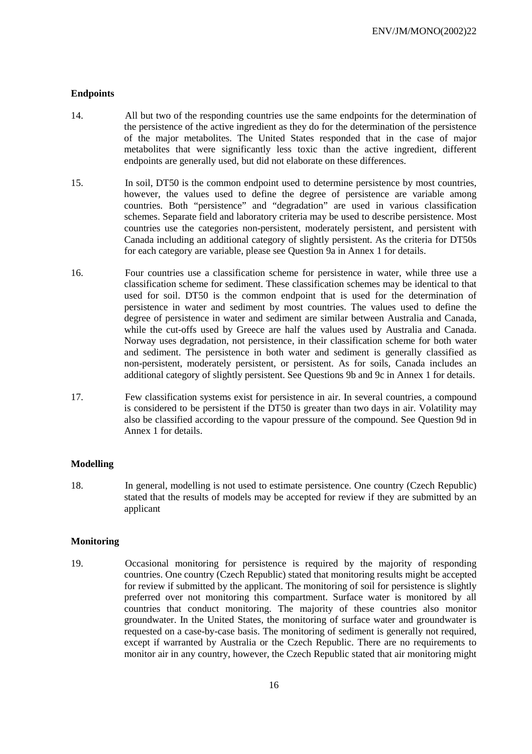### Endpoints

14. All but two of the responding countries use the same endpoints for the determination of the persistence of the active ingredient as they do for the determination of the persistence of the major metabolites. The United States responded that in the case of major metabolites that were significantly less toxic than the active ingredient, different endpoints are generally used, but did not elaborate on these differences.

15. In soil, DT50 is the common endpoint used to determine persistence by most countries, however, the values used to define the degree of persistence are variable among countries. Both "persistence" and "degradation" are used in various classification schemes. Separate field and laboratory criteria may be used to describe persistence. Most countries use the categories non-persistent, moderately persistent, and persistent with Canada including an additional category of slightly persistent. As the criteria for DT50s for each category are variable, please see Question 9a in Annex 1 for details.

16. Four countries use a classification scheme for persistence in water, while three use a classification scheme for sediment. These classification schemes may be identical to that used for soil. DT50 is the common endpoint that is used for the determination of persistence in water and sediment by most countries. The values used to define the degree of persistence in water and sediment are similar between Australia and Canada, while the cut-offs used by Greece are half the values used by Australia and Canada. Norway uses degradation, not persistence, in their classification scheme for both water and sediment. The persistence in both water and sediment is generally classified as non-persistent, moderately persistent, or persistent. As for soils, Canada includes an additional category of slightly persistent. See Questions 9b and 9c in Annex 1 for details.

17. Few classification systems exist for persistence in air. In several countries, a compound is considered to be persistent if the DT50 is greater than two days in air. Volatility may also be classified according to the vapour pressure of the compound. See Question 9d in Annex 1 for details.

### Modelling

18. In general, modelling is not used to estimate persistence. One country (Czech Republic) stated that the results of models may be accepted for review if they are submitted by an applicant

### Monitoring

19. Occasional monitoring for persistence is required by the majority of responding countries. One country (Czech Republic) stated that monitoring results might be accepted for review if submitted by the applicant. The monitoring of soil for persistence is slightly preferred over not monitoring this compartment. Surface water is monitored by all countries that conduct monitoring. The majority of these countries also monitor groundwater. In the United States, the monitoring of surface water and groundwater is requested on a case-by-case basis. The monitoring of sediment is generally not required, except if warranted by Australia or the Czech Republic. There are no requirements to monitor air in any country, however, the Czech Republic stated that air monitoring might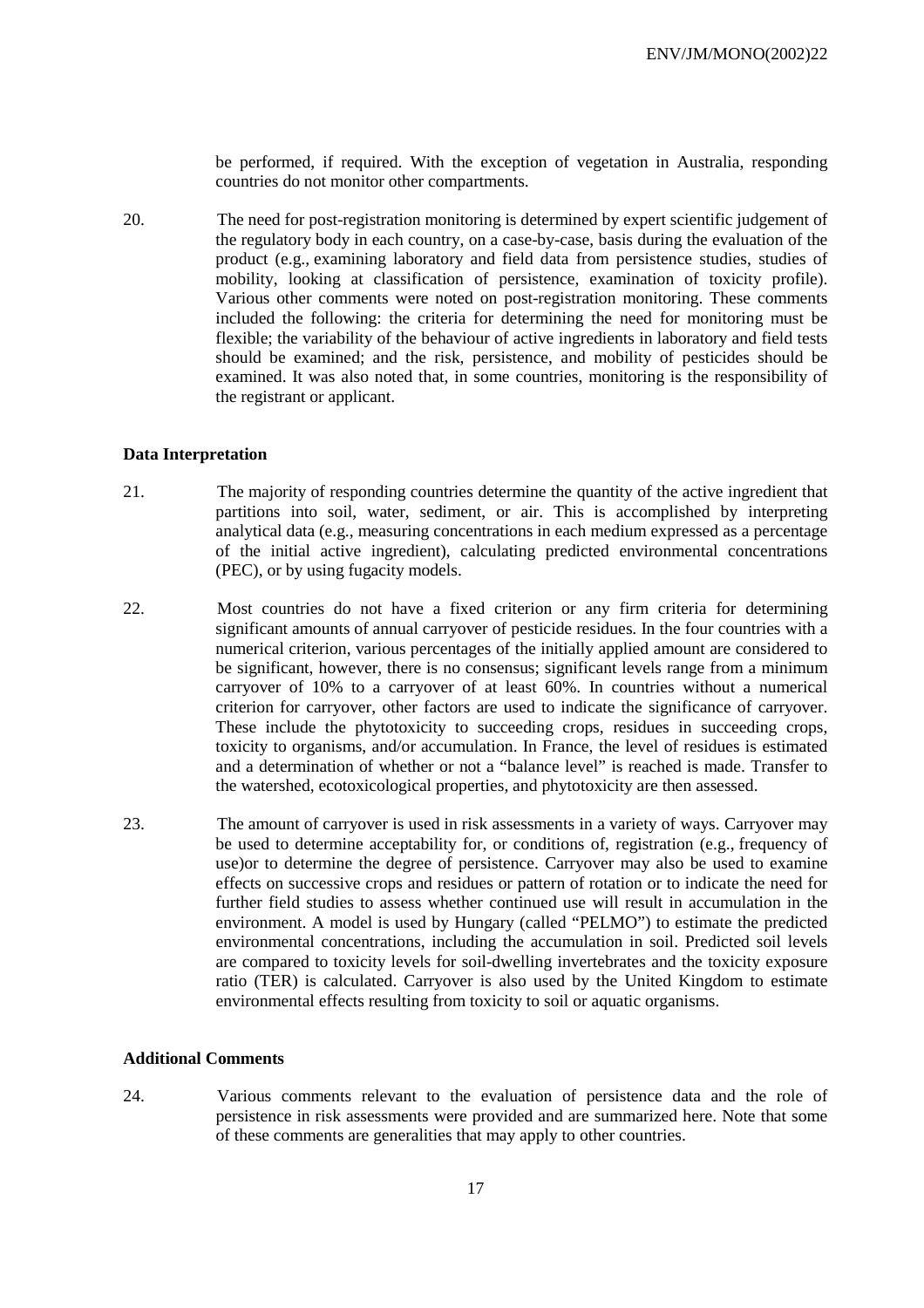be performed, if required. With the exception of vegetation in Australia, responding countries do not monitor other compartments.

20. The need for post-registration monitoring is determined by expert scientific judgement of the regulatory body in each country, on a case-by-case, basis during the evaluation of the product (e.g., examining laboratory and field data from persistence studies, studies of mobility, looking at classification of persistence, examination of toxicity profile). Various other comments were noted on post-registration monitoring. These comments included the following: the criteria for determining the need for monitoring must be flexible; the variability of the behaviour of active ingredients in laboratory and field tests should be examined; and the risk, persistence, and mobility of pesticides should be examined. It was also noted that, in some countries, monitoring is the responsibility of the registrant or applicant.

**Data Interpretation**

21. The majority of responding countries determine the quantity of the active ingredient that partitions into soil, water, sediment, or air. This is accomplished by interpreting analytical data (e.g., measuring concentrations in each medium expressed as a percentage of the initial active ingredient), calculating predicted environmental concentrations (PEC), or by using fugacity models.

22. Most countries do not have a fixed criterion or any firm criteria for determining significant amounts of annual carryover of pesticide residues. In the four countries with a numerical criterion, various percentages of the initially applied amount are considered to be significant, however, there is no consensus; significant levels range from a minimum carryover of 10% to a carryover of at least 60%. In countries without a numerical criterion for carryover, other factors are used to indicate the significance of carryover. These include the phytotoxicity to succeeding crops, residues in succeeding crops, toxicity to organisms, and/or accumulation. In France, the level of residues is estimated and a determination of whether or not a "balance level" is reached is made. Transfer to the watershed, ecotoxicological properties, and phytotoxicity are then assessed.

23. The amount of carryover is used in risk assessments in a variety of ways. Carryover may be used to determine acceptability for, or conditions of, registration (e.g., frequency of use)or to determine the degree of persistence. Carryover may also be used to examine effects on successive crops and residues or pattern of rotation or to indicate the need for further field studies to assess whether continued use will result in accumulation in the environment. A model is used by Hungary (called "PELMO") to estimate the predicted environmental concentrations, including the accumulation in soil. Predicted soil levels are compared to toxicity levels for soil-dwelling invertebrates and the toxicity exposure ratio (TER) is calculated. Carryover is also used by the United Kingdom to estimate environmental effects resulting from toxicity to soil or aquatic organisms.

**Additional Comments**

24. Various comments relevant to the evaluation of persistence data and the role of persistence in risk assessments were provided and are summarized here. Note that some of these comments are generalities that may apply to other countries.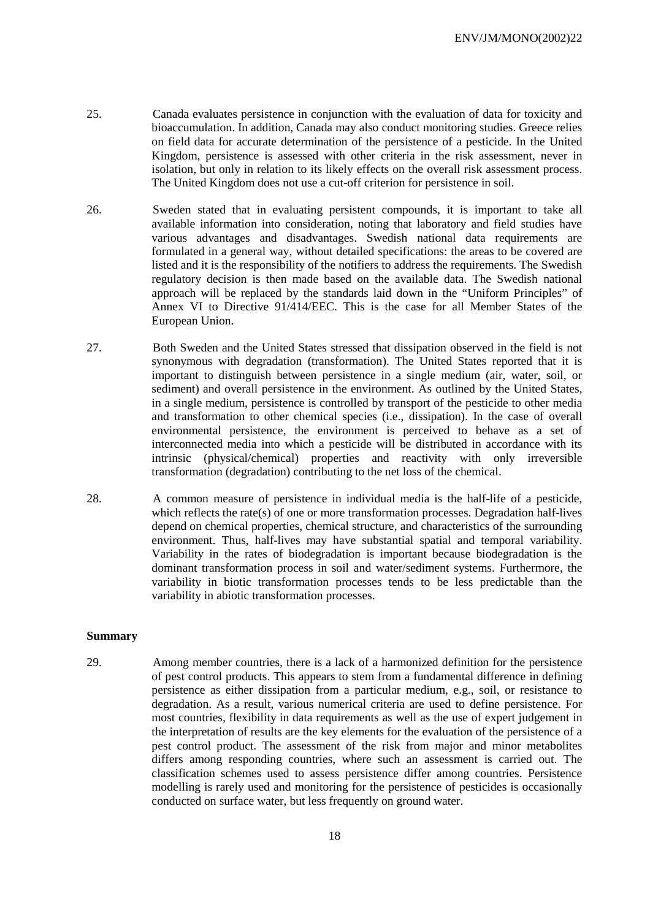25. Canada evaluates persistence in conjunction with the evaluation of data for toxicity and bioaccumulation. In addition, Canada may also conduct monitoring studies. Greece relies on field data for accurate determination of the persistence of a pesticide. In the United Kingdom, persistence is assessed with other criteria in the risk assessment, never in isolation, but only in relation to its likely effects on the overall risk assessment process. The United Kingdom does not use a cut-off criterion for persistence in soil.

26. Sweden stated that in evaluating persistent compounds, it is important to take all available information into consideration, noting that laboratory and field studies have various advantages and disadvantages. Swedish national data requirements are formulated in a general way, without detailed specifications: the areas to be covered are listed and it is the responsibility of the notifiers to address the requirements. The Swedish regulatory decision is then made based on the available data. The Swedish national approach will be replaced by the standards laid down in the "Uniform Principles" of Annex VI to Directive 91/414/EEC. This is the case for all Member States of the European Union.

27. Both Sweden and the United States stressed that dissipation observed in the field is not synonymous with degradation (transformation). The United States reported that it is important to distinguish between persistence in a single medium (air, water, soil, or sediment) and overall persistence in the environment. As outlined by the United States, in a single medium, persistence is controlled by transport of the pesticide to other media and transformation to other chemical species (i.e., dissipation). In the case of overall environmental persistence, the environment is perceived to behave as a set of interconnected media into which a pesticide will be distributed in accordance with its intrinsic (physical/chemical) properties and reactivity with only irreversible transformation (degradation) contributing to the net loss of the chemical.

28. A common measure of persistence in individual media is the half-life of a pesticide, which reflects the rate(s) of one or more transformation processes. Degradation half-lives depend on chemical properties, chemical structure, and characteristics of the surrounding environment. Thus, half-lives may have substantial spatial and temporal variability. Variability in the rates of biodegradation is important because biodegradation is the dominant transformation process in soil and water/sediment systems. Furthermore, the variability in biotic transformation processes tends to be less predictable than the variability in abiotic transformation processes.

**Summary**

29. Among member countries, there is a lack of a harmonized definition for the persistence of pest control products. This appears to stem from a fundamental difference in defining persistence as either dissipation from a particular medium, e.g., soil, or resistance to degradation. As a result, various numerical criteria are used to define persistence. For most countries, flexibility in data requirements as well as the use of expert judgement in the interpretation of results are the key elements for the evaluation of the persistence of a pest control product. The assessment of the risk from major and minor metabolites differs among responding countries, where such an assessment is carried out. The classification schemes used to assess persistence differ among countries. Persistence modelling is rarely used and monitoring for the persistence of pesticides is occasionally conducted on surface water, but less frequently on ground water.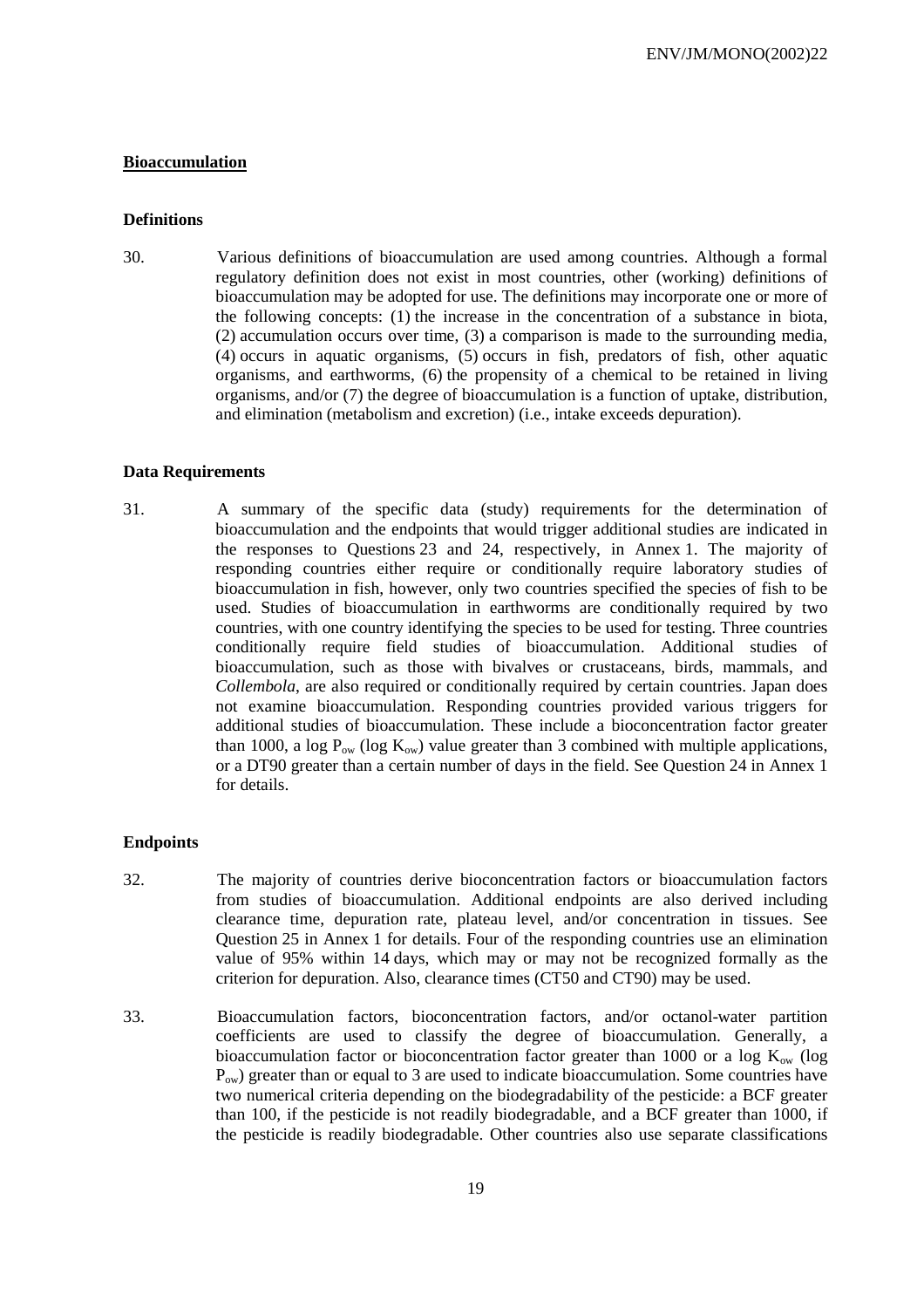## Bioaccumulation

### Definitions

30. Various definitions of bioaccumulation are used among countries. Although a formal regulatory definition does not exist in most countries, other (working) definitions of bioaccumulation may be adopted for use. The definitions may incorporate one or more of the following concepts: (1) the increase in the concentration of a substance in biota, (2) accumulation occurs over time, (3) a comparison is made to the surrounding media, (4) occurs in aquatic organisms, (5) occurs in fish, predators of fish, other aquatic organisms, and earthworms, (6) the propensity of a chemical to be retained in living organisms, and/or (7) the degree of bioaccumulation is a function of uptake, distribution, and elimination (metabolism and excretion) (i.e., intake exceeds depuration).

### Data Requirements

31. A summary of the specific data (study) requirements for the determination of bioaccumulation and the endpoints that would trigger additional studies are indicated in the responses to Questions 23 and 24, respectively, in Annex 1. The majority of responding countries either require or conditionally require laboratory studies of bioaccumulation in fish, however, only two countries specified the species of fish to be used. Studies of bioaccumulation in earthworms are conditionally required by two countries, with one country identifying the species to be used for testing. Three countries conditionally require field studies of bioaccumulation. Additional studies of bioaccumulation, such as those with bivalves or crustaceans, birds, mammals, and *Collembola*, are also required or conditionally required by certain countries. Japan does not examine bioaccumulation. Responding countries provided various triggers for additional studies of bioaccumulation. These include a bioconcentration factor greater than 1000, a log $P_{ow}$ (log $K_{ow}$) value greater than 3 combined with multiple applications, or a DT90 greater than a certain number of days in the field. See Question 24 in Annex 1 for details.

### Endpoints

32. The majority of countries derive bioconcentration factors or bioaccumulation factors from studies of bioaccumulation. Additional endpoints are also derived including clearance time, depuration rate, plateau level, and/or concentration in tissues. See Question 25 in Annex 1 for details. Four of the responding countries use an elimination value of 95% within 14 days, which may or may not be recognized formally as the criterion for depuration. Also, clearance times (CT50 and CT90) may be used.

33. Bioaccumulation factors, bioconcentration factors, and/or octanol-water partition coefficients are used to classify the degree of bioaccumulation. Generally, a bioaccumulation factor or bioconcentration factor greater than 1000 or a log $K_{ow}$ (log $P_{ow}$) greater than or equal to 3 are used to indicate bioaccumulation. Some countries have two numerical criteria depending on the biodegradability of the pesticide: a BCF greater than 100, if the pesticide is not readily biodegradable, and a BCF greater than 1000, if the pesticide is readily biodegradable. Other countries also use separate classifications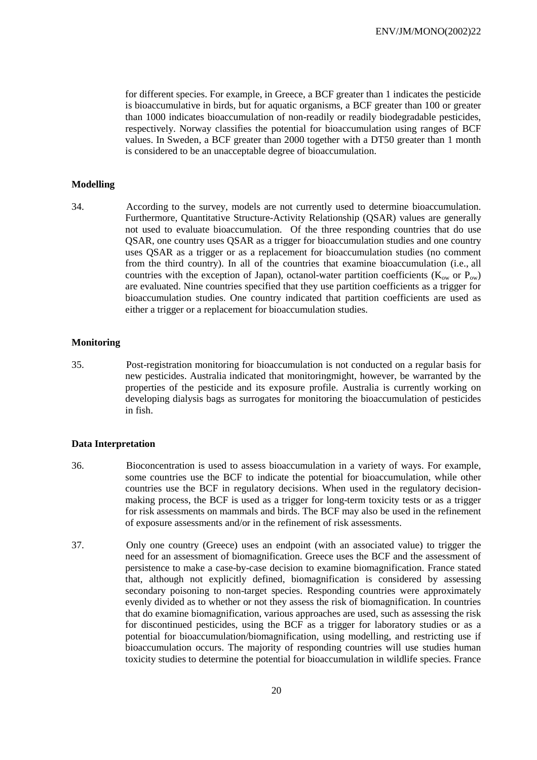for different species. For example, in Greece, a BCF greater than 1 indicates the pesticide is bioaccumulative in birds, but for aquatic organisms, a BCF greater than 100 or greater than 1000 indicates bioaccumulation of non-readily or readily biodegradable pesticides, respectively. Norway classifies the potential for bioaccumulation using ranges of BCF values. In Sweden, a BCF greater than 2000 together with a DT50 greater than 1 month is considered to be an unacceptable degree of bioaccumulation.

### Modelling

34. According to the survey, models are not currently used to determine bioaccumulation. Furthermore, Quantitative Structure-Activity Relationship (QSAR) values are generally not used to evaluate bioaccumulation. Of the three responding countries that do use QSAR, one country uses QSAR as a trigger for bioaccumulation studies and one country uses QSAR as a trigger or as a replacement for bioaccumulation studies (no comment from the third country). In all of the countries that examine bioaccumulation (i.e., all countries with the exception of Japan), octanol-water partition coefficients ($K_{ow}$ or $P_{ow}$) are evaluated. Nine countries specified that they use partition coefficients as a trigger for bioaccumulation studies. One country indicated that partition coefficients are used as either a trigger or a replacement for bioaccumulation studies.

### Monitoring

35. Post-registration monitoring for bioaccumulation is not conducted on a regular basis for new pesticides. Australia indicated that monitoringmight, however, be warranted by the properties of the pesticide and its exposure profile. Australia is currently working on developing dialysis bags as surrogates for monitoring the bioaccumulation of pesticides in fish.

### Data Interpretation

36. Bioconcentration is used to assess bioaccumulation in a variety of ways. For example, some countries use the BCF to indicate the potential for bioaccumulation, while other countries use the BCF in regulatory decisions. When used in the regulatory decision-making process, the BCF is used as a trigger for long-term toxicity tests or as a trigger for risk assessments on mammals and birds. The BCF may also be used in the refinement of exposure assessments and/or in the refinement of risk assessments.

37. Only one country (Greece) uses an endpoint (with an associated value) to trigger the need for an assessment of biomagnification. Greece uses the BCF and the assessment of persistence to make a case-by-case decision to examine biomagnification. France stated that, although not explicitly defined, biomagnification is considered by assessing secondary poisoning to non-target species. Responding countries were approximately evenly divided as to whether or not they assess the risk of biomagnification. In countries that do examine biomagnification, various approaches are used, such as assessing the risk for discontinued pesticides, using the BCF as a trigger for laboratory studies or as a potential for bioaccumulation/biomagnification, using modelling, and restricting use if bioaccumulation occurs. The majority of responding countries will use studies human toxicity studies to determine the potential for bioaccumulation in wildlife species. France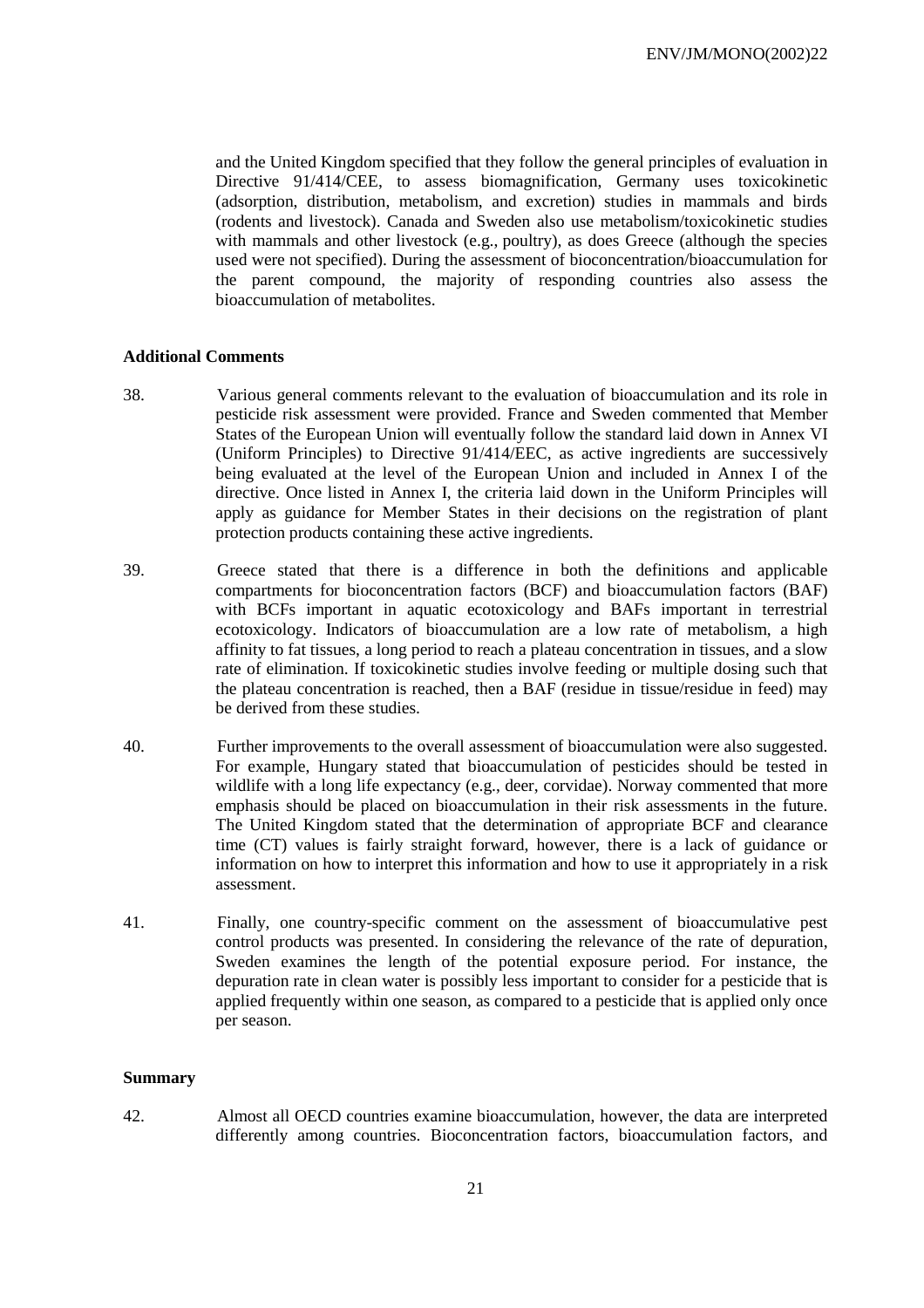and the United Kingdom specified that they follow the general principles of evaluation in Directive 91/414/CEE, to assess biomagnification, Germany uses toxicokinetic (adsorption, distribution, metabolism, and excretion) studies in mammals and birds (rodents and livestock). Canada and Sweden also use metabolism/toxicokinetic studies with mammals and other livestock (e.g., poultry), as does Greece (although the species used were not specified). During the assessment of bioconcentration/bioaccumulation for the parent compound, the majority of responding countries also assess the bioaccumulation of metabolites.

### Additional Comments

38. Various general comments relevant to the evaluation of bioaccumulation and its role in pesticide risk assessment were provided. France and Sweden commented that Member States of the European Union will eventually follow the standard laid down in Annex VI (Uniform Principles) to Directive 91/414/EEC, as active ingredients are successively being evaluated at the level of the European Union and included in Annex I of the directive. Once listed in Annex I, the criteria laid down in the Uniform Principles will apply as guidance for Member States in their decisions on the registration of plant protection products containing these active ingredients.

39. Greece stated that there is a difference in both the definitions and applicable compartments for bioconcentration factors (BCF) and bioaccumulation factors (BAF) with BCFs important in aquatic ecotoxicology and BAFs important in terrestrial ecotoxicology. Indicators of bioaccumulation are a low rate of metabolism, a high affinity to fat tissues, a long period to reach a plateau concentration in tissues, and a slow rate of elimination. If toxicokinetic studies involve feeding or multiple dosing such that the plateau concentration is reached, then a BAF (residue in tissue/residue in feed) may be derived from these studies.

40. Further improvements to the overall assessment of bioaccumulation were also suggested. For example, Hungary stated that bioaccumulation of pesticides should be tested in wildlife with a long life expectancy (e.g., deer, corvidae). Norway commented that more emphasis should be placed on bioaccumulation in their risk assessments in the future. The United Kingdom stated that the determination of appropriate BCF and clearance time (CT) values is fairly straight forward, however, there is a lack of guidance or information on how to interpret this information and how to use it appropriately in a risk assessment.

41. Finally, one country-specific comment on the assessment of bioaccumulative pest control products was presented. In considering the relevance of the rate of depuration, Sweden examines the length of the potential exposure period. For instance, the depuration rate in clean water is possibly less important to consider for a pesticide that is applied frequently within one season, as compared to a pesticide that is applied only once per season.

### Summary

42. Almost all OECD countries examine bioaccumulation, however, the data are interpreted differently among countries. Bioconcentration factors, bioaccumulation factors, and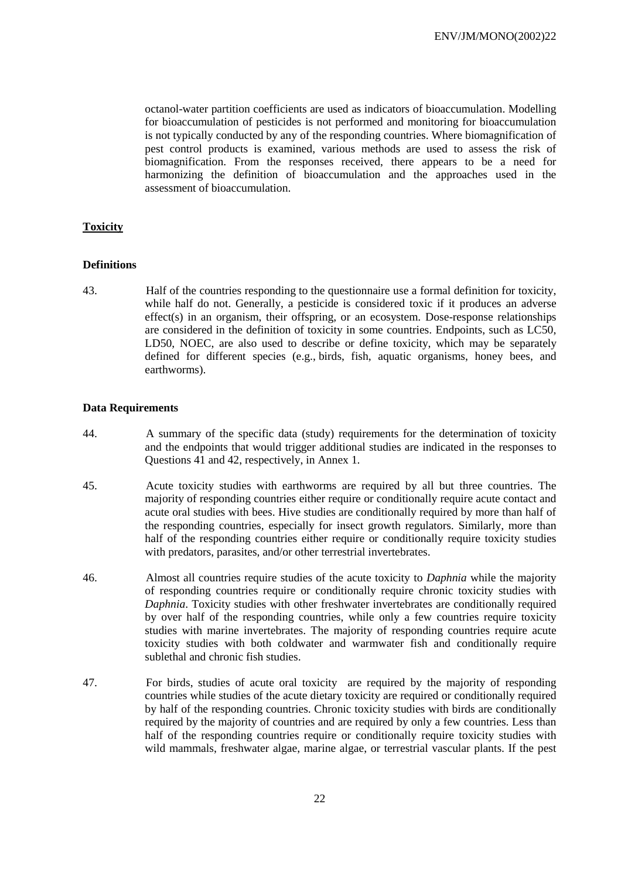octanol-water partition coefficients are used as indicators of bioaccumulation. Modelling for bioaccumulation of pesticides is not performed and monitoring for bioaccumulation is not typically conducted by any of the responding countries. Where biomagnification of pest control products is examined, various methods are used to assess the risk of biomagnification. From the responses received, there appears to be a need for harmonizing the definition of bioaccumulation and the approaches used in the assessment of bioaccumulation.

**Toxicity**

**Definitions**

43. Half of the countries responding to the questionnaire use a formal definition for toxicity, while half do not. Generally, a pesticide is considered toxic if it produces an adverse effect(s) in an organism, their offspring, or an ecosystem. Dose-response relationships are considered in the definition of toxicity in some countries. Endpoints, such as LC50, LD50, NOEC, are also used to describe or define toxicity, which may be separately defined for different species (e.g., birds, fish, aquatic organisms, honey bees, and earthworms).

**Data Requirements**

44. A summary of the specific data (study) requirements for the determination of toxicity and the endpoints that would trigger additional studies are indicated in the responses to Questions 41 and 42, respectively, in Annex 1.

45. Acute toxicity studies with earthworms are required by all but three countries. The majority of responding countries either require or conditionally require acute contact and acute oral studies with bees. Hive studies are conditionally required by more than half of the responding countries, especially for insect growth regulators. Similarly, more than half of the responding countries either require or conditionally require toxicity studies with predators, parasites, and/or other terrestrial invertebrates.

46. Almost all countries require studies of the acute toxicity to *Daphnia* while the majority of responding countries require or conditionally require chronic toxicity studies with *Daphnia*. Toxicity studies with other freshwater invertebrates are conditionally required by over half of the responding countries, while only a few countries require toxicity studies with marine invertebrates. The majority of responding countries require acute toxicity studies with both coldwater and warmwater fish and conditionally require sublethal and chronic fish studies.

47. For birds, studies of acute oral toxicity are required by the majority of responding countries while studies of the acute dietary toxicity are required or conditionally required by half of the responding countries. Chronic toxicity studies with birds are conditionally required by the majority of countries and are required by only a few countries. Less than half of the responding countries require or conditionally require toxicity studies with wild mammals, freshwater algae, marine algae, or terrestrial vascular plants. If the pest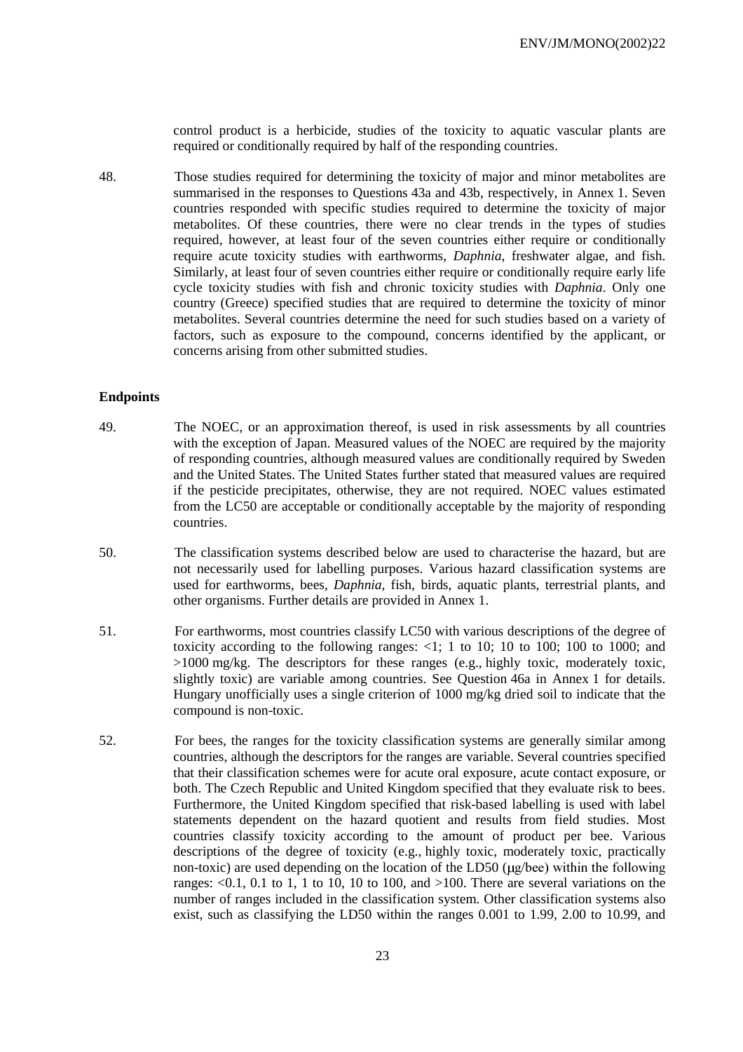control product is a herbicide, studies of the toxicity to aquatic vascular plants are required or conditionally required by half of the responding countries.

48. Those studies required for determining the toxicity of major and minor metabolites are summarised in the responses to Questions 43a and 43b, respectively, in Annex 1. Seven countries responded with specific studies required to determine the toxicity of major metabolites. Of these countries, there were no clear trends in the types of studies required, however, at least four of the seven countries either require or conditionally require acute toxicity studies with earthworms, *Daphnia*, freshwater algae, and fish. Similarly, at least four of seven countries either require or conditionally require early life cycle toxicity studies with fish and chronic toxicity studies with *Daphnia*. Only one country (Greece) specified studies that are required to determine the toxicity of minor metabolites. Several countries determine the need for such studies based on a variety of factors, such as exposure to the compound, concerns identified by the applicant, or concerns arising from other submitted studies.

### Endpoints

49. The NOEC, or an approximation thereof, is used in risk assessments by all countries with the exception of Japan. Measured values of the NOEC are required by the majority of responding countries, although measured values are conditionally required by Sweden and the United States. The United States further stated that measured values are required if the pesticide precipitates, otherwise, they are not required. NOEC values estimated from the LC50 are acceptable or conditionally acceptable by the majority of responding countries.

50. The classification systems described below are used to characterise the hazard, but are not necessarily used for labelling purposes. Various hazard classification systems are used for earthworms, bees, *Daphnia*, fish, birds, aquatic plants, terrestrial plants, and other organisms. Further details are provided in Annex 1.

51. For earthworms, most countries classify LC50 with various descriptions of the degree of toxicity according to the following ranges: <1; 1 to 10; 10 to 100; 100 to 1000; and >1000 mg/kg. The descriptors for these ranges (e.g., highly toxic, moderately toxic, slightly toxic) are variable among countries. See Question 46a in Annex 1 for details. Hungary unofficially uses a single criterion of 1000 mg/kg dried soil to indicate that the compound is non-toxic.

52. For bees, the ranges for the toxicity classification systems are generally similar among countries, although the descriptors for the ranges are variable. Several countries specified that their classification schemes were for acute oral exposure, acute contact exposure, or both. The Czech Republic and United Kingdom specified that they evaluate risk to bees. Furthermore, the United Kingdom specified that risk-based labelling is used with label statements dependent on the hazard quotient and results from field studies. Most countries classify toxicity according to the amount of product per bee. Various descriptions of the degree of toxicity (e.g., highly toxic, moderately toxic, practically non-toxic) are used depending on the location of the LD50 (μg/bee) within the following ranges: <0.1, 0.1 to 1, 1 to 10, 10 to 100, and >100. There are several variations on the number of ranges included in the classification system. Other classification systems also exist, such as classifying the LD50 within the ranges 0.001 to 1.99, 2.00 to 10.99, and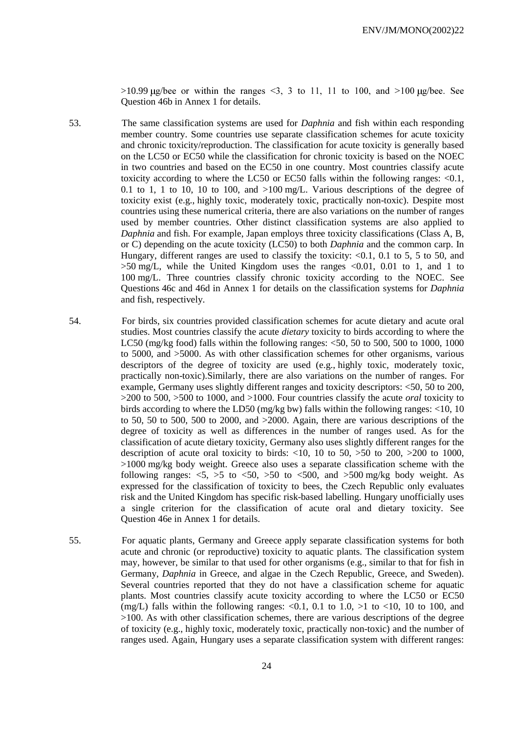>10.99 μg/bee or within the ranges <3, 3 to 11, 11 to 100, and >100 μg/bee. See Question 46b in Annex 1 for details.

53. The same classification systems are used for *Daphnia* and fish within each responding member country. Some countries use separate classification schemes for acute toxicity and chronic toxicity/reproduction. The classification for acute toxicity is generally based on the LC50 or EC50 while the classification for chronic toxicity is based on the NOEC in two countries and based on the EC50 in one country. Most countries classify acute toxicity according to where the LC50 or EC50 falls within the following ranges: <0.1, 0.1 to 1, 1 to 10, 10 to 100, and >100 mg/L. Various descriptions of the degree of toxicity exist (e.g., highly toxic, moderately toxic, practically non-toxic). Despite most countries using these numerical criteria, there are also variations on the number of ranges used by member countries. Other distinct classification systems are also applied to *Daphnia* and fish. For example, Japan employs three toxicity classifications (Class A, B, or C) depending on the acute toxicity (LC50) to both *Daphnia* and the common carp. In Hungary, different ranges are used to classify the toxicity: <0.1, 0.1 to 5, 5 to 50, and >50 mg/L, while the United Kingdom uses the ranges <0.01, 0.01 to 1, and 1 to 100 mg/L. Three countries classify chronic toxicity according to the NOEC. See Questions 46c and 46d in Annex 1 for details on the classification systems for *Daphnia* and fish, respectively.

54. For birds, six countries provided classification schemes for acute dietary and acute oral studies. Most countries classify the acute *dietary* toxicity to birds according to where the LC50 (mg/kg food) falls within the following ranges: <50, 50 to 500, 500 to 1000, 1000 to 5000, and >5000. As with other classification schemes for other organisms, various descriptors of the degree of toxicity are used (e.g., highly toxic, moderately toxic, practically non-toxic).Similarly, there are also variations on the number of ranges. For example, Germany uses slightly different ranges and toxicity descriptors: <50, 50 to 200, >200 to 500, >500 to 1000, and >1000. Four countries classify the acute *oral* toxicity to birds according to where the LD50 (mg/kg bw) falls within the following ranges: <10, 10 to 50, 50 to 500, 500 to 2000, and >2000. Again, there are various descriptions of the degree of toxicity as well as differences in the number of ranges used. As for the classification of acute dietary toxicity, Germany also uses slightly different ranges for the description of acute oral toxicity to birds: <10, 10 to 50, >50 to 200, >200 to 1000, >1000 mg/kg body weight. Greece also uses a separate classification scheme with the following ranges: <5, >5 to <50, >50 to <500, and >500 mg/kg body weight. As expressed for the classification of toxicity to bees, the Czech Republic only evaluates risk and the United Kingdom has specific risk-based labelling. Hungary unofficially uses a single criterion for the classification of acute oral and dietary toxicity. See Question 46e in Annex 1 for details.

55. For aquatic plants, Germany and Greece apply separate classification systems for both acute and chronic (or reproductive) toxicity to aquatic plants. The classification system may, however, be similar to that used for other organisms (e.g., similar to that for fish in Germany, *Daphnia* in Greece, and algae in the Czech Republic, Greece, and Sweden). Several countries reported that they do not have a classification scheme for aquatic plants. Most countries classify acute toxicity according to where the LC50 or EC50 (mg/L) falls within the following ranges: <0.1, 0.1 to 1.0, >1 to <10, 10 to 100, and >100. As with other classification schemes, there are various descriptions of the degree of toxicity (e.g., highly toxic, moderately toxic, practically non-toxic) and the number of ranges used. Again, Hungary uses a separate classification system with different ranges: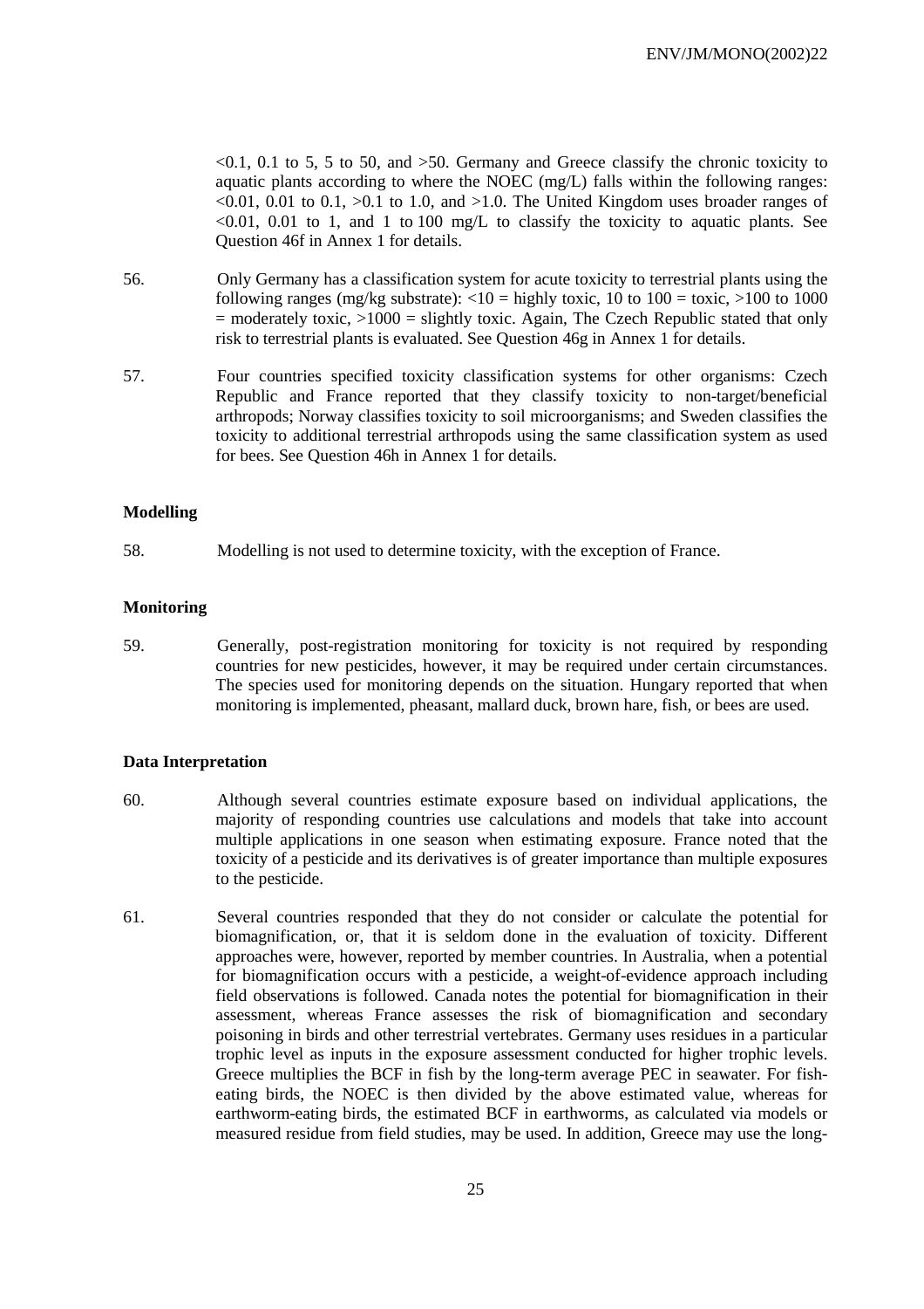<0.1, 0.1 to 5, 5 to 50, and >50. Germany and Greece classify the chronic toxicity to aquatic plants according to where the NOEC (mg/L) falls within the following ranges: <0.01, 0.01 to 0.1, >0.1 to 1.0, and >1.0. The United Kingdom uses broader ranges of <0.01, 0.01 to 1, and 1 to 100 mg/L to classify the toxicity to aquatic plants. See Question 46f in Annex 1 for details.

56. Only Germany has a classification system for acute toxicity to terrestrial plants using the following ranges (mg/kg substrate): <10 = highly toxic, 10 to 100 = toxic, >100 to 1000 = moderately toxic, >1000 = slightly toxic. Again, The Czech Republic stated that only risk to terrestrial plants is evaluated. See Question 46g in Annex 1 for details.

57. Four countries specified toxicity classification systems for other organisms: Czech Republic and France reported that they classify toxicity to non-target/beneficial arthropods; Norway classifies toxicity to soil microorganisms; and Sweden classifies the toxicity to additional terrestrial arthropods using the same classification system as used for bees. See Question 46h in Annex 1 for details.

**Modelling**

58. Modelling is not used to determine toxicity, with the exception of France.

**Monitoring**

59. Generally, post-registration monitoring for toxicity is not required by responding countries for new pesticides, however, it may be required under certain circumstances. The species used for monitoring depends on the situation. Hungary reported that when monitoring is implemented, pheasant, mallard duck, brown hare, fish, or bees are used.

**Data Interpretation**

60. Although several countries estimate exposure based on individual applications, the majority of responding countries use calculations and models that take into account multiple applications in one season when estimating exposure. France noted that the toxicity of a pesticide and its derivatives is of greater importance than multiple exposures to the pesticide.

61. Several countries responded that they do not consider or calculate the potential for biomagnification, or, that it is seldom done in the evaluation of toxicity. Different approaches were, however, reported by member countries. In Australia, when a potential for biomagnification occurs with a pesticide, a weight-of-evidence approach including field observations is followed. Canada notes the potential for biomagnification in their assessment, whereas France assesses the risk of biomagnification and secondary poisoning in birds and other terrestrial vertebrates. Germany uses residues in a particular trophic level as inputs in the exposure assessment conducted for higher trophic levels. Greece multiplies the BCF in fish by the long-term average PEC in seawater. For fish-eating birds, the NOEC is then divided by the above estimated value, whereas for earthworm-eating birds, the estimated BCF in earthworms, as calculated via models or measured residue from field studies, may be used. In addition, Greece may use the long-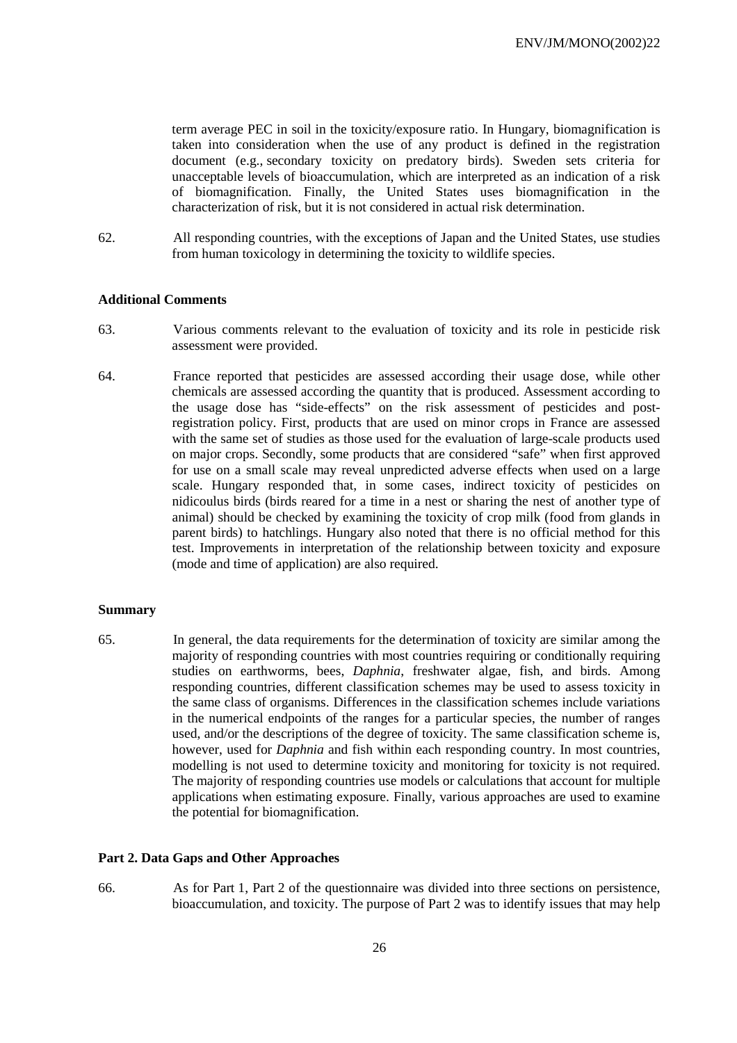term average PEC in soil in the toxicity/exposure ratio. In Hungary, biomagnification is taken into consideration when the use of any product is defined in the registration document (e.g., secondary toxicity on predatory birds). Sweden sets criteria for unacceptable levels of bioaccumulation, which are interpreted as an indication of a risk of biomagnification. Finally, the United States uses biomagnification in the characterization of risk, but it is not considered in actual risk determination.

62. All responding countries, with the exceptions of Japan and the United States, use studies from human toxicology in determining the toxicity to wildlife species.

**Additional Comments**

63. Various comments relevant to the evaluation of toxicity and its role in pesticide risk assessment were provided.

64. France reported that pesticides are assessed according their usage dose, while other chemicals are assessed according the quantity that is produced. Assessment according to the usage dose has "side-effects" on the risk assessment of pesticides and post-registration policy. First, products that are used on minor crops in France are assessed with the same set of studies as those used for the evaluation of large-scale products used on major crops. Secondly, some products that are considered "safe" when first approved for use on a small scale may reveal unpredicted adverse effects when used on a large scale. Hungary responded that, in some cases, indirect toxicity of pesticides on nidicoulus birds (birds reared for a time in a nest or sharing the nest of another type of animal) should be checked by examining the toxicity of crop milk (food from glands in parent birds) to hatchlings. Hungary also noted that there is no official method for this test. Improvements in interpretation of the relationship between toxicity and exposure (mode and time of application) are also required.

**Summary**

65. In general, the data requirements for the determination of toxicity are similar among the majority of responding countries with most countries requiring or conditionally requiring studies on earthworms, bees, *Daphnia*, freshwater algae, fish, and birds. Among responding countries, different classification schemes may be used to assess toxicity in the same class of organisms. Differences in the classification schemes include variations in the numerical endpoints of the ranges for a particular species, the number of ranges used, and/or the descriptions of the degree of toxicity. The same classification scheme is, however, used for *Daphnia* and fish within each responding country. In most countries, modelling is not used to determine toxicity and monitoring for toxicity is not required. The majority of responding countries use models or calculations that account for multiple applications when estimating exposure. Finally, various approaches are used to examine the potential for biomagnification.

**Part 2. Data Gaps and Other Approaches**

66. As for Part 1, Part 2 of the questionnaire was divided into three sections on persistence, bioaccumulation, and toxicity. The purpose of Part 2 was to identify issues that may help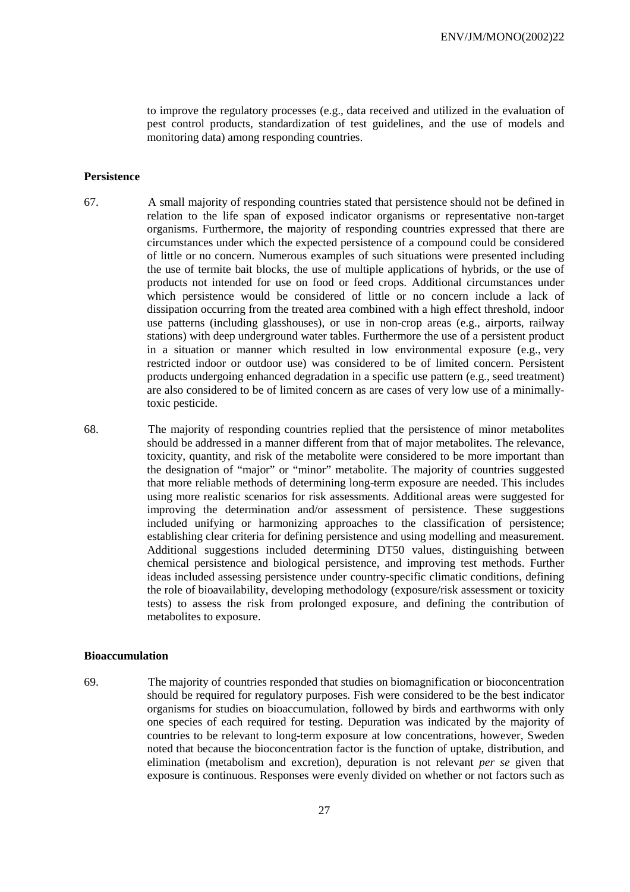to improve the regulatory processes (e.g., data received and utilized in the evaluation of pest control products, standardization of test guidelines, and the use of models and monitoring data) among responding countries.

**Persistence**

67. A small majority of responding countries stated that persistence should not be defined in relation to the life span of exposed indicator organisms or representative non-target organisms. Furthermore, the majority of responding countries expressed that there are circumstances under which the expected persistence of a compound could be considered of little or no concern. Numerous examples of such situations were presented including the use of termite bait blocks, the use of multiple applications of hybrids, or the use of products not intended for use on food or feed crops. Additional circumstances under which persistence would be considered of little or no concern include a lack of dissipation occurring from the treated area combined with a high effect threshold, indoor use patterns (including glasshouses), or use in non-crop areas (e.g., airports, railway stations) with deep underground water tables. Furthermore the use of a persistent product in a situation or manner which resulted in low environmental exposure (e.g., very restricted indoor or outdoor use) was considered to be of limited concern. Persistent products undergoing enhanced degradation in a specific use pattern (e.g., seed treatment) are also considered to be of limited concern as are cases of very low use of a minimally-toxic pesticide.

68. The majority of responding countries replied that the persistence of minor metabolites should be addressed in a manner different from that of major metabolites. The relevance, toxicity, quantity, and risk of the metabolite were considered to be more important than the designation of "major" or "minor" metabolite. The majority of countries suggested that more reliable methods of determining long-term exposure are needed. This includes using more realistic scenarios for risk assessments. Additional areas were suggested for improving the determination and/or assessment of persistence. These suggestions included unifying or harmonizing approaches to the classification of persistence; establishing clear criteria for defining persistence and using modelling and measurement. Additional suggestions included determining DT50 values, distinguishing between chemical persistence and biological persistence, and improving test methods. Further ideas included assessing persistence under country-specific climatic conditions, defining the role of bioavailability, developing methodology (exposure/risk assessment or toxicity tests) to assess the risk from prolonged exposure, and defining the contribution of metabolites to exposure.

**Bioaccumulation**

69. The majority of countries responded that studies on biomagnification or bioconcentration should be required for regulatory purposes. Fish were considered to be the best indicator organisms for studies on bioaccumulation, followed by birds and earthworms with only one species of each required for testing. Depuration was indicated by the majority of countries to be relevant to long-term exposure at low concentrations, however, Sweden noted that because the bioconcentration factor is the function of uptake, distribution, and elimination (metabolism and excretion), depuration is not relevant *per se* given that exposure is continuous. Responses were evenly divided on whether or not factors such as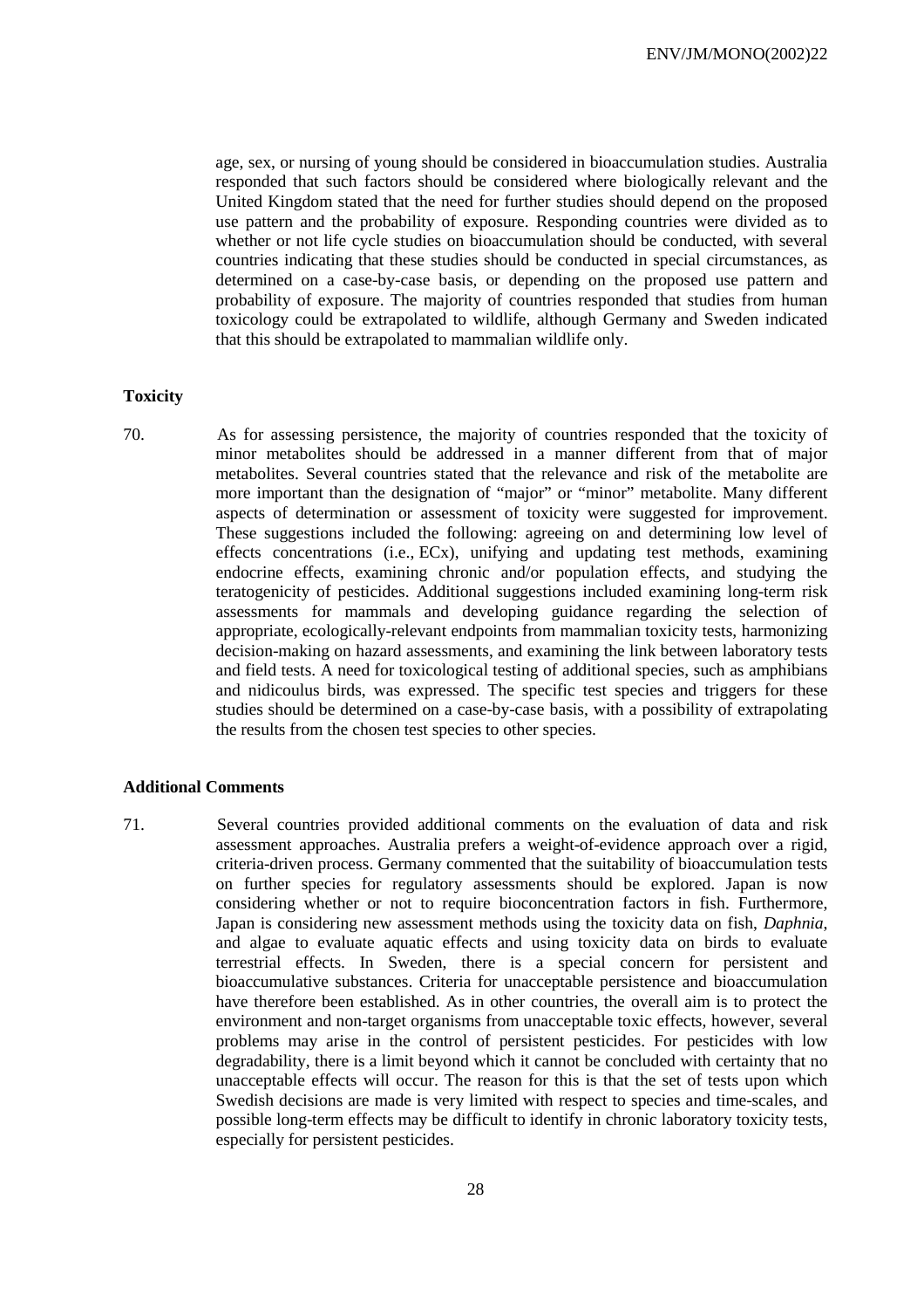age, sex, or nursing of young should be considered in bioaccumulation studies. Australia responded that such factors should be considered where biologically relevant and the United Kingdom stated that the need for further studies should depend on the proposed use pattern and the probability of exposure. Responding countries were divided as to whether or not life cycle studies on bioaccumulation should be conducted, with several countries indicating that these studies should be conducted in special circumstances, as determined on a case-by-case basis, or depending on the proposed use pattern and probability of exposure. The majority of countries responded that studies from human toxicology could be extrapolated to wildlife, although Germany and Sweden indicated that this should be extrapolated to mammalian wildlife only.

### Toxicity

70. As for assessing persistence, the majority of countries responded that the toxicity of minor metabolites should be addressed in a manner different from that of major metabolites. Several countries stated that the relevance and risk of the metabolite are more important than the designation of "major" or "minor" metabolite. Many different aspects of determination or assessment of toxicity were suggested for improvement. These suggestions included the following: agreeing on and determining low level of effects concentrations (i.e., ECx), unifying and updating test methods, examining endocrine effects, examining chronic and/or population effects, and studying the teratogenicity of pesticides. Additional suggestions included examining long-term risk assessments for mammals and developing guidance regarding the selection of appropriate, ecologically-relevant endpoints from mammalian toxicity tests, harmonizing decision-making on hazard assessments, and examining the link between laboratory tests and field tests. A need for toxicological testing of additional species, such as amphibians and nidicoulus birds, was expressed. The specific test species and triggers for these studies should be determined on a case-by-case basis, with a possibility of extrapolating the results from the chosen test species to other species.

### Additional Comments

71. Several countries provided additional comments on the evaluation of data and risk assessment approaches. Australia prefers a weight-of-evidence approach over a rigid, criteria-driven process. Germany commented that the suitability of bioaccumulation tests on further species for regulatory assessments should be explored. Japan is now considering whether or not to require bioconcentration factors in fish. Furthermore, Japan is considering new assessment methods using the toxicity data on fish, *Daphnia*, and algae to evaluate aquatic effects and using toxicity data on birds to evaluate terrestrial effects. In Sweden, there is a special concern for persistent and bioaccumulative substances. Criteria for unacceptable persistence and bioaccumulation have therefore been established. As in other countries, the overall aim is to protect the environment and non-target organisms from unacceptable toxic effects, however, several problems may arise in the control of persistent pesticides. For pesticides with low degradability, there is a limit beyond which it cannot be concluded with certainty that no unacceptable effects will occur. The reason for this is that the set of tests upon which Swedish decisions are made is very limited with respect to species and time-scales, and possible long-term effects may be difficult to identify in chronic laboratory toxicity tests, especially for persistent pesticides.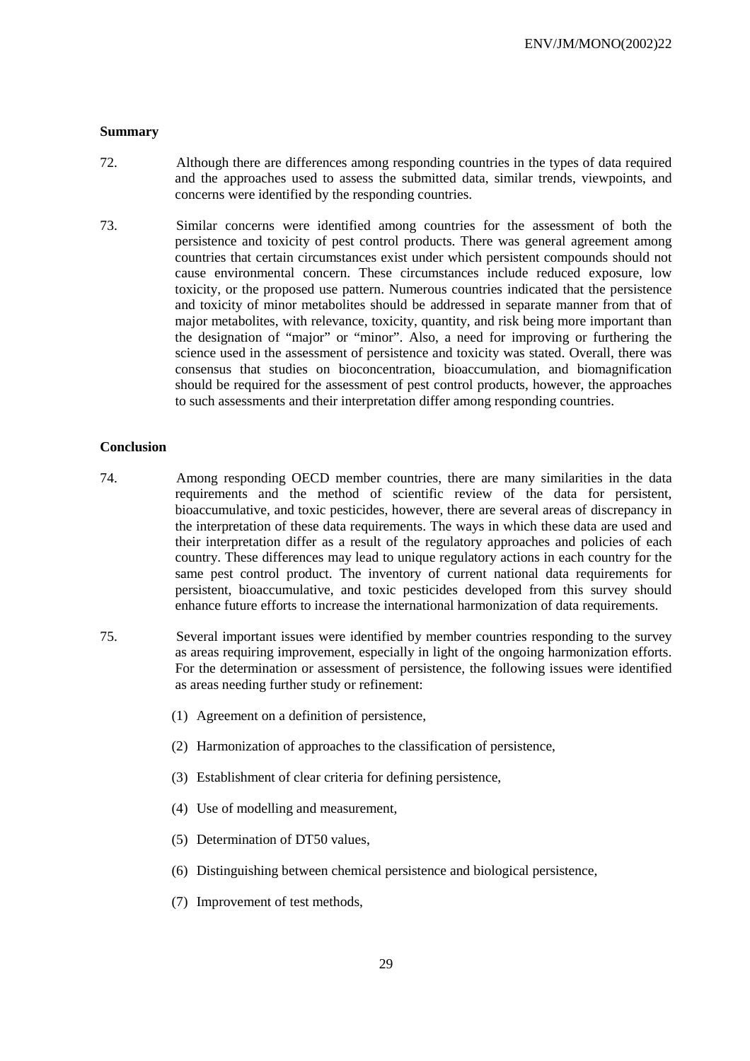**Summary**

72. Although there are differences among responding countries in the types of data required and the approaches used to assess the submitted data, similar trends, viewpoints, and concerns were identified by the responding countries.

73. Similar concerns were identified among countries for the assessment of both the persistence and toxicity of pest control products. There was general agreement among countries that certain circumstances exist under which persistent compounds should not cause environmental concern. These circumstances include reduced exposure, low toxicity, or the proposed use pattern. Numerous countries indicated that the persistence and toxicity of minor metabolites should be addressed in separate manner from that of major metabolites, with relevance, toxicity, quantity, and risk being more important than the designation of "major" or "minor". Also, a need for improving or furthering the science used in the assessment of persistence and toxicity was stated. Overall, there was consensus that studies on bioconcentration, bioaccumulation, and biomagnification should be required for the assessment of pest control products, however, the approaches to such assessments and their interpretation differ among responding countries.

**Conclusion**

74. Among responding OECD member countries, there are many similarities in the data requirements and the method of scientific review of the data for persistent, bioaccumulative, and toxic pesticides, however, there are several areas of discrepancy in the interpretation of these data requirements. The ways in which these data are used and their interpretation differ as a result of the regulatory approaches and policies of each country. These differences may lead to unique regulatory actions in each country for the same pest control product. The inventory of current national data requirements for persistent, bioaccumulative, and toxic pesticides developed from this survey should enhance future efforts to increase the international harmonization of data requirements.

75. Several important issues were identified by member countries responding to the survey as areas requiring improvement, especially in light of the ongoing harmonization efforts. For the determination or assessment of persistence, the following issues were identified as areas needing further study or refinement:

(1) Agreement on a definition of persistence,

(2) Harmonization of approaches to the classification of persistence,

(3) Establishment of clear criteria for defining persistence,

(4) Use of modelling and measurement,

(5) Determination of DT50 values,

(6) Distinguishing between chemical persistence and biological persistence,

(7) Improvement of test methods,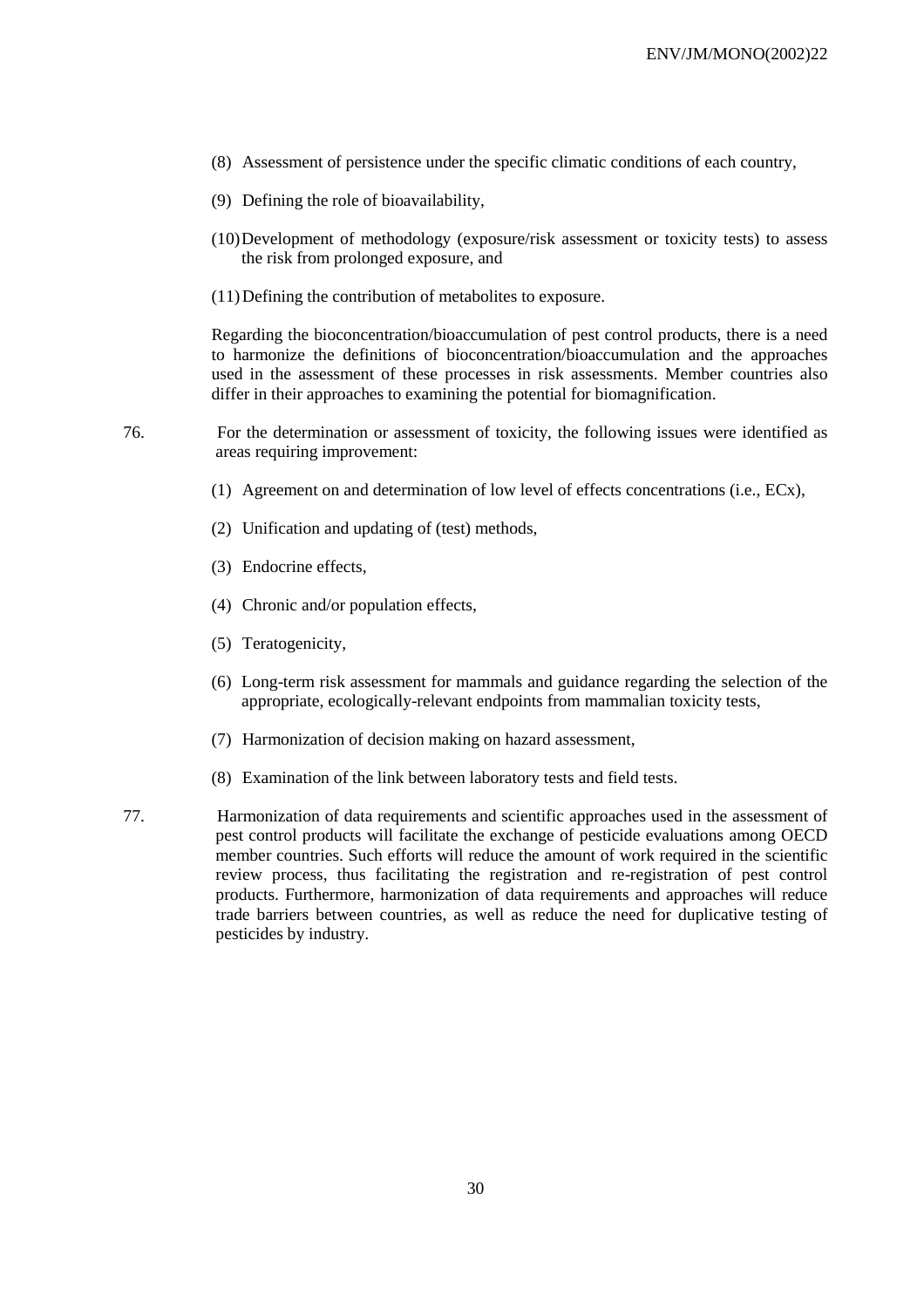(8) Assessment of persistence under the specific climatic conditions of each country,

(9) Defining the role of bioavailability,

(10) Development of methodology (exposure/risk assessment or toxicity tests) to assess the risk from prolonged exposure, and

(11) Defining the contribution of metabolites to exposure.

Regarding the bioconcentration/bioaccumulation of pest control products, there is a need to harmonize the definitions of bioconcentration/bioaccumulation and the approaches used in the assessment of these processes in risk assessments. Member countries also differ in their approaches to examining the potential for biomagnification.

76. For the determination or assessment of toxicity, the following issues were identified as areas requiring improvement:

(1) Agreement on and determination of low level of effects concentrations (i.e., ECx),

(2) Unification and updating of (test) methods,

(3) Endocrine effects,

(4) Chronic and/or population effects,

(5) Teratogenicity,

(6) Long-term risk assessment for mammals and guidance regarding the selection of the appropriate, ecologically-relevant endpoints from mammalian toxicity tests,

(7) Harmonization of decision making on hazard assessment,

(8) Examination of the link between laboratory tests and field tests.

77. Harmonization of data requirements and scientific approaches used in the assessment of pest control products will facilitate the exchange of pesticide evaluations among OECD member countries. Such efforts will reduce the amount of work required in the scientific review process, thus facilitating the registration and re-registration of pest control products. Furthermore, harmonization of data requirements and approaches will reduce trade barriers between countries, as well as reduce the need for duplicative testing of pesticides by industry.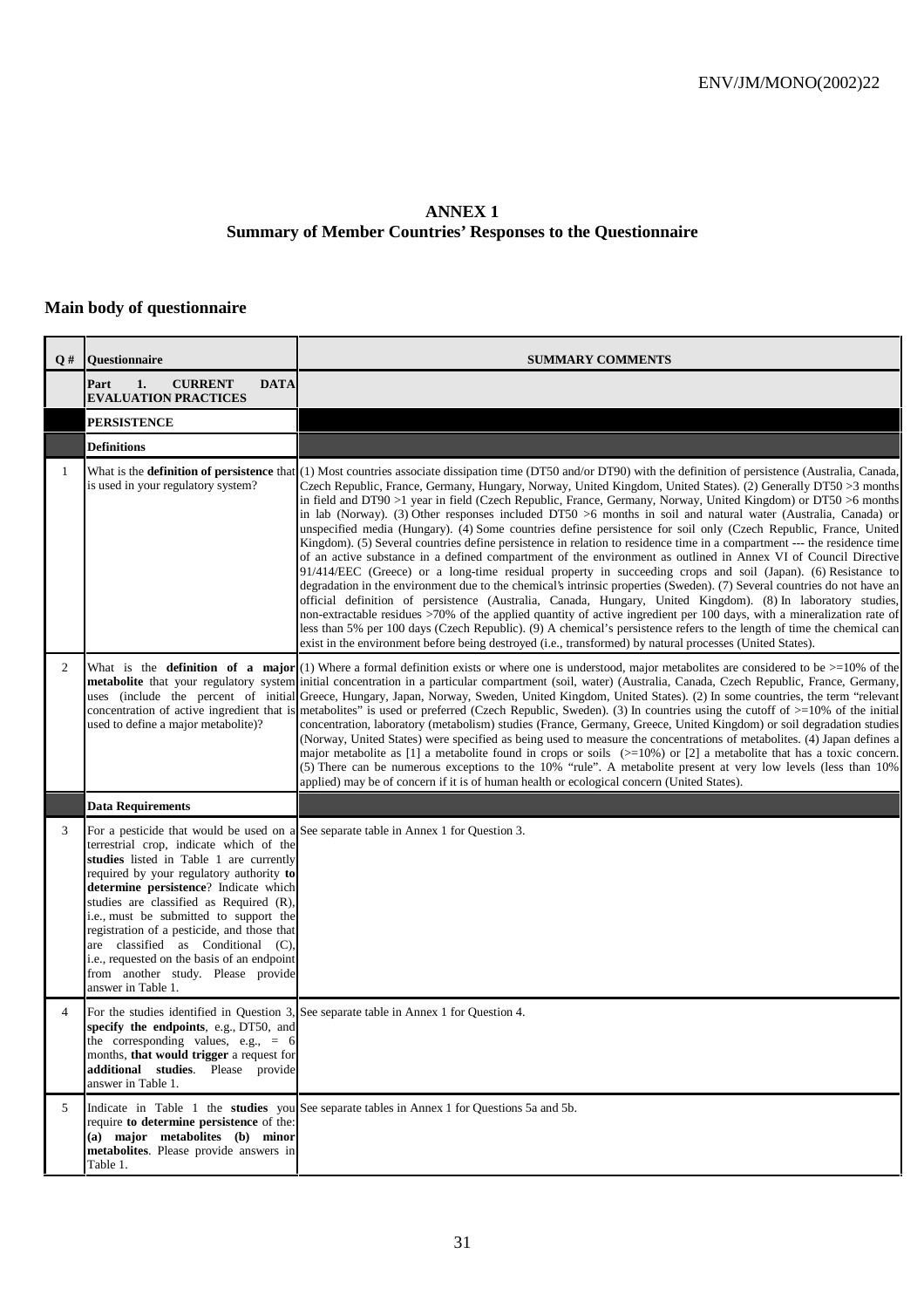# ANNEX 1
## Summary of Member Countries' Responses to the Questionnaire

### Main body of questionnaire

| Q # | Questionnaire | SUMMARY COMMENTS |
|---|---|---|
| | **Part 1. CURRENT DATA EVALUATION PRACTICES** | |
| | **PERSISTENCE** | |
| | **Definitions** | |
| 1 | What is the **definition of persistence** that is used in your regulatory system? | (1) Most countries associate dissipation time (DT50 and/or DT90) with the definition of persistence (Australia, Canada, Czech Republic, France, Germany, Hungary, Norway, United Kingdom, United States). (2) Generally DT50 >3 months in field and DT90 >1 year in field (Czech Republic, France, Germany, Norway, United Kingdom) or DT50 >6 months in lab (Norway). (3) Other responses included DT50 >6 months in soil and natural water (Australia, Canada) or unspecified media (Hungary). (4) Some countries define persistence for soil only (Czech Republic, France, United Kingdom). (5) Several countries define persistence in relation to residence time in a compartment --- the residence time of an active substance in a defined compartment of the environment as outlined in Annex VI of Council Directive 91/414/EEC (Greece) or a long-time residual property in succeeding crops and soil (Japan). (6) Resistance to degradation in the environment due to the chemical's intrinsic properties (Sweden). (7) Several countries do not have an official definition of persistence (Australia, Canada, Hungary, United Kingdom). (8) In laboratory studies, non-extractable residues >70% of the applied quantity of active ingredient per 100 days, with a mineralization rate of less than 5% per 100 days (Czech Republic). (9) A chemical's persistence refers to the length of time the chemical can exist in the environment before being destroyed (i.e., transformed) by natural processes (United States). |
| 2 | What is the **definition of a major metabolite** that your regulatory system uses (include the percent of initial concentration of active ingredient that is used to define a major metabolite)? | (1) Where a formal definition exists or where one is understood, major metabolites are considered to be >=10% of the initial concentration in a particular compartment (soil, water) (Australia, Canada, Czech Republic, France, Germany, Greece, Hungary, Japan, Norway, Sweden, United Kingdom, United States). (2) In some countries, the term "relevant metabolites" is used or preferred (Czech Republic, Sweden). (3) In countries using the cutoff of >=10% of the initial concentration, laboratory (metabolism) studies (France, Germany, Greece, United Kingdom) or soil degradation studies (Norway, United States) were specified as being used to measure the concentrations of metabolites. (4) Japan defines a major metabolite as [1] a metabolite found in crops or soils (>=10%) or [2] a metabolite that has a toxic concern. (5) There can be numerous exceptions to the 10% "rule". A metabolite present at very low levels (less than 10% applied) may be of concern if it is of human health or ecological concern (United States). |
| | **Data Requirements** | |
| 3 | For a pesticide that would be used on a terrestrial crop, indicate which of the **studies** listed in Table 1 are currently required by your regulatory authority **to determine persistence**? Indicate which studies are classified as Required (R), i.e., must be submitted to support the registration of a pesticide, and those that are classified as Conditional (C), i.e., requested on the basis of an endpoint from another study. Please provide answer in Table 1. | See separate table in Annex 1 for Question 3. |
| 4 | For the studies identified in Question 3, **specify the endpoints**, e.g., DT50, and the corresponding values, e.g., = 6 months, **that would trigger** a request for **additional studies**. Please provide answer in Table 1. | See separate table in Annex 1 for Question 4. |
| 5 | Indicate in Table 1 the **studies** you require **to determine persistence** of the: **(a) major metabolites (b) minor metabolites**. Please provide answers in Table 1. | See separate tables in Annex 1 for Questions 5a and 5b. |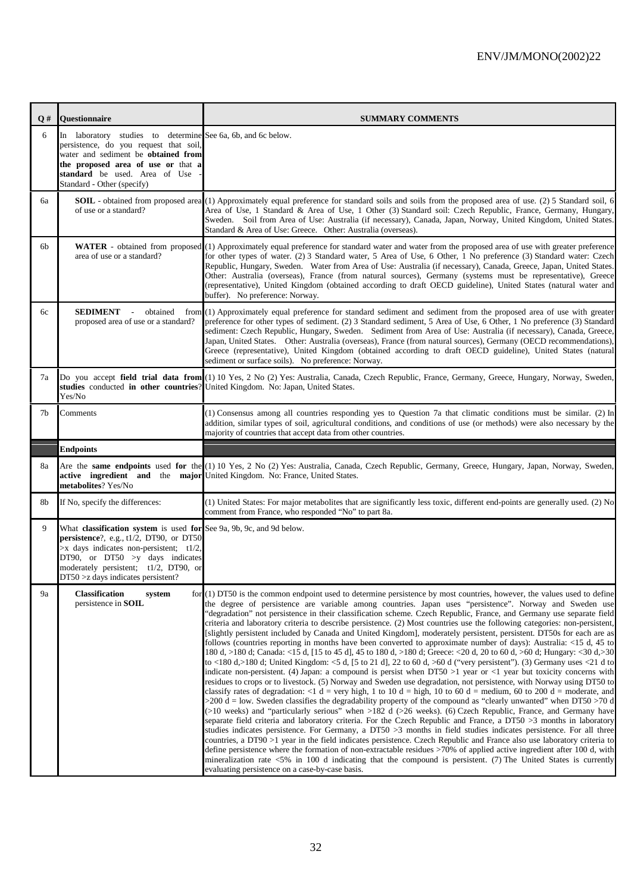| Q # | Questionnaire | SUMMARY COMMENTS |
|---|---|---|
| 6 | In laboratory studies to determine persistence, do you request that soil, water and sediment be **obtained from the proposed area of use or** that **a standard** be used. Area of Use - Standard - Other (specify) | See 6a, 6b, and 6c below. |
| 6a | **SOIL** - obtained from proposed area of use or a standard? | (1) Approximately equal preference for standard soils and soils from the proposed area of use. (2) 5 Standard soil, 6 Area of Use, 1 Standard & Area of Use, 1 Other (3) Standard soil: Czech Republic, France, Germany, Hungary, Sweden. Soil from Area of Use: Australia (if necessary), Canada, Japan, Norway, United Kingdom, United States. Standard & Area of Use: Greece. Other: Australia (overseas). |
| 6b | **WATER** - obtained from proposed area of use or a standard? | (1) Approximately equal preference for standard water and water from the proposed area of use with greater preference for other types of water. (2) 3 Standard water, 5 Area of Use, 6 Other, 1 No preference (3) Standard water: Czech Republic, Hungary, Sweden. Water from Area of Use: Australia (if necessary), Canada, Greece, Japan, United States. Other: Australia (overseas), France (from natural sources), Germany (systems must be representative), Greece (representative), United Kingdom (obtained according to draft OECD guideline), United States (natural water and buffer). No preference: Norway. |
| 6c | **SEDIMENT** - obtained from proposed area of use or a standard? | (1) Approximately equal preference for standard sediment and sediment from the proposed area of use with greater preference for other types of sediment. (2) 3 Standard sediment, 5 Area of Use, 6 Other, 1 No preference (3) Standard sediment: Czech Republic, Hungary, Sweden. Sediment from Area of Use: Australia (if necessary), Canada, Greece, Japan, United States. Other: Australia (overseas), France (from natural sources), Germany (OECD recommendations), Greece (representative), United Kingdom (obtained according to draft OECD guideline), United States (natural sediment or surface soils). No preference: Norway. |
| 7a | Do you accept **field trial data from studies** conducted **in other countries**? Yes/No | (1) 10 Yes, 2 No (2) Yes: Australia, Canada, Czech Republic, France, Germany, Greece, Hungary, Norway, Sweden, United Kingdom. No: Japan, United States. |
| 7b | Comments | (1) Consensus among all countries responding yes to Question 7a that climatic conditions must be similar. (2) In addition, similar types of soil, agricultural conditions, and conditions of use (or methods) were also necessary by the majority of countries that accept data from other countries. |
| | **Endpoints** | |
| 8a | Are the **same endpoints** used **for** the **active ingredient and** the **major metabolites**? Yes/No | (1) 10 Yes, 2 No (2) Yes: Australia, Canada, Czech Republic, Germany, Greece, Hungary, Japan, Norway, Sweden, United Kingdom. No: France, United States. |
| 8b | If No, specify the differences: | (1) United States: For major metabolites that are significantly less toxic, different end-points are generally used. (2) No comment from France, who responded "No" to part 8a. |
| 9 | What **classification system** is used **for persistence**?, e.g., t1/2, DT90, or DT50 >x days indicates non-persistent; t1/2, DT90, or DT50 >y days indicates moderately persistent; t1/2, DT90, or DT50 >z days indicates persistent? | See 9a, 9b, 9c, and 9d below. |
| 9a | **Classification system** for persistence in **SOIL** | (1) DT50 is the common endpoint used to determine persistence by most countries, however, the values used to define the degree of persistence are variable among countries. Japan uses "persistence". Norway and Sweden use "degradation" not persistence in their classification scheme. Czech Republic, France, and Germany use separate field criteria and laboratory criteria to describe persistence. (2) Most countries use the following categories: non-persistent, [slightly persistent included by Canada and United Kingdom], moderately persistent, persistent. DT50s for each are as follows (countries reporting in months have been converted to approximate number of days): Australia: <15 d, 45 to 180 d, >180 d; Canada: <15 d, [15 to 45 d], 45 to 180 d, >180 d; Greece: <20 d, 20 to 60 d, >60 d; Hungary: <30 d,>30 to <180 d,>180 d; United Kingdom: <5 d, [5 to 21 d], 22 to 60 d, >60 d ("very persistent"). (3) Germany uses <21 d to indicate non-persistent. (4) Japan: a compound is persist when DT50 >1 year or <1 year but toxicity concerns with residues to crops or to livestock. (5) Norway and Sweden use degradation, not persistence, with Norway using DT50 to classify rates of degradation: <1 d = very high, 1 to 10 d = high, 10 to 60 d = medium, 60 to 200 d = moderate, and >200 d = low. Sweden classifies the degradability property of the compound as "clearly unwanted" when DT50 >70 d (>10 weeks) and "particularly serious" when >182 d (>26 weeks). (6) Czech Republic, France, and Germany have separate field criteria and laboratory criteria. For the Czech Republic and France, a DT50 >3 months in laboratory studies indicates persistence. For Germany, a DT50 >3 months in field studies indicates persistence. For all three countries, a DT90 >1 year in the field indicates persistence. Czech Republic and France also use laboratory criteria to define persistence where the formation of non-extractable residues >70% of applied active ingredient after 100 d, with mineralization rate <5% in 100 d indicating that the compound is persistent. (7) The United States is currently evaluating persistence on a case-by-case basis. |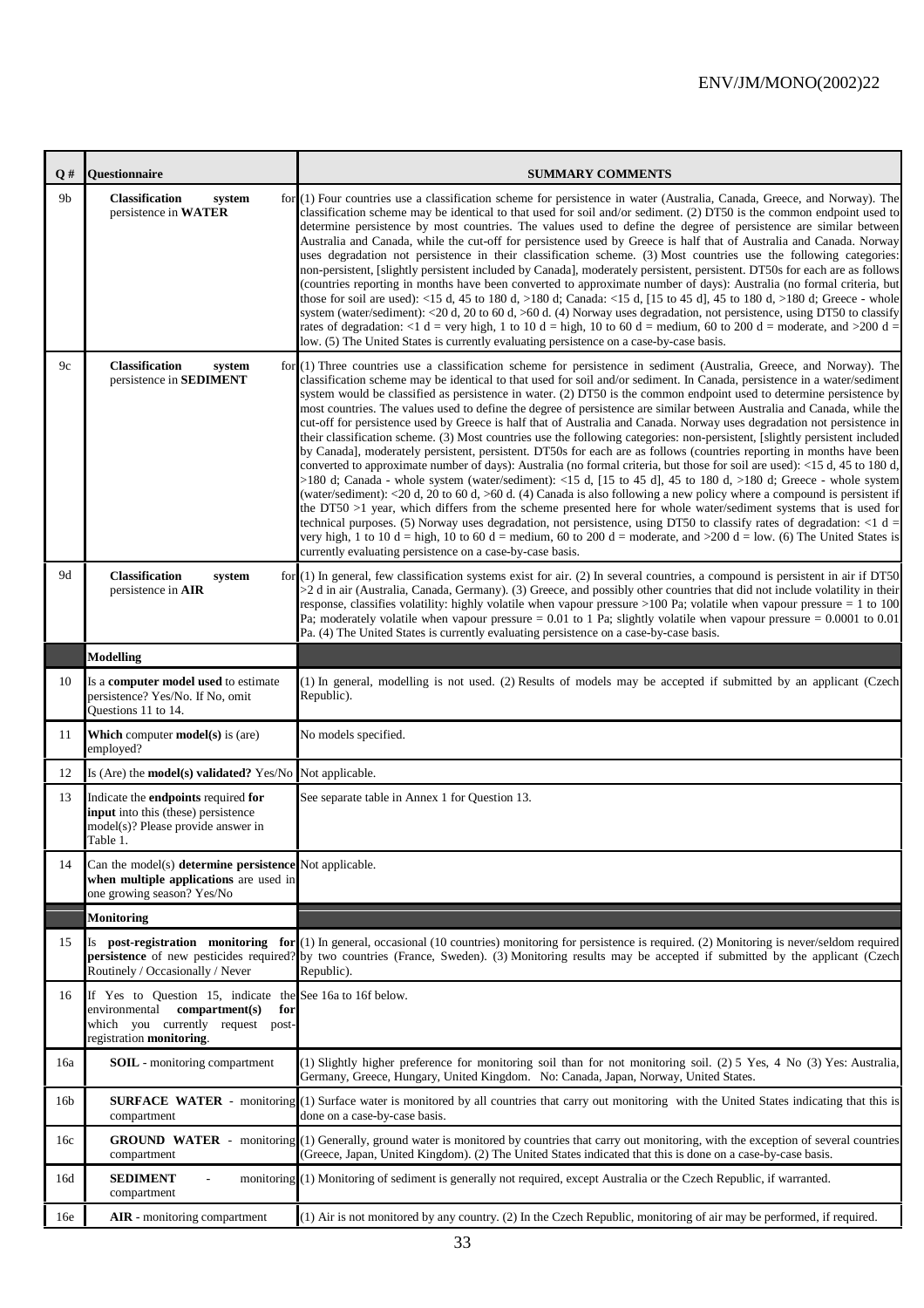| Q # | Questionnaire | SUMMARY COMMENTS |
|---|---|---|
| 9b | **Classification system for persistence in WATER** | (1) Four countries use a classification scheme for persistence in water (Australia, Canada, Greece, and Norway). The classification scheme may be identical to that used for soil and/or sediment. (2) DT50 is the common endpoint used to determine persistence by most countries. The values used to define the degree of persistence are similar between Australia and Canada, while the cut-off for persistence used by Greece is half that of Australia and Canada. Norway uses degradation not persistence in their classification scheme. (3) Most countries use the following categories: non-persistent, [slightly persistent included by Canada], moderately persistent, persistent. DT50s for each are as follows (countries reporting in months have been converted to approximate number of days): Australia (no formal criteria, but those for soil are used): <15 d, 45 to 180 d, >180 d; Canada: <15 d, [15 to 45 d], 45 to 180 d, >180 d; Greece - whole system (water/sediment): <20 d, 20 to 60 d, >60 d. (4) Norway uses degradation, not persistence, using DT50 to classify rates of degradation: <1 d = very high, 1 to 10 d = high, 10 to 60 d = medium, 60 to 200 d = moderate, and >200 d = low. (5) The United States is currently evaluating persistence on a case-by-case basis. |
| 9c | **Classification system for persistence in SEDIMENT** | (1) Three countries use a classification scheme for persistence in sediment (Australia, Greece, and Norway). The classification scheme may be identical to that used for soil and/or sediment. In Canada, persistence in a water/sediment system would be classified as persistence in water. (2) DT50 is the common endpoint used to determine persistence by most countries. The values used to define the degree of persistence are similar between Australia and Canada, while the cut-off for persistence used by Greece is half that of Australia and Canada. Norway uses degradation not persistence in their classification scheme. (3) Most countries use the following categories: non-persistent, [slightly persistent included by Canada], moderately persistent, persistent. DT50s for each are as follows (countries reporting in months have been converted to approximate number of days): Australia (no formal criteria, but those for soil are used): <15 d, 45 to 180 d, >180 d; Canada - whole system (water/sediment): <15 d, [15 to 45 d], 45 to 180 d, >180 d; Greece - whole system (water/sediment): <20 d, 20 to 60 d, >60 d. (4) Canada is also following a new policy where a compound is persistent if the DT50 >1 year, which differs from the scheme presented here for whole water/sediment systems that is used for technical purposes. (5) Norway uses degradation, not persistence, using DT50 to classify rates of degradation: <1 d = very high, 1 to 10 d = high, 10 to 60 d = medium, 60 to 200 d = moderate, and >200 d = low. (6) The United States is currently evaluating persistence on a case-by-case basis. |
| 9d | **Classification system for persistence in AIR** | (1) In general, few classification systems exist for air. (2) In several countries, a compound is persistent in air if DT50 >2 d in air (Australia, Canada, Germany). (3) Greece, and possibly other countries that did not include volatility in their response, classifies volatility: highly volatile when vapour pressure >100 Pa; volatile when vapour pressure = 1 to 100 Pa; moderately volatile when vapour pressure = 0.01 to 1 Pa; slightly volatile when vapour pressure = 0.0001 to 0.01 Pa. (4) The United States is currently evaluating persistence on a case-by-case basis. |
| | **Modelling** | |
| 10 | Is a **computer model used** to estimate persistence? Yes/No. If No, omit Questions 11 to 14. | (1) In general, modelling is not used. (2) Results of models may be accepted if submitted by an applicant (Czech Republic). |
| 11 | **Which** computer **model(s)** is (are) employed? | No models specified. |
| 12 | Is (Are) the **model(s) validated?** Yes/No | Not applicable. |
| 13 | Indicate the **endpoints** required **for input** into this (these) persistence model(s)? Please provide answer in Table 1. | See separate table in Annex 1 for Question 13. |
| 14 | Can the model(s) **determine persistence when multiple applications** are used in one growing season? Yes/No | Not applicable. |
| | **Monitoring** | |
| 15 | Is **post-registration monitoring for persistence** of new pesticides required? Routinely / Occasionally / Never | (1) In general, occasional (10 countries) monitoring for persistence is required. (2) Monitoring is never/seldom required by two countries (France, Sweden). (3) Monitoring results may be accepted if submitted by the applicant (Czech Republic). |
| 16 | If Yes to Question 15, indicate the environmental **compartment(s)** for which you currently request post-registration **monitoring**. | See 16a to 16f below. |
| 16a | **SOIL** - monitoring compartment | (1) Slightly higher preference for monitoring soil than for not monitoring soil. (2) 5 Yes, 4 No (3) Yes: Australia, Germany, Greece, Hungary, United Kingdom. No: Canada, Japan, Norway, United States. |
| 16b | **SURFACE WATER** - monitoring compartment | (1) Surface water is monitored by all countries that carry out monitoring with the United States indicating that this is done on a case-by-case basis. |
| 16c | **GROUND WATER** - monitoring compartment | (1) Generally, ground water is monitored by countries that carry out monitoring, with the exception of several countries (Greece, Japan, United Kingdom). (2) The United States indicated that this is done on a case-by-case basis. |
| 16d | **SEDIMENT** - monitoring compartment | (1) Monitoring of sediment is generally not required, except Australia or the Czech Republic, if warranted. |
| 16e | **AIR** - monitoring compartment | (1) Air is not monitored by any country. (2) In the Czech Republic, monitoring of air may be performed, if required. |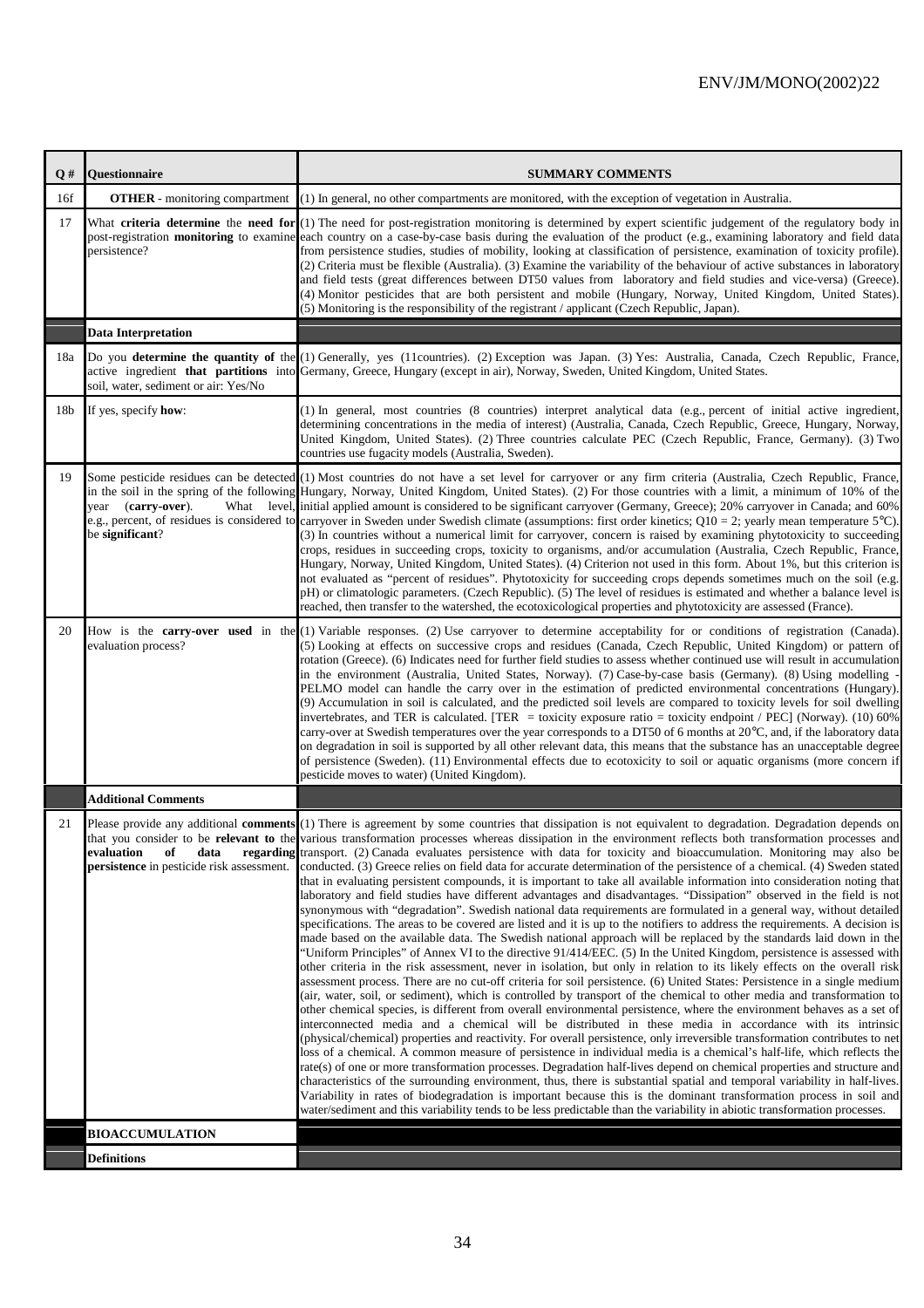| Q # | Questionnaire | SUMMARY COMMENTS |
|---|---|---|
| 16f | **OTHER** - monitoring compartment | (1) In general, no other compartments are monitored, with the exception of vegetation in Australia. |
| 17 | What **criteria determine** the **need for** post-registration **monitoring** to examine persistence? | (1) The need for post-registration monitoring is determined by expert scientific judgement of the regulatory body in each country on a case-by-case basis during the evaluation of the product (e.g., examining laboratory and field data from persistence studies, studies of mobility, looking at classification of persistence, examination of toxicity profile). (2) Criteria must be flexible (Australia). (3) Examine the variability of the behaviour of active substances in laboratory and field tests (great differences between DT50 values from laboratory and field studies and vice-versa) (Greece). (4) Monitor pesticides that are both persistent and mobile (Hungary, Norway, United Kingdom, United States). (5) Monitoring is the responsibility of the registrant / applicant (Czech Republic, Japan). |
| | **Data Interpretation** | |
| 18a | Do you **determine the quantity of** the active ingredient **that partitions** into soil, water, sediment or air: Yes/No | (1) Generally, yes (11countries). (2) Exception was Japan. (3) Yes: Australia, Canada, Czech Republic, France, Germany, Greece, Hungary (except in air), Norway, Sweden, United Kingdom, United States. |
| 18b | If yes, specify **how**: | (1) In general, most countries (8 countries) interpret analytical data (e.g., percent of initial active ingredient, determining concentrations in the media of interest) (Australia, Canada, Czech Republic, Greece, Hungary, Norway, United Kingdom, United States). (2) Three countries calculate PEC (Czech Republic, France, Germany). (3) Two countries use fugacity models (Australia, Sweden). |
| 19 | Some pesticide residues can be detected in the soil in the spring of the following year (**carry-over**). What level, e.g., percent, of residues is considered to be **significant**? | (1) Most countries do not have a set level for carryover or any firm criteria (Australia, Czech Republic, France, Hungary, Norway, United Kingdom, United States). (2) For those countries with a limit, a minimum of 10% of the initial applied amount is considered to be significant carryover (Germany, Greece); 20% carryover in Canada; and 60% carryover in Sweden under Swedish climate (assumptions: first order kinetics; Q10 = 2; yearly mean temperature 5°C). (3) In countries without a numerical limit for carryover, concern is raised by examining phytotoxicity to succeeding crops, residues in succeeding crops, toxicity to organisms, and/or accumulation (Australia, Czech Republic, France, Hungary, Norway, United Kingdom, United States). (4) Criterion not used in this form. About 1%, but this criterion is not evaluated as "percent of residues". Phytotoxicity for succeeding crops depends sometimes much on the soil (e.g. pH) or climatologic parameters. (Czech Republic). (5) The level of residues is estimated and whether a balance level is reached, then transfer to the watershed, the ecotoxicological properties and phytotoxicity are assessed (France). |
| 20 | How is the **carry-over used** in the evaluation process? | (1) Variable responses. (2) Use carryover to determine acceptability for or conditions of registration (Canada). (5) Looking at effects on successive crops and residues (Canada, Czech Republic, United Kingdom) or pattern of rotation (Greece). (6) Indicates need for further field studies to assess whether continued use will result in accumulation in the environment (Australia, United States, Norway). (7) Case-by-case basis (Germany). (8) Using modelling - PELMO model can handle the carry over in the estimation of predicted environmental concentrations (Hungary). (9) Accumulation in soil is calculated, and the predicted soil levels are compared to toxicity levels for soil dwelling invertebrates, and TER is calculated. [TER = toxicity exposure ratio = toxicity endpoint / PEC] (Norway). (10) 60% carry-over at Swedish temperatures over the year corresponds to a DT50 of 6 months at 20°C, and, if the laboratory data on degradation in soil is supported by all other relevant data, this means that the substance has an unacceptable degree of persistence (Sweden). (11) Environmental effects due to ecotoxicity to soil or aquatic organisms (more concern if pesticide moves to water) (United Kingdom). |
| | **Additional Comments** | |
| 21 | Please provide any additional **comments** that you consider to be **relevant to** the **evaluation of data regarding persistence** in pesticide risk assessment. | (1) There is agreement by some countries that dissipation is not equivalent to degradation. Degradation depends on various transformation processes whereas dissipation in the environment reflects both transformation processes and transport. (2) Canada evaluates persistence with data for toxicity and bioaccumulation. Monitoring may also be conducted. (3) Greece relies on field data for accurate determination of the persistence of a chemical. (4) Sweden stated that in evaluating persistent compounds, it is important to take all available information into consideration noting that laboratory and field studies have different advantages and disadvantages. "Dissipation" observed in the field is not synonymous with "degradation". Swedish national data requirements are formulated in a general way, without detailed specifications. The areas to be covered are listed and it is up to the notifiers to address the requirements. A decision is made based on the available data. The Swedish national approach will be replaced by the standards laid down in the "Uniform Principles" of Annex VI to the directive 91/414/EEC. (5) In the United Kingdom, persistence is assessed with other criteria in the risk assessment, never in isolation, but only in relation to its likely effects on the overall risk assessment process. There are no cut-off criteria for soil persistence. (6) United States: Persistence in a single medium (air, water, soil, or sediment), which is controlled by transport of the chemical to other media and transformation to other chemical species, is different from overall environmental persistence, where the environment behaves as a set of interconnected media and a chemical will be distributed in these media in accordance with its intrinsic (physical/chemical) properties and reactivity. For overall persistence, only irreversible transformation contributes to net loss of a chemical. A common measure of persistence in individual media is a chemical's half-life, which reflects the rate(s) of one or more transformation processes. Degradation half-lives depend on chemical properties and structure and characteristics of the surrounding environment, thus, there is substantial spatial and temporal variability in half-lives. Variability in rates of biodegradation is important because this is the dominant transformation process in soil and water/sediment and this variability tends to be less predictable than the variability in abiotic transformation processes. |
| | **BIOACCUMULATION** | |
| | **Definitions** | |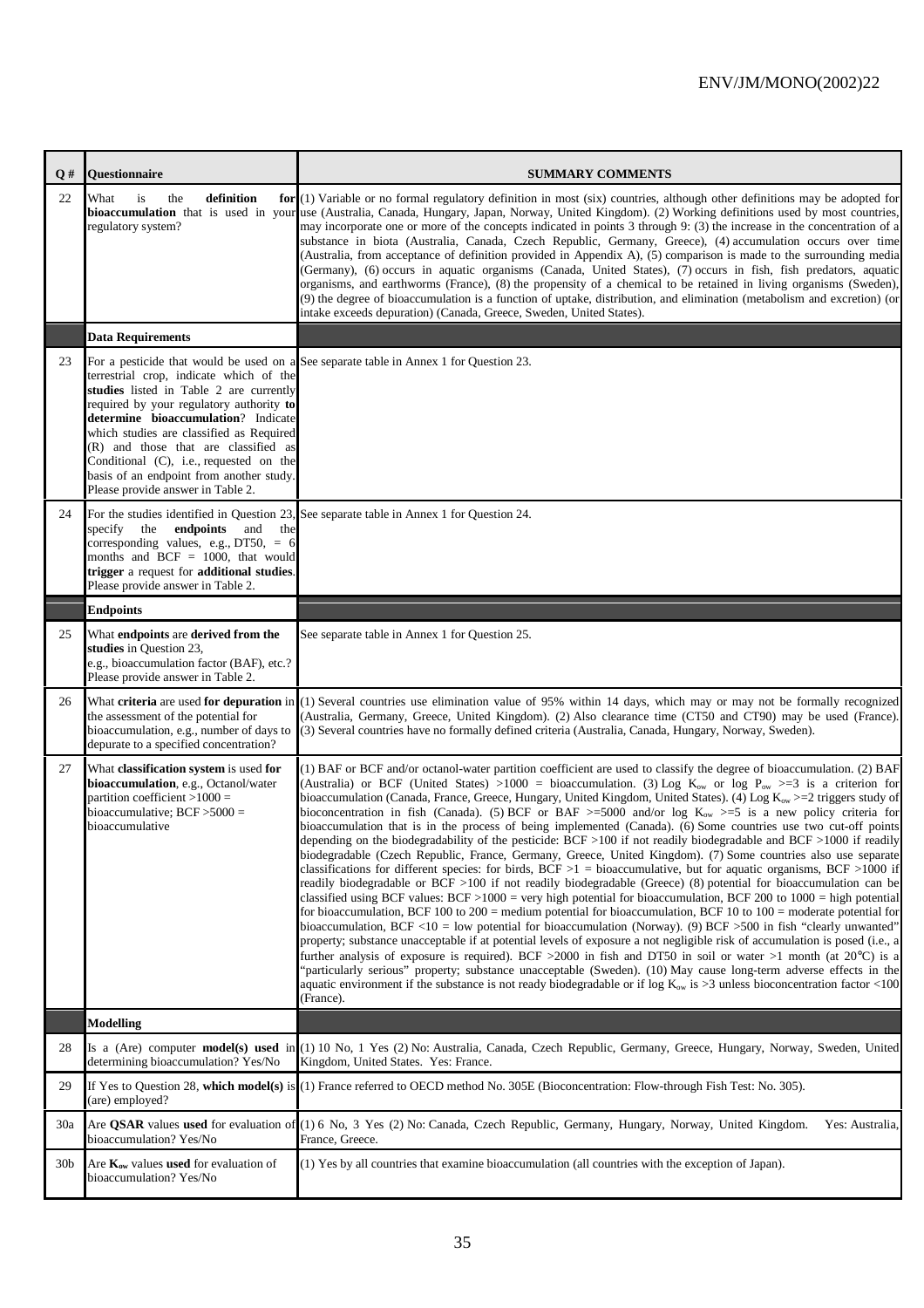| Q # | Questionnaire | SUMMARY COMMENTS |
|---|---|---|
| 22 | What is the **definition for bioaccumulation** that is used in your regulatory system? | (1) Variable or no formal regulatory definition in most (six) countries, although other definitions may be adopted for use (Australia, Canada, Hungary, Japan, Norway, United Kingdom). (2) Working definitions used by most countries, may incorporate one or more of the concepts indicated in points 3 through 9: (3) the increase in the concentration of a substance in biota (Australia, Canada, Czech Republic, Germany, Greece), (4) accumulation occurs over time (Australia, from acceptance of definition provided in Appendix A), (5) comparison is made to the surrounding media (Germany), (6) occurs in aquatic organisms (Canada, United States), (7) occurs in fish, fish predators, aquatic organisms, and earthworms (France), (8) the propensity of a chemical to be retained in living organisms (Sweden), (9) the degree of bioaccumulation is a function of uptake, distribution, and elimination (metabolism and excretion) (or intake exceeds depuration) (Canada, Greece, Sweden, United States). |
| | **Data Requirements** | |
| 23 | For a pesticide that would be used on a terrestrial crop, indicate which of the **studies** listed in Table 2 are currently required by your regulatory authority **to determine bioaccumulation**? Indicate which studies are classified as Required (R) and those that are classified as Conditional (C), i.e., requested on the basis of an endpoint from another study. Please provide answer in Table 2. | See separate table in Annex 1 for Question 23. |
| 24 | For the studies identified in Question 23, specify the **endpoints** and the corresponding values, e.g., DT50, = 6 months and BCF = 1000, that would **trigger** a request for **additional studies**. Please provide answer in Table 2. | See separate table in Annex 1 for Question 24. |
| | **Endpoints** | |
| 25 | What **endpoints** are **derived from the studies** in Question 23, e.g., bioaccumulation factor (BAF), etc.? Please provide answer in Table 2. | See separate table in Annex 1 for Question 25. |
| 26 | What **criteria** are used **for depuration** in the assessment of the potential for bioaccumulation, e.g., number of days to depurate to a specified concentration? | (1) Several countries use elimination value of 95% within 14 days, which may or may not be formally recognized (Australia, Germany, Greece, United Kingdom). (2) Also clearance time (CT50 and CT90) may be used (France). (3) Several countries have no formally defined criteria (Australia, Canada, Hungary, Norway, Sweden). |
| 27 | What **classification system** is used **for bioaccumulation**, e.g., Octanol/water partition coefficient >1000 = bioaccumulative; BCF >5000 = bioaccumulative | (1) BAF or BCF and/or octanol-water partition coefficient are used to classify the degree of bioaccumulation. (2) BAF (Australia) or BCF (United States) >1000 = bioaccumulation. (3) Log $K_{ow}$ or log $P_{ow}$ >=3 is a criterion for bioaccumulation (Canada, France, Greece, Hungary, United Kingdom, United States). (4) Log $K_{ow}$ >=2 triggers study of bioconcentration in fish (Canada). (5) BCF or BAF >=5000 and/or log $K_{ow}$ >=5 is a new policy criteria for bioaccumulation that is in the process of being implemented (Canada). (6) Some countries use two cut-off points depending on the biodegradability of the pesticide: BCF >100 if not readily biodegradable and BCF >1000 if readily biodegradable (Czech Republic, France, Germany, Greece, United Kingdom). (7) Some countries also use separate classifications for different species: for birds, BCF >1 = bioaccumulative, but for aquatic organisms, BCF >1000 if readily biodegradable or BCF >100 if not readily biodegradable (Greece) (8) potential for bioaccumulation can be classified using BCF values: BCF >1000 = very high potential for bioaccumulation, BCF 200 to 1000 = high potential for bioaccumulation, BCF 100 to 200 = medium potential for bioaccumulation, BCF 10 to 100 = moderate potential for bioaccumulation, BCF <10 = low potential for bioaccumulation (Norway). (9) BCF >500 in fish "clearly unwanted" property; substance unacceptable if at potential levels of exposure a not negligible risk of accumulation is posed (i.e., a further analysis of exposure is required). BCF >2000 in fish and DT50 in soil or water >1 month (at 20°C) is a "particularly serious" property; substance unacceptable (Sweden). (10) May cause long-term adverse effects in the aquatic environment if the substance is not ready biodegradable or if log $K_{ow}$ is >3 unless bioconcentration factor <100 (France). |
| | **Modelling** | |
| 28 | Is a (Are) computer **model(s) used** in determining bioaccumulation? Yes/No | (1) 10 No, 1 Yes (2) No: Australia, Canada, Czech Republic, Germany, Greece, Hungary, Norway, Sweden, United Kingdom, United States. Yes: France. |
| 29 | If Yes to Question 28, **which model(s)** is (are) employed? | (1) France referred to OECD method No. 305E (Bioconcentration: Flow-through Fish Test: No. 305). |
| 30a | Are **QSAR** values **used** for evaluation of bioaccumulation? Yes/No | (1) 6 No, 3 Yes (2) No: Canada, Czech Republic, Germany, Hungary, Norway, United Kingdom. Yes: Australia, France, Greece. |
| 30b | Are **$K_{ow}$** values **used** for evaluation of bioaccumulation? Yes/No | (1) Yes by all countries that examine bioaccumulation (all countries with the exception of Japan). |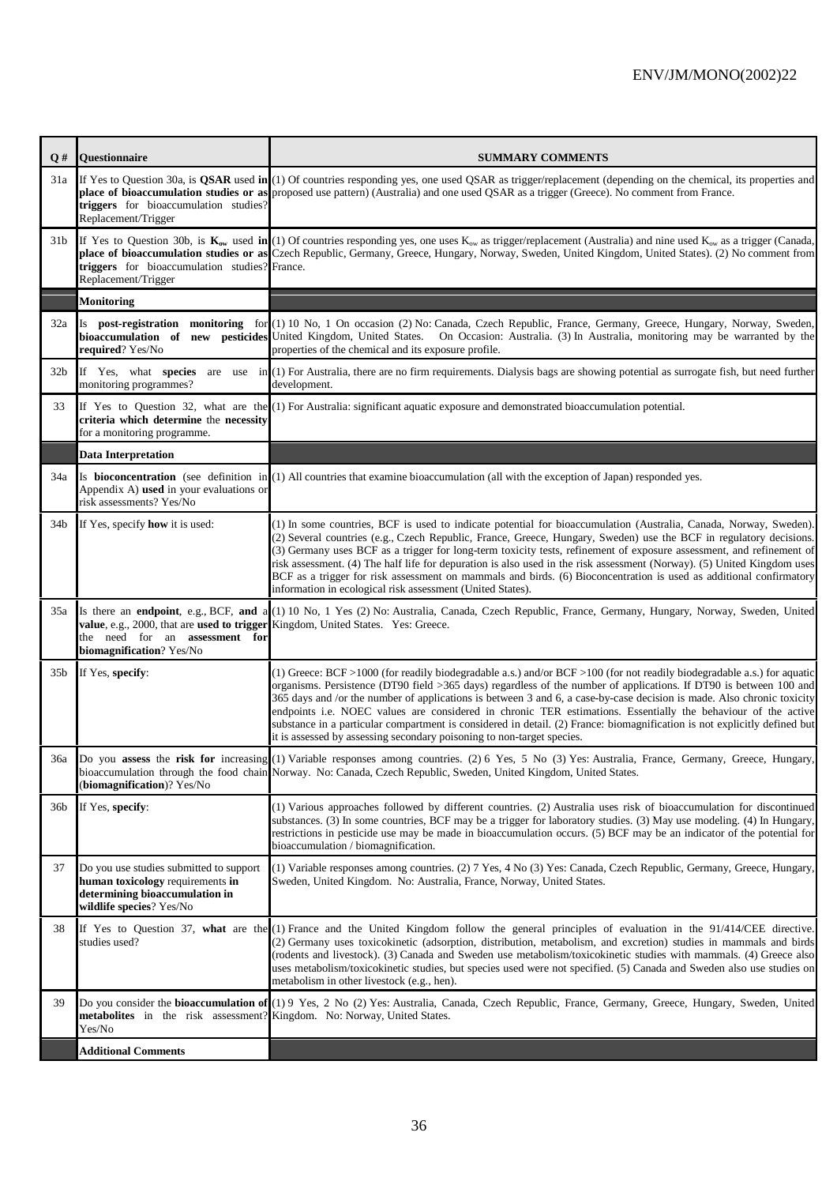| Q # | Questionnaire | SUMMARY COMMENTS |
|---|---|---|
| 31a | If Yes to Question 30a, is **QSAR** used **in place of bioaccumulation studies or as triggers** for bioaccumulation studies? Replacement/Trigger | (1) Of countries responding yes, one used QSAR as trigger/replacement (depending on the chemical, its properties and proposed use pattern) (Australia) and one used QSAR as a trigger (Greece). No comment from France. |
| 31b | If Yes to Question 30b, is $\mathbf{K_{ow}}$ used **in place of bioaccumulation studies or as triggers** for bioaccumulation studies? Replacement/Trigger | (1) Of countries responding yes, one uses $K_{ow}$ as trigger/replacement (Australia) and nine used $K_{ow}$ as a trigger (Canada, Czech Republic, Germany, Greece, Hungary, Norway, Sweden, United Kingdom, United States). (2) No comment from France. |
| | **Monitoring** | |
| 32a | Is **post-registration monitoring** for **bioaccumulation of new pesticides required**? Yes/No | (1) 10 No, 1 On occasion (2) No: Canada, Czech Republic, France, Germany, Greece, Hungary, Norway, Sweden, United Kingdom, United States. On Occasion: Australia. (3) In Australia, monitoring may be warranted by the properties of the chemical and its exposure profile. |
| 32b | If Yes, what **species** are use in monitoring programmes? | (1) For Australia, there are no firm requirements. Dialysis bags are showing potential as surrogate fish, but need further development. |
| 33 | If Yes to Question 32, what are the **criteria which determine** the **necessity** for a monitoring programme. | (1) For Australia: significant aquatic exposure and demonstrated bioaccumulation potential. |
| | **Data Interpretation** | |
| 34a | Is **bioconcentration** (see definition in Appendix A) **used** in your evaluations or risk assessments? Yes/No | (1) All countries that examine bioaccumulation (all with the exception of Japan) responded yes. |
| 34b | If Yes, specify **how** it is used: | (1) In some countries, BCF is used to indicate potential for bioaccumulation (Australia, Canada, Norway, Sweden). (2) Several countries (e.g., Czech Republic, France, Greece, Hungary, Sweden) use the BCF in regulatory decisions. (3) Germany uses BCF as a trigger for long-term toxicity tests, refinement of exposure assessment, and refinement of risk assessment. (4) The half life for depuration is also used in the risk assessment (Norway). (5) United Kingdom uses BCF as a trigger for risk assessment on mammals and birds. (6) Bioconcentration is used as additional confirmatory information in ecological risk assessment (United States). |
| 35a | Is there an **endpoint**, e.g., BCF, **and a value**, e.g., 2000, that are **used to trigger** the need for an **assessment for biomagnification**? Yes/No | (1) 10 No, 1 Yes (2) No: Australia, Canada, Czech Republic, France, Germany, Hungary, Norway, Sweden, United Kingdom, United States. Yes: Greece. |
| 35b | If Yes, **specify**: | (1) Greece: BCF >1000 (for readily biodegradable a.s.) and/or BCF >100 (for not readily biodegradable a.s.) for aquatic organisms. Persistence (DT90 field >365 days) regardless of the number of applications. If DT90 is between 100 and 365 days and /or the number of applications is between 3 and 6, a case-by-case decision is made. Also chronic toxicity endpoints i.e. NOEC values are considered in chronic TER estimations. Essentially the behaviour of the active substance in a particular compartment is considered in detail. (2) France: biomagnification is not explicitly defined but it is assessed by assessing secondary poisoning to non-target species. |
| 36a | Do you **assess** the **risk for** increasing bioaccumulation through the food chain (**biomagnification**)? Yes/No | (1) Variable responses among countries. (2) 6 Yes, 5 No (3) Yes: Australia, France, Germany, Greece, Hungary, Norway. No: Canada, Czech Republic, Sweden, United Kingdom, United States. |
| 36b | If Yes, **specify**: | (1) Various approaches followed by different countries. (2) Australia uses risk of bioaccumulation for discontinued substances. (3) In some countries, BCF may be a trigger for laboratory studies. (3) May use modeling. (4) In Hungary, restrictions in pesticide use may be made in bioaccumulation occurs. (5) BCF may be an indicator of the potential for bioaccumulation / biomagnification. |
| 37 | Do you use studies submitted to support **human toxicology** requirements **in determining bioaccumulation in wildlife species**? Yes/No | (1) Variable responses among countries. (2) 7 Yes, 4 No (3) Yes: Canada, Czech Republic, Germany, Greece, Hungary, Sweden, United Kingdom. No: Australia, France, Norway, United States. |
| 38 | If Yes to Question 37, **what** are the studies used? | (1) France and the United Kingdom follow the general principles of evaluation in the 91/414/CEE directive. (2) Germany uses toxicokinetic (adsorption, distribution, metabolism, and excretion) studies in mammals and birds (rodents and livestock). (3) Canada and Sweden use metabolism/toxicokinetic studies with mammals. (4) Greece also uses metabolism/toxicokinetic studies, but species used were not specified. (5) Canada and Sweden also use studies on metabolism in other livestock (e.g., hen). |
| 39 | Do you consider the **bioaccumulation of metabolites** in the risk assessment? Yes/No | (1) 9 Yes, 2 No (2) Yes: Australia, Canada, Czech Republic, France, Germany, Greece, Hungary, Sweden, United Kingdom. No: Norway, United States. |
| | **Additional Comments** | |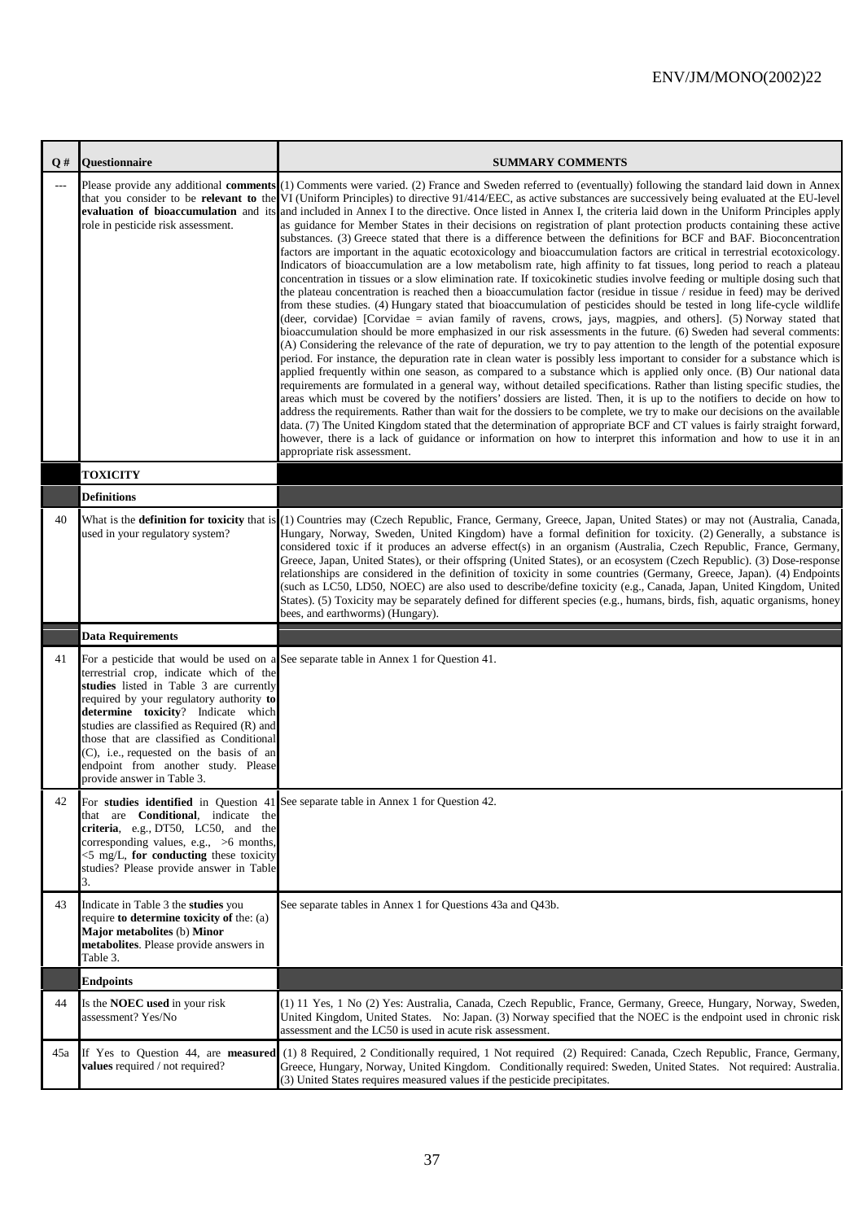| Q # | Questionnaire | SUMMARY COMMENTS |
|---|---|---|
| --- | Please provide any additional **comments** that you consider to be **relevant to** the **evaluation of bioaccumulation** and its role in pesticide risk assessment. | (1) Comments were varied. (2) France and Sweden referred to (eventually) following the standard laid down in Annex VI (Uniform Principles) to directive 91/414/EEC, as active substances are successively being evaluated at the EU-level and included in Annex I to the directive. Once listed in Annex I, the criteria laid down in the Uniform Principles apply as guidance for Member States in their decisions on registration of plant protection products containing these active substances. (3) Greece stated that there is a difference between the definitions for BCF and BAF. Bioconcentration factors are important in the aquatic ecotoxicology and bioaccumulation factors are critical in terrestrial ecotoxicology. Indicators of bioaccumulation are a low metabolism rate, high affinity to fat tissues, long period to reach a plateau concentration in tissues or a slow elimination rate. If toxicokinetic studies involve feeding or multiple dosing such that the plateau concentration is reached then a bioaccumulation factor (residue in tissue / residue in feed) may be derived from these studies. (4) Hungary stated that bioaccumulation of pesticides should be tested in long life-cycle wildlife (deer, corvidae) [Corvidae = avian family of ravens, crows, jays, magpies, and others]. (5) Norway stated that bioaccumulation should be more emphasized in our risk assessments in the future. (6) Sweden had several comments: (A) Considering the relevance of the rate of depuration, we try to pay attention to the length of the potential exposure period. For instance, the depuration rate in clean water is possibly less important to consider for a substance which is applied frequently within one season, as compared to a substance which is applied only once. (B) Our national data requirements are formulated in a general way, without detailed specifications. Rather than listing specific studies, the areas which must be covered by the notifiers' dossiers are listed. Then, it is up to the notifiers to decide on how to address the requirements. Rather than wait for the dossiers to be complete, we try to make our decisions on the available data. (7) The United Kingdom stated that the determination of appropriate BCF and CT values is fairly straight forward, however, there is a lack of guidance or information on how to interpret this information and how to use it in an appropriate risk assessment. |
| | **TOXICITY** | |
| | **Definitions** | |
| 40 | What is the **definition for toxicity** that is used in your regulatory system? | (1) Countries may (Czech Republic, France, Germany, Greece, Japan, United States) or may not (Australia, Canada, Hungary, Norway, Sweden, United Kingdom) have a formal definition for toxicity. (2) Generally, a substance is considered toxic if it produces an adverse effect(s) in an organism (Australia, Czech Republic, France, Germany, Greece, Japan, United States), or their offspring (United States), or an ecosystem (Czech Republic). (3) Dose-response relationships are considered in the definition of toxicity in some countries (Germany, Greece, Japan). (4) Endpoints (such as LC50, LD50, NOEC) are also used to describe/define toxicity (e.g., Canada, Japan, United Kingdom, United States). (5) Toxicity may be separately defined for different species (e.g., humans, birds, fish, aquatic organisms, honey bees, and earthworms) (Hungary). |
| | **Data Requirements** | |
| 41 | For a pesticide that would be used on a terrestrial crop, indicate which of the **studies** listed in Table 3 are currently required by your regulatory authority **to determine toxicity**? Indicate which studies are classified as Required (R) and those that are classified as Conditional (C), i.e., requested on the basis of an endpoint from another study. Please provide answer in Table 3. | See separate table in Annex 1 for Question 41. |
| 42 | For **studies identified** in Question 41 that are **Conditional**, indicate the **criteria**, e.g., DT50, LC50, and the corresponding values, e.g., >6 months, <5 mg/L, **for conducting** these toxicity studies? Please provide answer in Table 3. | See separate table in Annex 1 for Question 42. |
| 43 | Indicate in Table 3 the **studies** you require **to determine toxicity of** the: (a) **Major metabolites** (b) **Minor metabolites**. Please provide answers in Table 3. | See separate tables in Annex 1 for Questions 43a and Q43b. |
| | **Endpoints** | |
| 44 | Is the **NOEC used** in your risk assessment? Yes/No | (1) 11 Yes, 1 No (2) Yes: Australia, Canada, Czech Republic, France, Germany, Greece, Hungary, Norway, Sweden, United Kingdom, United States. No: Japan. (3) Norway specified that the NOEC is the endpoint used in chronic risk assessment and the LC50 is used in acute risk assessment. |
| 45a | If Yes to Question 44, are **measured values** required / not required? | (1) 8 Required, 2 Conditionally required, 1 Not required (2) Required: Canada, Czech Republic, France, Germany, Greece, Hungary, Norway, United Kingdom. Conditionally required: Sweden, United States. Not required: Australia. (3) United States requires measured values if the pesticide precipitates. |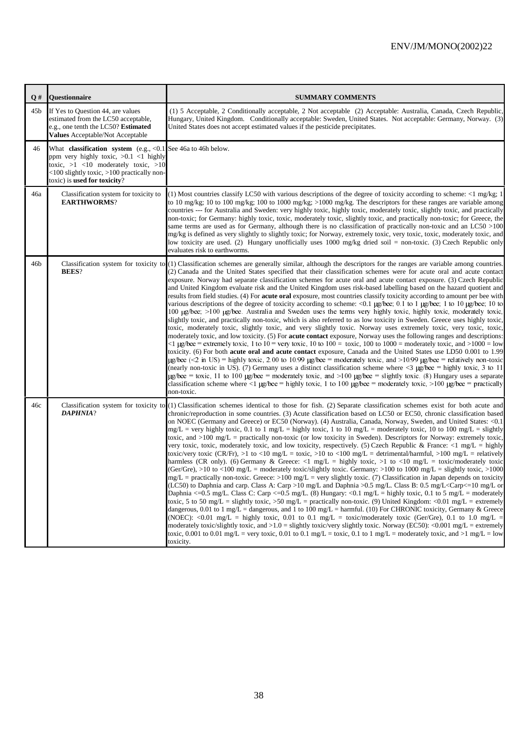| Q # | Questionnaire | SUMMARY COMMENTS |
|---|---|---|
| 45b | If Yes to Question 44, are values estimated from the LC50 acceptable, e.g., one tenth the LC50? **Estimated Values** Acceptable/Not Acceptable | (1) 5 Acceptable, 2 Conditionally acceptable, 2 Not acceptable (2) Acceptable: Australia, Canada, Czech Republic, Hungary, United Kingdom. Conditionally acceptable: Sweden, United States. Not acceptable: Germany, Norway. (3) United States does not accept estimated values if the pesticide precipitates. |
| 46 | What **classification system** (e.g., <0.1 ppm very highly toxic, >0.1 <1 highly toxic, >1 <10 moderately toxic, >10 <100 slightly toxic, >100 practically non-toxic) is **used for toxicity**? | See 46a to 46h below. |
| 46a | Classification system for toxicity to **EARTHWORMS**? | (1) Most countries classify LC50 with various descriptions of the degree of toxicity according to scheme: <1 mg/kg; 1 to 10 mg/kg; 10 to 100 mg/kg; 100 to 1000 mg/kg; >1000 mg/kg. The descriptors for these ranges are variable among countries --- for Australia and Sweden: very highly toxic, highly toxic, moderately toxic, slightly toxic, and practically non-toxic; for Germany: highly toxic, toxic, moderately toxic, slightly toxic, and practically non-toxic; for Greece, the same terms are used as for Germany, although there is no classification of practically non-toxic and an LC50 >100 mg/kg is defined as very slightly to slightly toxic; for Norway, extremely toxic, very toxic, toxic, moderately toxic, and low toxicity are used. (2) Hungary unofficially uses 1000 mg/kg dried soil = non-toxic. (3) Czech Republic only evaluates risk to earthworms. |
| 46b | Classification system for toxicity to **BEES**? | (1) Classification schemes are generally similar, although the descriptors for the ranges are variable among countries. (2) Canada and the United States specified that their classification schemes were for acute oral and acute contact exposure. Norway had separate classification schemes for acute oral and acute contact exposure. (3) Czech Republic and United Kingdom evaluate risk and the United Kingdom uses risk-based labelling based on the hazard quotient and results from field studies. (4) For **acute oral** exposure, most countries classify toxicity according to amount per bee with various descriptions of the degree of toxicity according to scheme: <0.1 µg/bee; 0.1 to 1 µg/bee; 1 to 10 µg/bee; 10 to 100 µg/bee; >100 µg/bee. Australia and Sweden uses the terms very highly toxic, highly toxic, moderately toxic, slightly toxic, and practically non-toxic, which is also referred to as low toxicity in Sweden. Greece uses highly toxic, toxic, moderately toxic, slightly toxic, and very slightly toxic. Norway uses extremely toxic, very toxic, toxic, moderately toxic, and low toxicity. (5) For **acute contact** exposure, Norway uses the following ranges and descriptions: <1 µg/bee = extremely toxic, 1 to 10 = very toxic, 10 to 100 = toxic, 100 to 1000 = moderately toxic, and >1000 = low toxicity. (6) For both **acute oral and acute contact** exposure, Canada and the United States use LD50 0.001 to 1.99 µg/bee (<2 in US) = highly toxic, 2.00 to 10.99 µg/bee = moderately toxic, and >10.99 µg/bee = relatively non-toxic (nearly non-toxic in US). (7) Germany uses a distinct classification scheme where <3 µg/bee = highly toxic, 3 to 11 µg/bee = toxic, 11 to 100 µg/bee = moderately toxic, and >100 µg/bee = slightly toxic. (8) Hungary uses a separate classification scheme where <1 µg/bee = highly toxic, 1 to 100 µg/bee = moderately toxic, >100 µg/bee = practically non-toxic. |
| 46c | Classification system for toxicity to ***DAPHNIA***? | (1) Classification schemes identical to those for fish. (2) Separate classification schemes exist for both acute and chronic/reproduction in some countries. (3) Acute classification based on LC50 or EC50, chronic classification based on NOEC (Germany and Greece) or EC50 (Norway). (4) Australia, Canada, Norway, Sweden, and United States: <0.1 mg/L = very highly toxic, 0.1 to 1 mg/L = highly toxic, 1 to 10 mg/L = moderately toxic, 10 to 100 mg/L = slightly toxic, and >100 mg/L = practically non-toxic (or low toxicity in Sweden). Descriptors for Norway: extremely toxic, very toxic, toxic, moderately toxic, and low toxicity, respectively. (5) Czech Republic & France: <1 mg/L = highly toxic/very toxic (CR/Fr), >1 to <10 mg/L = toxic, >10 to <100 mg/L = detrimental/harmful, >100 mg/L = relatively harmless (CR only). (6) Germany & Greece: <1 mg/L = highly toxic, >1 to <10 mg/L = toxic/moderately toxic (Ger/Gre), >10 to <100 mg/L = moderately toxic/slightly toxic. Germany: >100 to 1000 mg/L = slightly toxic, >1000 mg/L = practically non-toxic. Greece: >100 mg/L = very slightly toxic. (7) Classification in Japan depends on toxicity (LC50) to Daphnia and carp. Class A: Carp >10 mg/L and Daphnia >0.5 mg/L. Class B: 0.5 mg/L<Carp<=10 mg/L or Daphnia <=0.5 mg/L. Class C: Carp <=0.5 mg/L. (8) Hungary: <0.1 mg/L = highly toxic, 0.1 to 5 mg/L = moderately toxic, 5 to 50 mg/L = slightly toxic, >50 mg/L = practically non-toxic. (9) United Kingdom: <0.01 mg/L = extremely dangerous, 0.01 to 1 mg/L = dangerous, and 1 to 100 mg/L = harmful. (10) For CHRONIC toxicity, Germany & Greece (NOEC): <0.01 mg/L = highly toxic, 0.01 to 0.1 mg/L = toxic/moderately toxic (Ger/Gre), 0.1 to 1.0 mg/L = moderately toxic/slightly toxic, and >1.0 = slightly toxic/very slightly toxic. Norway (EC50): <0.001 mg/L = extremely toxic, 0.001 to 0.01 mg/L = very toxic, 0.01 to 0.1 mg/L = toxic, 0.1 to 1 mg/L = moderately toxic, and >1 mg/L = low toxicity. |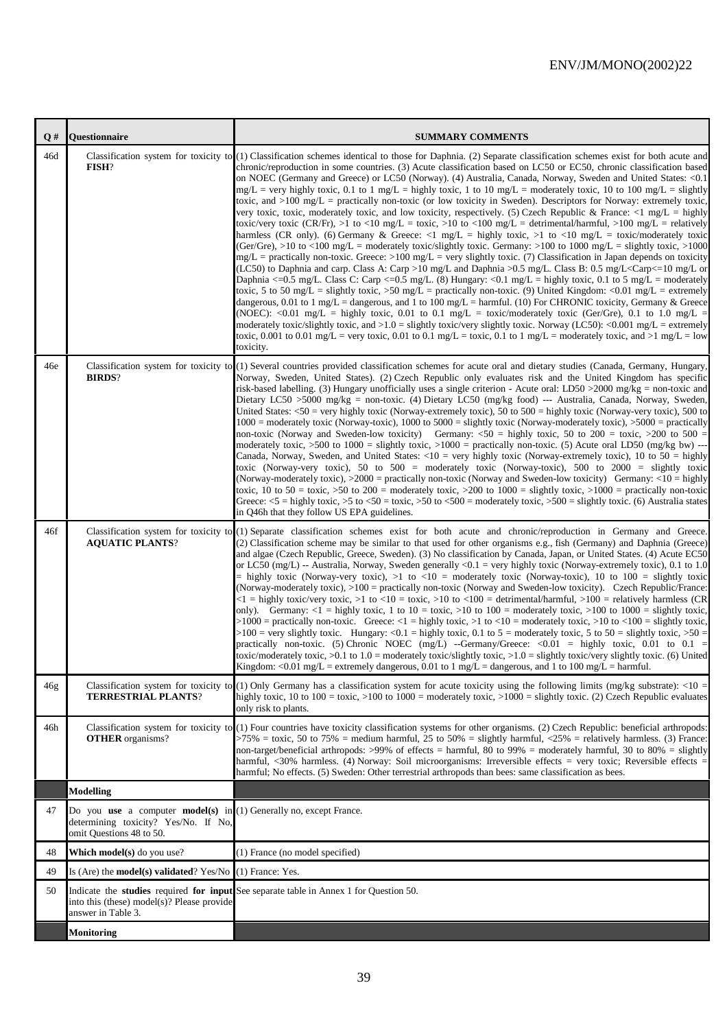| Q # | Questionnaire | SUMMARY COMMENTS |
|---|---|---|
| 46d | Classification system for toxicity to **FISH**? | (1) Classification schemes identical to those for Daphnia. (2) Separate classification schemes exist for both acute and chronic/reproduction in some countries. (3) Acute classification based on LC50 or EC50, chronic classification based on NOEC (Germany and Greece) or LC50 (Norway). (4) Australia, Canada, Norway, Sweden and United States: <0.1 mg/L = very highly toxic, 0.1 to 1 mg/L = highly toxic, 1 to 10 mg/L = moderately toxic, 10 to 100 mg/L = slightly toxic, and >100 mg/L = practically non-toxic (or low toxicity in Sweden). Descriptors for Norway: extremely toxic, very toxic, toxic, moderately toxic, and low toxicity, respectively. (5) Czech Republic & France: <1 mg/L = highly toxic/very toxic (CR/Fr), >1 to <10 mg/L = toxic, >10 to <100 mg/L = detrimental/harmful, >100 mg/L = relatively harmless (CR only). (6) Germany & Greece: <1 mg/L = highly toxic, >1 to <10 mg/L = toxic/moderately toxic (Ger/Gre), >10 to <100 mg/L = moderately toxic/slightly toxic. Germany: >100 to 1000 mg/L = slightly toxic, >1000 mg/L = practically non-toxic. Greece: >100 mg/L = very slightly toxic. (7) Classification in Japan depends on toxicity (LC50) to Daphnia and carp. Class A: Carp >10 mg/L and Daphnia >0.5 mg/L. Class B: 0.5 mg/L<Carp<=10 mg/L or Daphnia <=0.5 mg/L. Class C: Carp <=0.5 mg/L. (8) Hungary: <0.1 mg/L = highly toxic, 0.1 to 5 mg/L = moderately toxic, 5 to 50 mg/L = slightly toxic, >50 mg/L = practically non-toxic. (9) United Kingdom: <0.01 mg/L = extremely dangerous, 0.01 to 1 mg/L = dangerous, and 1 to 100 mg/L = harmful. (10) For CHRONIC toxicity, Germany & Greece (NOEC): <0.01 mg/L = highly toxic, 0.01 to 0.1 mg/L = toxic/moderately toxic (Ger/Gre), 0.1 to 1.0 mg/L = moderately toxic/slightly toxic, and >1.0 = slightly toxic/very slightly toxic. Norway (LC50): <0.001 mg/L = extremely toxic, 0.001 to 0.01 mg/L = very toxic, 0.01 to 0.1 mg/L = toxic, 0.1 to 1 mg/L = moderately toxic, and >1 mg/L = low toxicity. |
| 46e | Classification system for toxicity to **BIRDS**? | (1) Several countries provided classification schemes for acute oral and dietary studies (Canada, Germany, Hungary, Norway, Sweden, United States). (2) Czech Republic only evaluates risk and the United Kingdom has specific risk-based labelling. (3) Hungary unofficially uses a single criterion - Acute oral: LD50 >2000 mg/kg = non-toxic and Dietary LC50 >5000 mg/kg = non-toxic. (4) Dietary LC50 (mg/kg food) --- Australia, Canada, Norway, Sweden, United States: <50 = very highly toxic (Norway-extremely toxic), 50 to 500 = highly toxic (Norway-very toxic), 500 to 1000 = moderately toxic (Norway-toxic), 1000 to 5000 = slightly toxic (Norway-moderately toxic), >5000 = practically non-toxic (Norway and Sweden-low toxicity) Germany: <50 = highly toxic, 50 to 200 = toxic, >200 to 500 = moderately toxic, >500 to 1000 = slightly toxic, >1000 = practically non-toxic. (5) Acute oral LD50 (mg/kg bw) --- Canada, Norway, Sweden, and United States: <10 = very highly toxic (Norway-extremely toxic), 10 to 50 = highly toxic (Norway-very toxic), 50 to 500 = moderately toxic (Norway-toxic), 500 to 2000 = slightly toxic (Norway-moderately toxic), >2000 = practically non-toxic (Norway and Sweden-low toxicity) Germany: <10 = highly toxic, 10 to 50 = toxic, >50 to 200 = moderately toxic, >200 to 1000 = slightly toxic, >1000 = practically non-toxic Greece: <5 = highly toxic, >5 to <50 = toxic, >50 to <500 = moderately toxic, >500 = slightly toxic. (6) Australia states in Q46h that they follow US EPA guidelines. |
| 46f | Classification system for toxicity to **AQUATIC PLANTS**? | (1) Separate classification schemes exist for both acute and chronic/reproduction in Germany and Greece. (2) Classification scheme may be similar to that used for other organisms e.g., fish (Germany) and Daphnia (Greece) and algae (Czech Republic, Greece, Sweden). (3) No classification by Canada, Japan, or United States. (4) Acute EC50 or LC50 (mg/L) -- Australia, Norway, Sweden generally <0.1 = very highly toxic (Norway-extremely toxic), 0.1 to 1.0 = highly toxic (Norway-very toxic), >1 to <10 = moderately toxic (Norway-toxic), 10 to 100 = slightly toxic (Norway-moderately toxic), >100 = practically non-toxic (Norway and Sweden-low toxicity). Czech Republic/France: <1 = highly toxic/very toxic, >1 to <10 = toxic, >10 to <100 = detrimental/harmful, >100 = relatively harmless (CR only). Germany: <1 = highly toxic, 1 to 10 = toxic, >10 to 100 = moderately toxic, >100 to 1000 = slightly toxic, >1000 = practically non-toxic. Greece: <1 = highly toxic, >1 to <10 = moderately toxic, >10 to <100 = slightly toxic, >100 = very slightly toxic. Hungary: <0.1 = highly toxic, 0.1 to 5 = moderately toxic, 5 to 50 = slightly toxic, >50 = practically non-toxic. (5) Chronic NOEC (mg/L) --Germany/Greece: <0.01 = highly toxic, 0.01 to 0.1 = toxic/moderately toxic, >0.1 to 1.0 = moderately toxic/slightly toxic, >1.0 = slightly toxic/very slightly toxic. (6) United Kingdom: <0.01 mg/L = extremely dangerous, 0.01 to 1 mg/L = dangerous, and 1 to 100 mg/L = harmful. |
| 46g | Classification system for toxicity to **TERRESTRIAL PLANTS**? | (1) Only Germany has a classification system for acute toxicity using the following limits (mg/kg substrate): <10 = highly toxic, 10 to 100 = toxic, >100 to 1000 = moderately toxic, >1000 = slightly toxic. (2) Czech Republic evaluates only risk to plants. |
| 46h | Classification system for toxicity to **OTHER** organisms? | (1) Four countries have toxicity classification systems for other organisms. (2) Czech Republic: beneficial arthropods: >75% = toxic, 50 to 75% = medium harmful, 25 to 50% = slightly harmful, <25% = relatively harmless. (3) France: non-target/beneficial arthropods: >99% of effects = harmful, 80 to 99% = moderately harmful, 30 to 80% = slightly harmful, <30% harmless. (4) Norway: Soil microorganisms: Irreversible effects = very toxic; Reversible effects = harmful; No effects. (5) Sweden: Other terrestrial arthropods than bees: same classification as bees. |
| | **Modelling** | |
| 47 | Do you **use** a computer **model(s)** in determining toxicity? Yes/No. If No, omit Questions 48 to 50. | (1) Generally no, except France. |
| 48 | **Which model(s)** do you use? | (1) France (no model specified) |
| 49 | Is (Are) the **model(s) validated**? Yes/No | (1) France: Yes. |
| 50 | Indicate the **studies** required **for input** into this (these) model(s)? Please provide answer in Table 3. | See separate table in Annex 1 for Question 50. |
| | **Monitoring** | |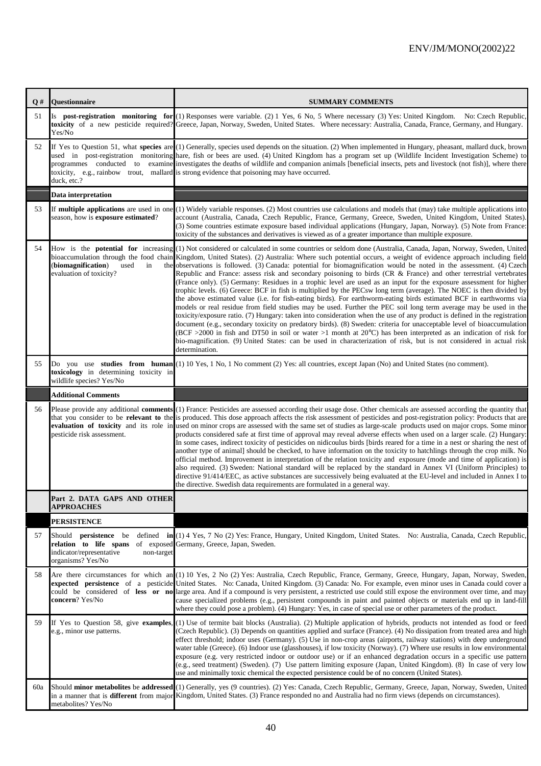| Q # | Questionnaire | SUMMARY COMMENTS |
|---|---|---|
| 51 | Is **post-registration monitoring for toxicity** of a new pesticide required? Yes/No | (1) Responses were variable. (2) 1 Yes, 6 No, 5 Where necessary (3) Yes: United Kingdom. No: Czech Republic, Greece, Japan, Norway, Sweden, United States. Where necessary: Australia, Canada, France, Germany, and Hungary. |
| 52 | If Yes to Question 51, what **species** are used in post-registration monitoring programmes conducted to examine toxicity, e.g., rainbow trout, mallard duck, etc.? | (1) Generally, species used depends on the situation. (2) When implemented in Hungary, pheasant, mallard duck, brown hare, fish or bees are used. (4) United Kingdom has a program set up (Wildlife Incident Investigation Scheme) to investigates the deaths of wildlife and companion animals [beneficial insects, pets and livestock (not fish)], where there is strong evidence that poisoning may have occurred. |
| | **Data interpretation** | |
| 53 | If **multiple applications** are used in one season, how is **exposure estimated**? | (1) Widely variable responses. (2) Most countries use calculations and models that (may) take multiple applications into account (Australia, Canada, Czech Republic, France, Germany, Greece, Sweden, United Kingdom, United States). (3) Some countries estimate exposure based individual applications (Hungary, Japan, Norway). (5) Note from France: toxicity of the substances and derivatives is viewed as of a greater importance than multiple exposure. |
| 54 | How is the **potential for** increasing bioaccumulation through the food chain (**biomagnification**) used in the evaluation of toxicity? | (1) Not considered or calculated in some countries or seldom done (Australia, Canada, Japan, Norway, Sweden, United Kingdom, United States). (2) Australia: Where such potential occurs, a weight of evidence approach including field observations is followed. (3) Canada: potential for biomagnification would be noted in the assessment. (4) Czech Republic and France: assess risk and secondary poisoning to birds (CR & France) and other terrestrial vertebrates (France only). (5) Germany: Residues in a trophic level are used as an input for the exposure assessment for higher trophic levels. (6) Greece: BCF in fish is multiplied by the PECsw long term (average). The NOEC is then divided by the above estimated value (i.e. for fish-eating birds). For earthworm-eating birds estimated BCF in earthworms via models or real residue from field studies may be used. Further the PEC soil long term average may be used in the toxicity/exposure ratio. (7) Hungary: taken into consideration when the use of any product is defined in the registration document (e.g., secondary toxicity on predatory birds). (8) Sweden: criteria for unacceptable level of bioaccumulation (BCF >2000 in fish and DT50 in soil or water >1 month at 20°C) has been interpreted as an indication of risk for bio-magnification. (9) United States: can be used in characterization of risk, but is not considered in actual risk determination. |
| 55 | Do you use **studies from human toxicology** in determining toxicity in wildlife species? Yes/No | (1) 10 Yes, 1 No, 1 No comment (2) Yes: all countries, except Japan (No) and United States (no comment). |
| | **Additional Comments** | |
| 56 | Please provide any additional **comments** that you consider to be **relevant to the evaluation of toxicity** and its role in pesticide risk assessment. | (1) France: Pesticides are assessed according their usage dose. Other chemicals are assessed according the quantity that is produced. This dose approach affects the risk assessment of pesticides and post-registration policy: Products that are used on minor crops are assessed with the same set of studies as large-scale products used on major crops. Some minor products considered safe at first time of approval may reveal adverse effects when used on a larger scale. (2) Hungary: In some cases, indirect toxicity of pesticides on nidicoulus birds [birds reared for a time in a nest or sharing the nest of another type of animal] should be checked, to have information on the toxicity to hatchlings through the crop milk. No official method. Improvement in interpretation of the relation toxicity and exposure (mode and time of application) is also required. (3) Sweden: National standard will be replaced by the standard in Annex VI (Uniform Principles) to directive 91/414/EEC, as active substances are successively being evaluated at the EU-level and included in Annex I to the directive. Swedish data requirements are formulated in a general way. |
| | **Part 2. DATA GAPS AND OTHER APPROACHES** | |
| | **PERSISTENCE** | |
| 57 | Should **persistence** be defined **in relation to life spans** of exposed indicator/representative non-target organisms? Yes/No | (1) 4 Yes, 7 No (2) Yes: France, Hungary, United Kingdom, United States. No: Australia, Canada, Czech Republic, Germany, Greece, Japan, Sweden. |
| 58 | Are there circumstances for which an **expected persistence** of a pesticide could be considered of **less or no concern**? Yes/No | (1) 10 Yes, 2 No (2) Yes: Australia, Czech Republic, France, Germany, Greece, Hungary, Japan, Norway, Sweden, United States. No: Canada, United Kingdom. (3) Canada: No. For example, even minor uses in Canada could cover a large area. And if a compound is very persistent, a restricted use could still expose the environment over time, and may cause specialized problems (e.g., persistent compounds in paint and painted objects or materials end up in land-fill where they could pose a problem). (4) Hungary: Yes, in case of special use or other parameters of the product. |
| 59 | If Yes to Question 58, give **examples**, e.g., minor use patterns. | (1) Use of termite bait blocks (Australia). (2) Multiple application of hybrids, products not intended as food or feed (Czech Republic). (3) Depends on quantities applied and surface (France). (4) No dissipation from treated area and high effect threshold; indoor uses (Germany). (5) Use in non-crop areas (airports, railway stations) with deep underground water table (Greece). (6) Indoor use (glasshouses), if low toxicity (Norway). (7) Where use results in low environmental exposure (e.g. very restricted indoor or outdoor use) or if an enhanced degradation occurs in a specific use pattern (e.g., seed treatment) (Sweden). (7) Use pattern limiting exposure (Japan, United Kingdom). (8) In case of very low use and minimally toxic chemical the expected persistence could be of no concern (United States). |
| 60a | Should **minor metabolites** be **addressed** in a manner that is **different** from major metabolites? Yes/No | (1) Generally, yes (9 countries). (2) Yes: Canada, Czech Republic, Germany, Greece, Japan, Norway, Sweden, United Kingdom, United States. (3) France responded no and Australia had no firm views (depends on circumstances). |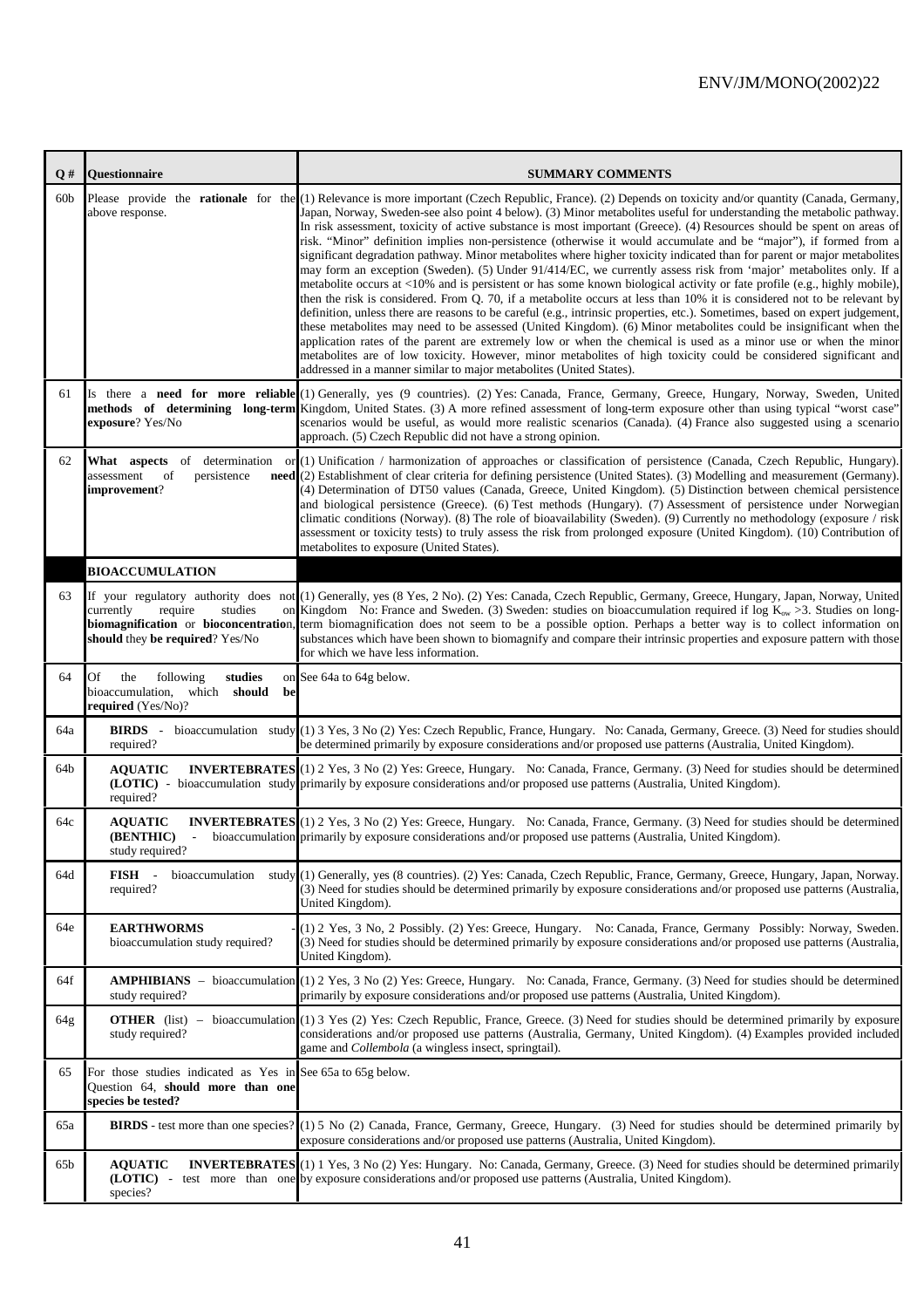| Q # | Questionnaire | SUMMARY COMMENTS |
|---|---|---|
| 60b | Please provide the **rationale** for the above response. | (1) Relevance is more important (Czech Republic, France). (2) Depends on toxicity and/or quantity (Canada, Germany, Japan, Norway, Sweden-see also point 4 below). (3) Minor metabolites useful for understanding the metabolic pathway. In risk assessment, toxicity of active substance is most important (Greece). (4) Resources should be spent on areas of risk. "Minor" definition implies non-persistence (otherwise it would accumulate and be "major"), if formed from a significant degradation pathway. Minor metabolites where higher toxicity indicated than for parent or major metabolites may form an exception (Sweden). (5) Under 91/414/EC, we currently assess risk from 'major' metabolites only. If a metabolite occurs at <10% and is persistent or has some known biological activity or fate profile (e.g., highly mobile), then the risk is considered. From Q. 70, if a metabolite occurs at less than 10% it is considered not to be relevant by definition, unless there are reasons to be careful (e.g., intrinsic properties, etc.). Sometimes, based on expert judgement, these metabolites may need to be assessed (United Kingdom). (6) Minor metabolites could be insignificant when the application rates of the parent are extremely low or when the chemical is used as a minor use or when the minor metabolites are of low toxicity. However, minor metabolites of high toxicity could be considered significant and addressed in a manner similar to major metabolites (United States). |
| 61 | Is there a **need for more reliable methods of determining long-term exposure**? Yes/No | (1) Generally, yes (9 countries). (2) Yes: Canada, France, Germany, Greece, Hungary, Norway, Sweden, United Kingdom, United States. (3) A more refined assessment of long-term exposure other than using typical "worst case" scenarios would be useful, as would more realistic scenarios (Canada). (4) France also suggested using a scenario approach. (5) Czech Republic did not have a strong opinion. |
| 62 | **What aspects** of determination or assessment of persistence **need improvement**? | (1) Unification / harmonization of approaches or classification of persistence (Canada, Czech Republic, Hungary). (2) Establishment of clear criteria for defining persistence (United States). (3) Modelling and measurement (Germany). (4) Determination of DT50 values (Canada, Greece, United Kingdom). (5) Distinction between chemical persistence and biological persistence (Greece). (6) Test methods (Hungary). (7) Assessment of persistence under Norwegian climatic conditions (Norway). (8) The role of bioavailability (Sweden). (9) Currently no methodology (exposure / risk assessment or toxicity tests) to truly assess the risk from prolonged exposure (United Kingdom). (10) Contribution of metabolites to exposure (United States). |
| | **BIOACCUMULATION** | |
| 63 | If your regulatory authority does not currently require studies on **biomagnification** or **bioconcentration**, **should** they **be required**? Yes/No | (1) Generally, yes (8 Yes, 2 No). (2) Yes: Canada, Czech Republic, Germany, Greece, Hungary, Japan, Norway, United Kingdom No: France and Sweden. (3) Sweden: studies on bioaccumulation required if log $K_{ow}$ >3. Studies on long-term biomagnification does not seem to be a possible option. Perhaps a better way is to collect information on substances which have been shown to biomagnify and compare their intrinsic properties and exposure pattern with those for which we have less information. |
| 64 | Of the following **studies** on bioaccumulation, which **should be required** (Yes/No)? | See 64a to 64g below. |
| 64a | **BIRDS** - bioaccumulation study required? | (1) 3 Yes, 3 No (2) Yes: Czech Republic, France, Hungary. No: Canada, Germany, Greece. (3) Need for studies should be determined primarily by exposure considerations and/or proposed use patterns (Australia, United Kingdom). |
| 64b | **AQUATIC INVERTEBRATES (LOTIC)** - bioaccumulation study required? | (1) 2 Yes, 3 No (2) Yes: Greece, Hungary. No: Canada, France, Germany. (3) Need for studies should be determined primarily by exposure considerations and/or proposed use patterns (Australia, United Kingdom). |
| 64c | **AQUATIC INVERTEBRATES (BENTHIC)** - bioaccumulation study required? | (1) 2 Yes, 3 No (2) Yes: Greece, Hungary. No: Canada, France, Germany. (3) Need for studies should be determined primarily by exposure considerations and/or proposed use patterns (Australia, United Kingdom). |
| 64d | **FISH** - bioaccumulation study required? | (1) Generally, yes (8 countries). (2) Yes: Canada, Czech Republic, France, Germany, Greece, Hungary, Japan, Norway. (3) Need for studies should be determined primarily by exposure considerations and/or proposed use patterns (Australia, United Kingdom). |
| 64e | **EARTHWORMS** - bioaccumulation study required? | (1) 2 Yes, 3 No, 2 Possibly. (2) Yes: Greece, Hungary. No: Canada, France, Germany Possibly: Norway, Sweden. (3) Need for studies should be determined primarily by exposure considerations and/or proposed use patterns (Australia, United Kingdom). |
| 64f | **AMPHIBIANS** – bioaccumulation study required? | (1) 2 Yes, 3 No (2) Yes: Greece, Hungary. No: Canada, France, Germany. (3) Need for studies should be determined primarily by exposure considerations and/or proposed use patterns (Australia, United Kingdom). |
| 64g | **OTHER** (list) – bioaccumulation study required? | (1) 3 Yes (2) Yes: Czech Republic, France, Greece. (3) Need for studies should be determined primarily by exposure considerations and/or proposed use patterns (Australia, Germany, United Kingdom). (4) Examples provided included game and *Collembola* (a wingless insect, springtail). |
| 65 | For those studies indicated as Yes in Question 64, **should more than one species be tested?** | See 65a to 65g below. |
| 65a | **BIRDS** - test more than one species? | (1) 5 No (2) Canada, France, Germany, Greece, Hungary. (3) Need for studies should be determined primarily by exposure considerations and/or proposed use patterns (Australia, United Kingdom). |
| 65b | **AQUATIC INVERTEBRATES (LOTIC)** - test more than one species? | (1) 1 Yes, 3 No (2) Yes: Hungary. No: Canada, Germany, Greece. (3) Need for studies should be determined primarily by exposure considerations and/or proposed use patterns (Australia, United Kingdom). |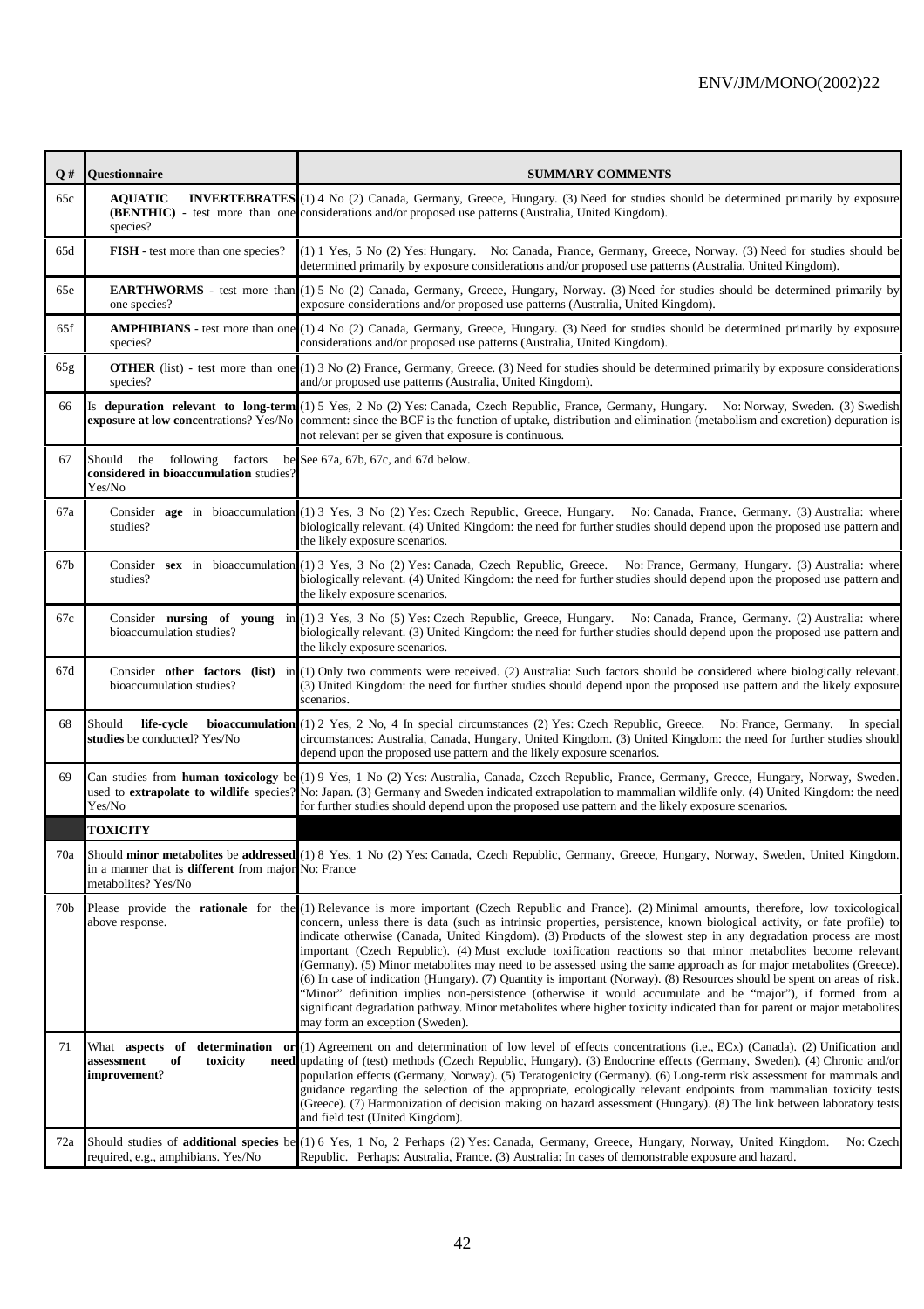| Q # | Questionnaire | SUMMARY COMMENTS |
|---|---|---|
| 65c | **AQUATIC INVERTEBRATES (BENTHIC)** - test more than one species? | (1) 4 No (2) Canada, Germany, Greece, Hungary. (3) Need for studies should be determined primarily by exposure considerations and/or proposed use patterns (Australia, United Kingdom). |
| 65d | **FISH** - test more than one species? | (1) 1 Yes, 5 No (2) Yes: Hungary. No: Canada, France, Germany, Greece, Norway. (3) Need for studies should be determined primarily by exposure considerations and/or proposed use patterns (Australia, United Kingdom). |
| 65e | **EARTHWORMS** - test more than one species? | (1) 5 No (2) Canada, Germany, Greece, Hungary, Norway. (3) Need for studies should be determined primarily by exposure considerations and/or proposed use patterns (Australia, United Kingdom). |
| 65f | **AMPHIBIANS** - test more than one species? | (1) 4 No (2) Canada, Germany, Greece, Hungary. (3) Need for studies should be determined primarily by exposure considerations and/or proposed use patterns (Australia, United Kingdom). |
| 65g | **OTHER** (list) - test more than one species? | (1) 3 No (2) France, Germany, Greece. (3) Need for studies should be determined primarily by exposure considerations and/or proposed use patterns (Australia, United Kingdom). |
| 66 | Is **depuration relevant to long-term exposure at low con**centrations? Yes/No | (1) 5 Yes, 2 No (2) Yes: Canada, Czech Republic, France, Germany, Hungary. No: Norway, Sweden. (3) Swedish comment: since the BCF is the function of uptake, distribution and elimination (metabolism and excretion) depuration is not relevant per se given that exposure is continuous. |
| 67 | Should the following factors be **considered in bioaccumulation** studies? Yes/No | See 67a, 67b, 67c, and 67d below. |
| 67a | Consider **age** in bioaccumulation studies? | (1) 3 Yes, 3 No (2) Yes: Czech Republic, Greece, Hungary. No: Canada, France, Germany. (3) Australia: where biologically relevant. (4) United Kingdom: the need for further studies should depend upon the proposed use pattern and the likely exposure scenarios. |
| 67b | Consider **sex** in bioaccumulation studies? | (1) 3 Yes, 3 No (2) Yes: Canada, Czech Republic, Greece. No: France, Germany, Hungary. (3) Australia: where biologically relevant. (4) United Kingdom: the need for further studies should depend upon the proposed use pattern and the likely exposure scenarios. |
| 67c | Consider **nursing of young** in bioaccumulation studies? | (1) 3 Yes, 3 No (5) Yes: Czech Republic, Greece, Hungary. No: Canada, France, Germany. (2) Australia: where biologically relevant. (3) United Kingdom: the need for further studies should depend upon the proposed use pattern and the likely exposure scenarios. |
| 67d | Consider **other factors (list)** in bioaccumulation studies? | (1) Only two comments were received. (2) Australia: Such factors should be considered where biologically relevant. (3) United Kingdom: the need for further studies should depend upon the proposed use pattern and the likely exposure scenarios. |
| 68 | Should **life-cycle bioaccumulation studies** be conducted? Yes/No | (1) 2 Yes, 2 No, 4 In special circumstances (2) Yes: Czech Republic, Greece. No: France, Germany. In special circumstances: Australia, Canada, Hungary, United Kingdom. (3) United Kingdom: the need for further studies should depend upon the proposed use pattern and the likely exposure scenarios. |
| 69 | Can studies from **human toxicology** be used to **extrapolate to wildlife** species? Yes/No | (1) 9 Yes, 1 No (2) Yes: Australia, Canada, Czech Republic, France, Germany, Greece, Hungary, Norway, Sweden. No: Japan. (3) Germany and Sweden indicated extrapolation to mammalian wildlife only. (4) United Kingdom: the need for further studies should depend upon the proposed use pattern and the likely exposure scenarios. |
| | **TOXICITY** | |
| 70a | Should **minor metabolites** be **addressed** in a manner that is **different** from major metabolites? Yes/No | (1) 8 Yes, 1 No (2) Yes: Canada, Czech Republic, Germany, Greece, Hungary, Norway, Sweden, United Kingdom. No: France |
| 70b | Please provide the **rationale** for the above response. | (1) Relevance is more important (Czech Republic and France). (2) Minimal amounts, therefore, low toxicological concern, unless there is data (such as intrinsic properties, persistence, known biological activity, or fate profile) to indicate otherwise (Canada, United Kingdom). (3) Products of the slowest step in any degradation process are most important (Czech Republic). (4) Must exclude toxification reactions so that minor metabolites become relevant (Germany). (5) Minor metabolites may need to be assessed using the same approach as for major metabolites (Greece). (6) In case of indication (Hungary). (7) Quantity is important (Norway). (8) Resources should be spent on areas of risk. "Minor" definition implies non-persistence (otherwise it would accumulate and be "major"), if formed from a significant degradation pathway. Minor metabolites where higher toxicity indicated than for parent or major metabolites may form an exception (Sweden). |
| 71 | What **aspects of determination or assessment of toxicity need improvement**? | (1) Agreement on and determination of low level of effects concentrations (i.e., ECx) (Canada). (2) Unification and updating of (test) methods (Czech Republic, Hungary). (3) Endocrine effects (Germany, Sweden). (4) Chronic and/or population effects (Germany, Norway). (5) Teratogenicity (Germany). (6) Long-term risk assessment for mammals and guidance regarding the selection of the appropriate, ecologically relevant endpoints from mammalian toxicity tests (Greece). (7) Harmonization of decision making on hazard assessment (Hungary). (8) The link between laboratory tests and field test (United Kingdom). |
| 72a | Should studies of **additional species** be required, e.g., amphibians. Yes/No | (1) 6 Yes, 1 No, 2 Perhaps (2) Yes: Canada, Germany, Greece, Hungary, Norway, United Kingdom. No: Czech Republic. Perhaps: Australia, France. (3) Australia: In cases of demonstrable exposure and hazard. |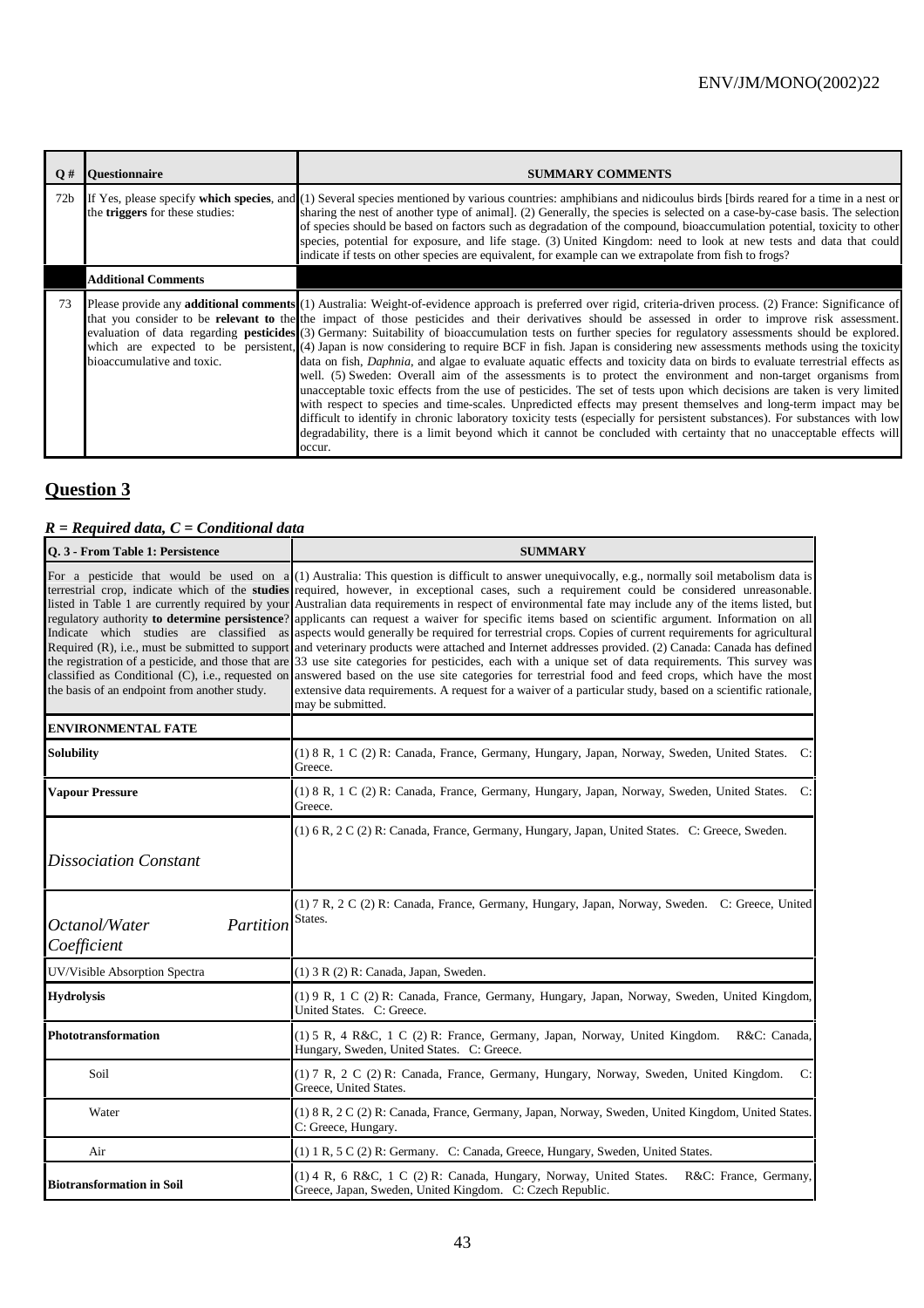| Q # | Questionnaire | SUMMARY COMMENTS |
|---|---|---|
| 72b | If Yes, please specify **which species**, and the **triggers** for these studies: | (1) Several species mentioned by various countries: amphibians and nidicoulus birds [birds reared for a time in a nest or sharing the nest of another type of animal]. (2) Generally, the species is selected on a case-by-case basis. The selection of species should be based on factors such as degradation of the compound, bioaccumulation potential, toxicity to other species, potential for exposure, and life stage. (3) United Kingdom: need to look at new tests and data that could indicate if tests on other species are equivalent, for example can we extrapolate from fish to frogs? |
| | **Additional Comments** | |
| 73 | Please provide any **additional comments** that you consider to be **relevant to the evaluation of data regarding pesticides** which are expected to be persistent, bioaccumulative and toxic. | (1) Australia: Weight-of-evidence approach is preferred over rigid, criteria-driven process. (2) France: Significance of the impact of those pesticides and their derivatives should be assessed in order to improve risk assessment. (3) Germany: Suitability of bioaccumulation tests on further species for regulatory assessments should be explored. (4) Japan is now considering to require BCF in fish. Japan is considering new assessments methods using the toxicity data on fish, *Daphnia*, and algae to evaluate aquatic effects and toxicity data on birds to evaluate terrestrial effects as well. (5) Sweden: Overall aim of the assessments is to protect the environment and non-target organisms from unacceptable toxic effects from the use of pesticides. The set of tests upon which decisions are taken is very limited with respect to species and time-scales. Unpredicted effects may present themselves and long-term impact may be difficult to identify in chronic laboratory toxicity tests (especially for persistent substances). For substances with low degradability, there is a limit beyond which it cannot be concluded with certainty that no unacceptable effects will occur. |

## Question 3

***R = Required data, C = Conditional data***

| Q. 3 - From Table 1: Persistence | SUMMARY |
|---|---|
| For a pesticide that would be used on a terrestrial crop, indicate which of the **studies** listed in Table 1 are currently required by your regulatory authority **to determine persistence**? Indicate which studies are classified as Required (R), i.e., must be submitted to support the registration of a pesticide, and those that are classified as Conditional (C), i.e., requested on the basis of an endpoint from another study. | (1) Australia: This question is difficult to answer unequivocally, e.g., normally soil metabolism data is required, however, in exceptional cases, such a requirement could be considered unreasonable. Australian data requirements in respect of environmental fate may include any of the items listed, but applicants can request a waiver for specific items based on scientific argument. Information on all aspects would generally be required for terrestrial crops. Copies of current requirements for agricultural and veterinary products were attached and Internet addresses provided. (2) Canada: Canada has defined 33 use site categories for pesticides, each with a unique set of data requirements. This survey was answered based on the use site categories for terrestrial food and feed crops, which have the most extensive data requirements. A request for a waiver of a particular study, based on a scientific rationale, may be submitted. |
| **ENVIRONMENTAL FATE** | |
| **Solubility** | (1) 8 R, 1 C (2) R: Canada, France, Germany, Hungary, Japan, Norway, Sweden, United States. C: Greece. |
| **Vapour Pressure** | (1) 8 R, 1 C (2) R: Canada, France, Germany, Hungary, Japan, Norway, Sweden, United States. C: Greece. |
| *Dissociation Constant* | (1) 6 R, 2 C (2) R: Canada, France, Germany, Hungary, Japan, United States. C: Greece, Sweden. |
| *Octanol/Water Partition Coefficient* | (1) 7 R, 2 C (2) R: Canada, France, Germany, Hungary, Japan, Norway, Sweden. C: Greece, United States. |
| UV/Visible Absorption Spectra | (1) 3 R (2) R: Canada, Japan, Sweden. |
| **Hydrolysis** | (1) 9 R, 1 C (2) R: Canada, France, Germany, Hungary, Japan, Norway, Sweden, United Kingdom, United States. C: Greece. |
| **Phototransformation** | (1) 5 R, 4 R&C, 1 C (2) R: France, Germany, Japan, Norway, United Kingdom. R&C: Canada, Hungary, Sweden, United States. C: Greece. |
| Soil | (1) 7 R, 2 C (2) R: Canada, France, Germany, Hungary, Norway, Sweden, United Kingdom. C: Greece, United States. |
| Water | (1) 8 R, 2 C (2) R: Canada, France, Germany, Japan, Norway, Sweden, United Kingdom, United States. C: Greece, Hungary. |
| Air | (1) 1 R, 5 C (2) R: Germany. C: Canada, Greece, Hungary, Sweden, United States. |
| **Biotransformation in Soil** | (1) 4 R, 6 R&C, 1 C (2) R: Canada, Hungary, Norway, United States. R&C: France, Germany, Greece, Japan, Sweden, United Kingdom. C: Czech Republic. |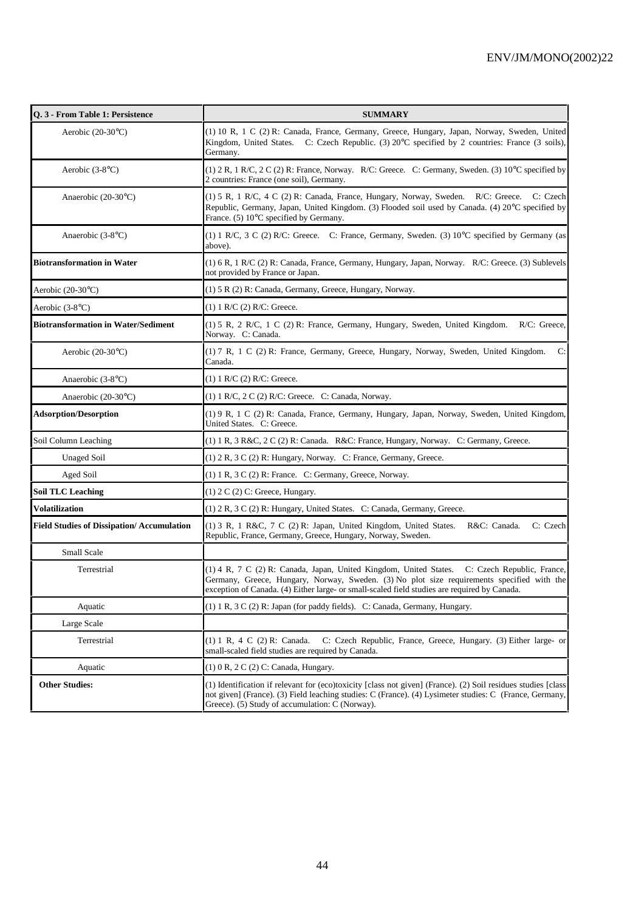| Q. 3 - From Table 1: Persistence | SUMMARY |
|---|---|
| Aerobic (20-30°C) | (1) 10 R, 1 C (2) R: Canada, France, Germany, Greece, Hungary, Japan, Norway, Sweden, United Kingdom, United States. C: Czech Republic. (3) 20°C specified by 2 countries: France (3 soils), Germany. |
| Aerobic (3-8°C) | (1) 2 R, 1 R/C, 2 C (2) R: France, Norway. R/C: Greece. C: Germany, Sweden. (3) 10°C specified by 2 countries: France (one soil), Germany. |
| Anaerobic (20-30°C) | (1) 5 R, 1 R/C, 4 C (2) R: Canada, France, Hungary, Norway, Sweden. R/C: Greece. C: Czech Republic, Germany, Japan, United Kingdom. (3) Flooded soil used by Canada. (4) 20°C specified by France. (5) 10°C specified by Germany. |
| Anaerobic (3-8°C) | (1) 1 R/C, 3 C (2) R/C: Greece. C: France, Germany, Sweden. (3) 10°C specified by Germany (as above). |
| **Biotransformation in Water** | (1) 6 R, 1 R/C (2) R: Canada, France, Germany, Hungary, Japan, Norway. R/C: Greece. (3) Sublevels not provided by France or Japan. |
| Aerobic (20-30°C) | (1) 5 R (2) R: Canada, Germany, Greece, Hungary, Norway. |
| Aerobic (3-8°C) | (1) 1 R/C (2) R/C: Greece. |
| **Biotransformation in Water/Sediment** | (1) 5 R, 2 R/C, 1 C (2) R: France, Germany, Hungary, Sweden, United Kingdom. R/C: Greece, Norway. C: Canada. |
| Aerobic (20-30°C) | (1) 7 R, 1 C (2) R: France, Germany, Greece, Hungary, Norway, Sweden, United Kingdom. C: Canada. |
| Anaerobic (3-8°C) | (1) 1 R/C (2) R/C: Greece. |
| Anaerobic (20-30°C) | (1) 1 R/C, 2 C (2) R/C: Greece. C: Canada, Norway. |
| **Adsorption/Desorption** | (1) 9 R, 1 C (2) R: Canada, France, Germany, Hungary, Japan, Norway, Sweden, United Kingdom, United States. C: Greece. |
| Soil Column Leaching | (1) 1 R, 3 R&C, 2 C (2) R: Canada. R&C: France, Hungary, Norway. C: Germany, Greece. |
| Unaged Soil | (1) 2 R, 3 C (2) R: Hungary, Norway. C: France, Germany, Greece. |
| Aged Soil | (1) 1 R, 3 C (2) R: France. C: Germany, Greece, Norway. |
| **Soil TLC Leaching** | (1) 2 C (2) C: Greece, Hungary. |
| **Volatilization** | (1) 2 R, 3 C (2) R: Hungary, United States. C: Canada, Germany, Greece. |
| **Field Studies of Dissipation/ Accumulation** | (1) 3 R, 1 R&C, 7 C (2) R: Japan, United Kingdom, United States. R&C: Canada. C: Czech Republic, France, Germany, Greece, Hungary, Norway, Sweden. |
| Small Scale | |
| Terrestrial | (1) 4 R, 7 C (2) R: Canada, Japan, United Kingdom, United States. C: Czech Republic, France, Germany, Greece, Hungary, Norway, Sweden. (3) No plot size requirements specified with the exception of Canada. (4) Either large- or small-scaled field studies are required by Canada. |
| Aquatic | (1) 1 R, 3 C (2) R: Japan (for paddy fields). C: Canada, Germany, Hungary. |
| Large Scale | |
| Terrestrial | (1) 1 R, 4 C (2) R: Canada. C: Czech Republic, France, Greece, Hungary. (3) Either large- or small-scaled field studies are required by Canada. |
| Aquatic | (1) 0 R, 2 C (2) C: Canada, Hungary. |
| **Other Studies:** | (1) Identification if relevant for (eco)toxicity [class not given] (France). (2) Soil residues studies [class not given] (France). (3) Field leaching studies: C (France). (4) Lysimeter studies: C (France, Germany, Greece). (5) Study of accumulation: C (Norway). |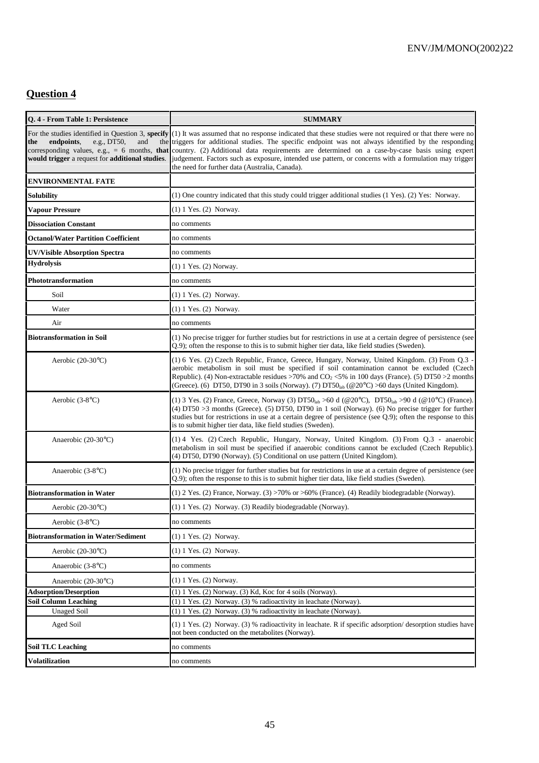## Question 4

| Q. 4 - From Table 1: Persistence | SUMMARY |
|---|---|
| For the studies identified in Question 3, **specify the endpoints**, e.g., DT50, and the corresponding values, e.g., = 6 months, **that would trigger** a request for **additional studies**. | (1) It was assumed that no response indicated that these studies were not required or that there were no triggers for additional studies. The specific endpoint was not always identified by the responding country. (2) Additional data requirements are determined on a case-by-case basis using expert judgement. Factors such as exposure, intended use pattern, or concerns with a formulation may trigger the need for further data (Australia, Canada). |
| **ENVIRONMENTAL FATE** | |
| **Solubility** | (1) One country indicated that this study could trigger additional studies (1 Yes). (2) Yes: Norway. |
| **Vapour Pressure** | (1) 1 Yes. (2) Norway. |
| **Dissociation Constant** | no comments |
| **Octanol/Water Partition Coefficient** | no comments |
| **UV/Visible Absorption Spectra** | no comments |
| **Hydrolysis** | (1) 1 Yes. (2) Norway. |
| **Phototransformation** | no comments |
| Soil | (1) 1 Yes. (2) Norway. |
| Water | (1) 1 Yes. (2) Norway. |
| Air | no comments |
| **Biotransformation in Soil** | (1) No precise trigger for further studies but for restrictions in use at a certain degree of persistence (see Q.9); often the response to this is to submit higher tier data, like field studies (Sweden). |
| Aerobic (20-30°C) | (1) 6 Yes. (2) Czech Republic, France, Greece, Hungary, Norway, United Kingdom. (3) From Q.3 - aerobic metabolism in soil must be specified if soil contamination cannot be excluded (Czech Republic). (4) Non-extractable residues >70% and $CO_2$ <5% in 100 days (France). (5) DT50 >2 months (Greece). (6) DT50, DT90 in 3 soils (Norway). (7) $DT50_{lab}$ (@20°C) >60 days (United Kingdom). |
| Aerobic (3-8°C) | (1) 3 Yes. (2) France, Greece, Norway (3) $DT50_{lab}$ >60 d (@20°C), $DT50_{lab}$ >90 d (@10°C) (France). (4) DT50 >3 months (Greece). (5) DT50, DT90 in 1 soil (Norway). (6) No precise trigger for further studies but for restrictions in use at a certain degree of persistence (see Q.9); often the response to this is to submit higher tier data, like field studies (Sweden). |
| Anaerobic (20-30°C) | (1) 4 Yes. (2) Czech Republic, Hungary, Norway, United Kingdom. (3) From Q.3 - anaerobic metabolism in soil must be specified if anaerobic conditions cannot be excluded (Czech Republic). (4) DT50, DT90 (Norway). (5) Conditional on use pattern (United Kingdom). |
| Anaerobic (3-8°C) | (1) No precise trigger for further studies but for restrictions in use at a certain degree of persistence (see Q.9); often the response to this is to submit higher tier data, like field studies (Sweden). |
| **Biotransformation in Water** | (1) 2 Yes. (2) France, Norway. (3) >70% or >60% (France). (4) Readily biodegradable (Norway). |
| Aerobic (20-30°C) | (1) 1 Yes. (2) Norway. (3) Readily biodegradable (Norway). |
| Aerobic (3-8°C) | no comments |
| **Biotransformation in Water/Sediment** | (1) 1 Yes. (2) Norway. |
| Aerobic (20-30°C) | (1) 1 Yes. (2) Norway. |
| Anaerobic (3-8°C) | no comments |
| Anaerobic (20-30°C) | (1) 1 Yes. (2) Norway. |
| **Adsorption/Desorption** | (1) 1 Yes. (2) Norway. (3) Kd, Koc for 4 soils (Norway). |
| **Soil Column Leaching** | (1) 1 Yes. (2) Norway. (3) % radioactivity in leachate (Norway). |
| Unaged Soil | (1) 1 Yes. (2) Norway. (3) % radioactivity in leachate (Norway). |
| Aged Soil | (1) 1 Yes. (2) Norway. (3) % radioactivity in leachate. R if specific adsorption/ desorption studies have not been conducted on the metabolites (Norway). |
| **Soil TLC Leaching** | no comments |
| **Volatilization** | no comments |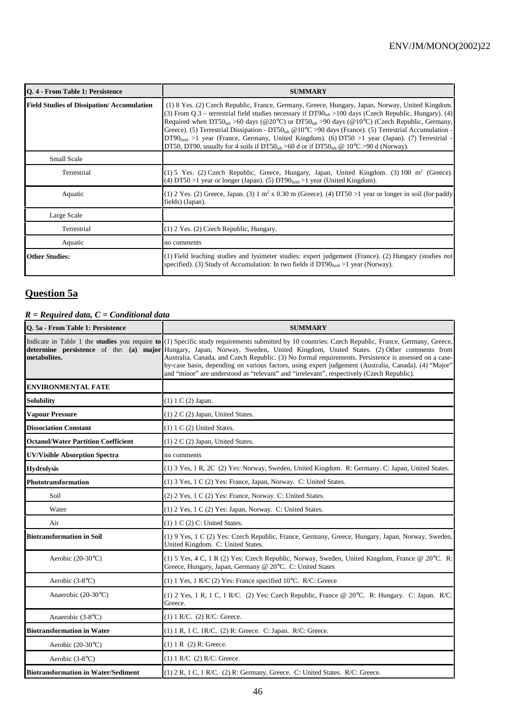| Q. 4 - From Table 1: Persistence | SUMMARY |
| --- | --- |
| **Field Studies of Dissipation/ Accumulation** | (1) 8 Yes. (2) Czech Republic, France, Germany, Greece, Hungary, Japan, Norway, United Kingdom. (3) From Q.3 – terrestrial field studies necessary if $DT90_{lab}$ >100 days (Czech Republic, Hungary). (4) Required when $DT50_{lab}$ >60 days (@20°C) or $DT50_{lab}$ >90 days (@10°C) (Czech Republic, Germany, Greece). (5) Terrestrial Dissipation - $DT50_{lab}$ @10°C >90 days (France). (5) Terrestrial Accumulation - $DT90_{field}$ >1 year (France, Germany, United Kingdom). (6) DT50 >1 year (Japan). (7) Terrestrial - DT50, DT90, usually for 4 soils if $DT50_{lab}$ >60 d or if $DT50_{lab}$ @ 10°C >90 d (Norway). |
| Small Scale | |
| Terrestrial | (1) 5 Yes. (2) Czech Republic, Greece, Hungary, Japan, United Kingdom. (3) 100 $m^2$ (Greece). (4) DT50 >1 year or longer (Japan). (5) $DT90_{field}$ >1 year (United Kingdom). |
| Aquatic | (1) 2 Yes. (2) Greece, Japan. (3) 1 $m^2$ x 0.30 m (Greece). (4) DT50 >1 year or longer in soil (for paddy fields) (Japan). |
| Large Scale | |
| Terrestrial | (1) 2 Yes. (2) Czech Republic, Hungary. |
| Aquatic | no comments |
| **Other Studies:** | (1) Field leaching studies and lysimeter studies: expert judgement (France). (2) Hungary (studies not specified). (3) Study of Accumulation: In two fields if $DT90_{field}$ >1 year (Norway). |

## Question 5a

***R = Required data, C = Conditional data***

| Q. 5a - From Table 1: Persistence | SUMMARY |
| --- | --- |
| Indicate in Table 1 the **studies** you require **to determine persistence** of the: **(a) major metabolites.** | (1) Specific study requirements submitted by 10 countries: Czech Republic, France, Germany, Greece, Hungary, Japan, Norway, Sweden, United Kingdom, United States. (2) Other comments from Australia, Canada, and Czech Republic. (3) No formal requirements. Persistence is assessed on a case-by-case basis, depending on various factors, using expert judgement (Australia, Canada). (4) "Major" and "minor" are understood as "relevant" and "irrelevant", respectively (Czech Republic). |
| **ENVIRONMENTAL FATE** | |
| **Solubility** | (1) 1 C (2) Japan. |
| **Vapour Pressure** | (1) 2 C (2) Japan, United States. |
| **Dissociation Constant** | (1) 1 C (2) United States. |
| **Octanol/Water Partition Coefficient** | (1) 2 C (2) Japan, United States. |
| **UV/Visible Absorption Spectra** | no comments |
| **Hydrolysis** | (1) 3 Yes, 1 R, 2C (2) Yes: Norway, Sweden, United Kingdom. R: Germany. C: Japan, United States. |
| **Phototransformation** | (1) 3 Yes, 1 C (2) Yes: France, Japan, Norway. C: United States. |
| Soil | (2) 2 Yes, 1 C (2) Yes: France, Norway. C: United States. |
| Water | (1) 2 Yes, 1 C (2) Yes: Japan, Norway. C: United States. |
| Air | (1) 1 C (2) C: United States. |
| **Biotransformation in Soil** | (1) 9 Yes, 1 C (2) Yes: Czech Republic, France, Germany, Greece, Hungary, Japan, Norway, Sweden, United Kingdom. C: United States. |
| Aerobic (20-30°C) | (1) 5 Yes, 4 C, 1 R (2) Yes: Czech Republic, Norway, Sweden, United Kingdom, France @ 20°C. R: Greece, Hungary, Japan, Germany @ 20°C. C: United States |
| Aerobic (3-8°C) | (1) 1 Yes, 1 R/C (2) Yes: France specified 10°C. R/C: Greece |
| Anaerobic (20-30°C) | (1) 2 Yes, 1 R, 1 C, 1 R/C. (2) Yes: Czech Republic, France @ 20°C. R: Hungary. C: Japan. R/C: Greece. |
| Anaerobic (3-8°C) | (1) 1 R/C. (2) R/C: Greece. |
| **Biotransformation in Water** | (1) 1 R, 1 C, 1R/C. (2) R: Greece. C: Japan. R/C: Greece. |
| Aerobic (20-30°C) | (1) 1 R (2) R: Greece. |
| Aerobic (3-8°C) | (1) 1 R/C (2) R/C: Greece. |
| **Biotransformation in Water/Sediment** | (1) 2 R, 1 C, 1 R/C. (2) R: Germany, Greece. C: United States. R/C: Greece. |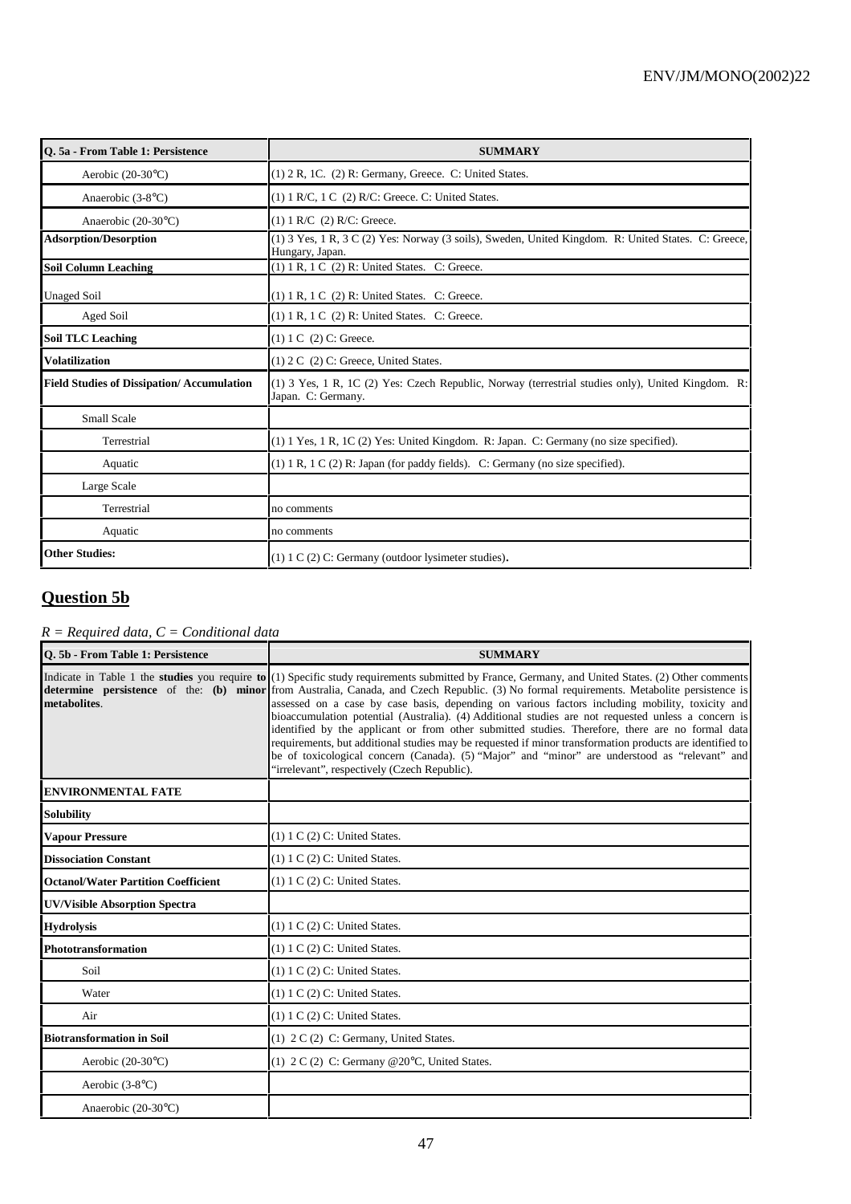| Q. 5a - From Table 1: Persistence | SUMMARY |
|---|---|
| Aerobic (20-30°C) | (1) 2 R, 1C. (2) R: Germany, Greece. C: United States. |
| Anaerobic (3-8°C) | (1) 1 R/C, 1 C (2) R/C: Greece. C: United States. |
| Anaerobic (20-30°C) | (1) 1 R/C (2) R/C: Greece. |
| **Adsorption/Desorption** | (1) 3 Yes, 1 R, 3 C (2) Yes: Norway (3 soils), Sweden, United Kingdom. R: United States. C: Greece, Hungary, Japan. |
| **Soil Column Leaching** | (1) 1 R, 1 C (2) R: United States. C: Greece. |
| Unaged Soil | (1) 1 R, 1 C (2) R: United States. C: Greece. |
| Aged Soil | (1) 1 R, 1 C (2) R: United States. C: Greece. |
| **Soil TLC Leaching** | (1) 1 C (2) C: Greece. |
| **Volatilization** | (1) 2 C (2) C: Greece, United States. |
| **Field Studies of Dissipation/ Accumulation** | (1) 3 Yes, 1 R, 1C (2) Yes: Czech Republic, Norway (terrestrial studies only), United Kingdom. R: Japan. C: Germany. |
| Small Scale | |
| Terrestrial | (1) 1 Yes, 1 R, 1C (2) Yes: United Kingdom. R: Japan. C: Germany (no size specified). |
| Aquatic | (1) 1 R, 1 C (2) R: Japan (for paddy fields). C: Germany (no size specified). |
| Large Scale | |
| Terrestrial | no comments |
| Aquatic | no comments |
| **Other Studies:** | (1) 1 C (2) C: Germany (outdoor lysimeter studies). |

## Question 5b

*R = Required data, C = Conditional data*

| Q. 5b - From Table 1: Persistence | SUMMARY |
|---|---|
| Indicate in Table 1 the **studies** you require **to determine persistence** of the: **(b) minor metabolites**. | (1) Specific study requirements submitted by France, Germany, and United States. (2) Other comments from Australia, Canada, and Czech Republic. (3) No formal requirements. Metabolite persistence is assessed on a case by case basis, depending on various factors including mobility, toxicity and bioaccumulation potential (Australia). (4) Additional studies are not requested unless a concern is identified by the applicant or from other submitted studies. Therefore, there are no formal data requirements, but additional studies may be requested if minor transformation products are identified to be of toxicological concern (Canada). (5) "Major" and "minor" are understood as "relevant" and "irrelevant", respectively (Czech Republic). |
| **ENVIRONMENTAL FATE** | |
| **Solubility** | |
| **Vapour Pressure** | (1) 1 C (2) C: United States. |
| **Dissociation Constant** | (1) 1 C (2) C: United States. |
| **Octanol/Water Partition Coefficient** | (1) 1 C (2) C: United States. |
| **UV/Visible Absorption Spectra** | |
| **Hydrolysis** | (1) 1 C (2) C: United States. |
| **Phototransformation** | (1) 1 C (2) C: United States. |
| Soil | (1) 1 C (2) C: United States. |
| Water | (1) 1 C (2) C: United States. |
| Air | (1) 1 C (2) C: United States. |
| **Biotransformation in Soil** | (1) 2 C (2) C: Germany, United States. |
| Aerobic (20-30°C) | (1) 2 C (2) C: Germany @20°C, United States. |
| Aerobic (3-8°C) | |
| Anaerobic (20-30°C) | |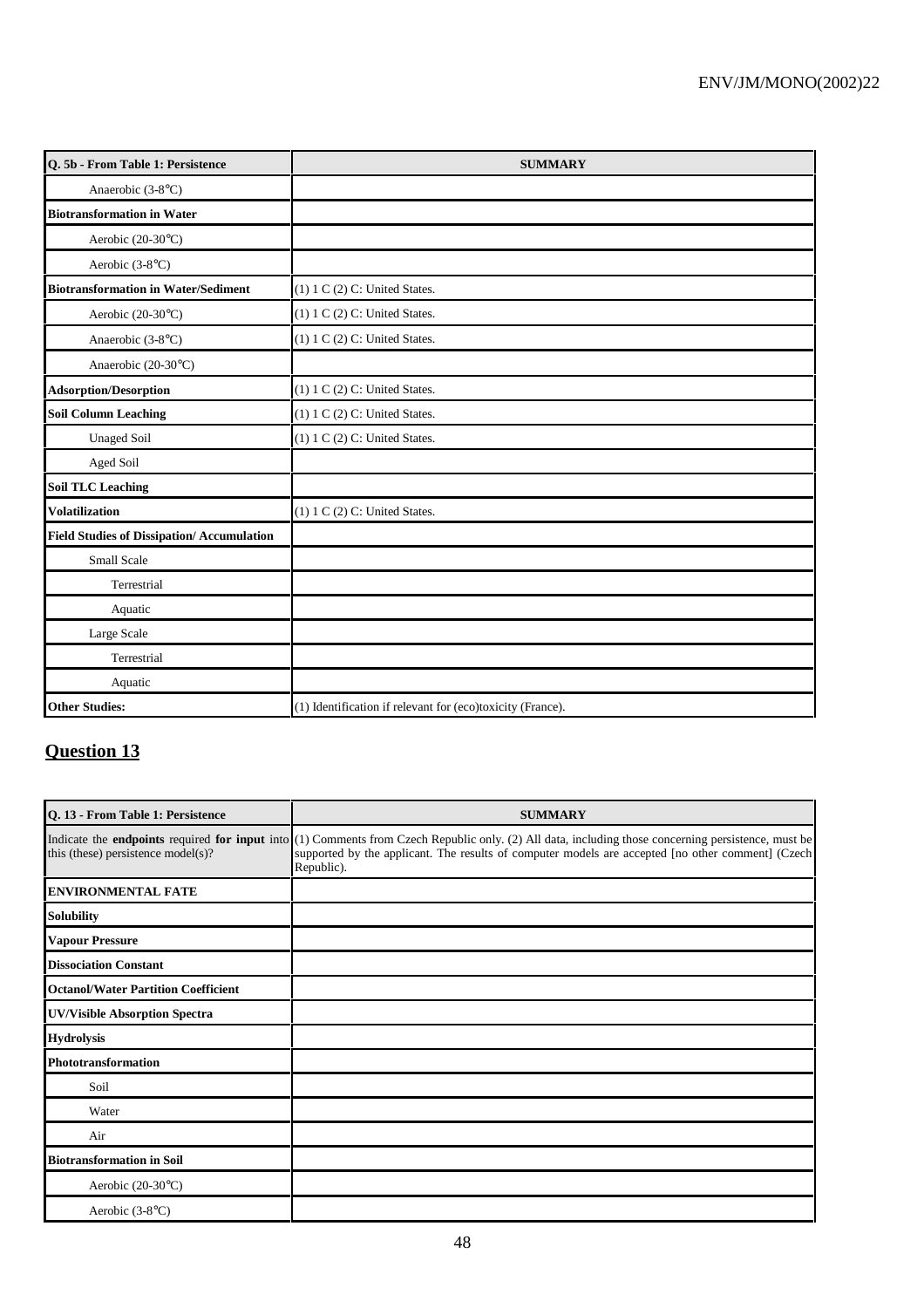| Q. 5b - From Table 1: Persistence | SUMMARY |
|---|---|
| Anaerobic (3-8°C) | |
| **Biotransformation in Water** | |
| Aerobic (20-30°C) | |
| Aerobic (3-8°C) | |
| **Biotransformation in Water/Sediment** | (1) 1 C (2) C: United States. |
| Aerobic (20-30°C) | (1) 1 C (2) C: United States. |
| Anaerobic (3-8°C) | (1) 1 C (2) C: United States. |
| Anaerobic (20-30°C) | |
| **Adsorption/Desorption** | (1) 1 C (2) C: United States. |
| **Soil Column Leaching** | (1) 1 C (2) C: United States. |
| Unaged Soil | (1) 1 C (2) C: United States. |
| Aged Soil | |
| **Soil TLC Leaching** | |
| **Volatilization** | (1) 1 C (2) C: United States. |
| **Field Studies of Dissipation/ Accumulation** | |
| Small Scale | |
| Terrestrial | |
| Aquatic | |
| Large Scale | |
| Terrestrial | |
| Aquatic | |
| **Other Studies:** | (1) Identification if relevant for (eco)toxicity (France). |

## Question 13

| Q. 13 - From Table 1: Persistence | SUMMARY |
|---|---|
| Indicate the **endpoints** required **for input** into this (these) persistence model(s)? | (1) Comments from Czech Republic only. (2) All data, including those concerning persistence, must be supported by the applicant. The results of computer models are accepted [no other comment] (Czech Republic). |
| **ENVIRONMENTAL FATE** | |
| **Solubility** | |
| **Vapour Pressure** | |
| **Dissociation Constant** | |
| **Octanol/Water Partition Coefficient** | |
| **UV/Visible Absorption Spectra** | |
| **Hydrolysis** | |
| **Phototransformation** | |
| Soil | |
| Water | |
| Air | |
| **Biotransformation in Soil** | |
| Aerobic (20-30°C) | |
| Aerobic (3-8°C) | |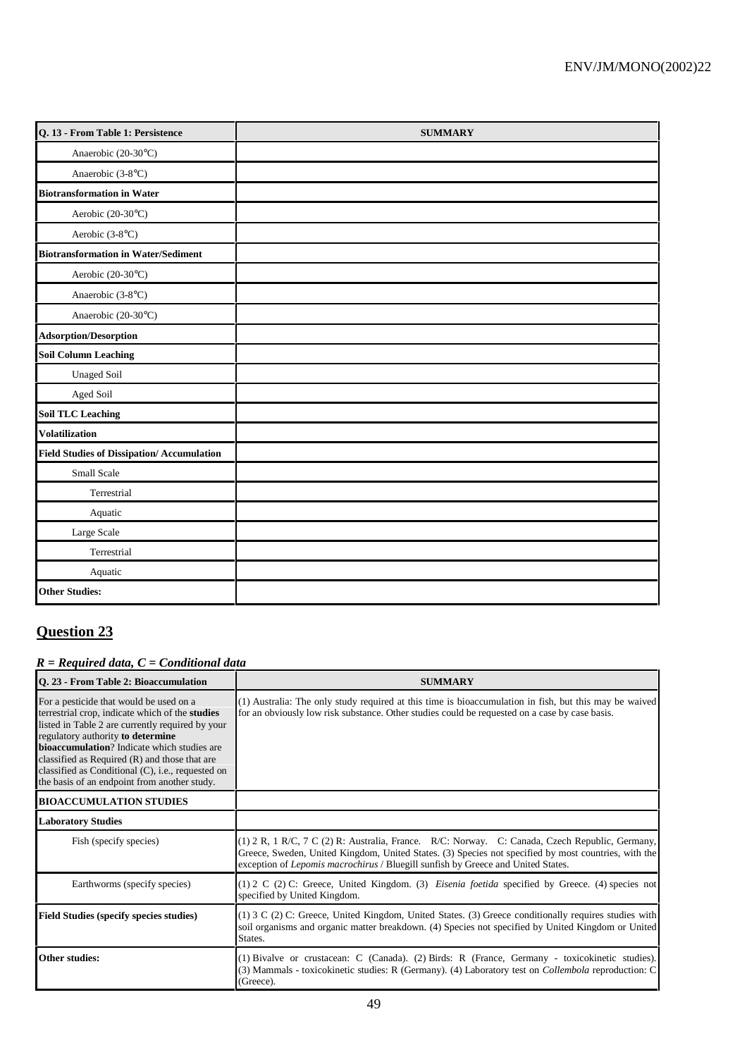| Q. 13 - From Table 1: Persistence | SUMMARY |
|---|---|
| Anaerobic (20-30°C) | |
| Anaerobic (3-8°C) | |
| **Biotransformation in Water** | |
| Aerobic (20-30°C) | |
| Aerobic (3-8°C) | |
| **Biotransformation in Water/Sediment** | |
| Aerobic (20-30°C) | |
| Anaerobic (3-8°C) | |
| Anaerobic (20-30°C) | |
| **Adsorption/Desorption** | |
| **Soil Column Leaching** | |
| Unaged Soil | |
| Aged Soil | |
| **Soil TLC Leaching** | |
| **Volatilization** | |
| **Field Studies of Dissipation/ Accumulation** | |
| Small Scale | |
| Terrestrial | |
| Aquatic | |
| Large Scale | |
| Terrestrial | |
| Aquatic | |
| **Other Studies:** | |

## Question 23

***R = Required data, C = Conditional data***

| Q. 23 - From Table 2: Bioaccumulation | SUMMARY |
|---|---|
| For a pesticide that would be used on a terrestrial crop, indicate which of the **studies** listed in Table 2 are currently required by your regulatory authority **to determine bioaccumulation**? Indicate which studies are classified as Required (R) and those that are classified as Conditional (C), i.e., requested on the basis of an endpoint from another study. | (1) Australia: The only study required at this time is bioaccumulation in fish, but this may be waived for an obviously low risk substance. Other studies could be requested on a case by case basis. |
| **BIOACCUMULATION STUDIES** | |
| **Laboratory Studies** | |
| Fish (specify species) | (1) 2 R, 1 R/C, 7 C (2) R: Australia, France. R/C: Norway. C: Canada, Czech Republic, Germany, Greece, Sweden, United Kingdom, United States. (3) Species not specified by most countries, with the exception of *Lepomis macrochirus* / Bluegill sunfish by Greece and United States. |
| Earthworms (specify species) | (1) 2 C (2) C: Greece, United Kingdom. (3) *Eisenia foetida* specified by Greece. (4) species not specified by United Kingdom. |
| **Field Studies (specify species studies)** | (1) 3 C (2) C: Greece, United Kingdom, United States. (3) Greece conditionally requires studies with soil organisms and organic matter breakdown. (4) Species not specified by United Kingdom or United States. |
| **Other studies:** | (1) Bivalve or crustacean: C (Canada). (2) Birds: R (France, Germany - toxicokinetic studies). (3) Mammals - toxicokinetic studies: R (Germany). (4) Laboratory test on *Collembola* reproduction: C (Greece). |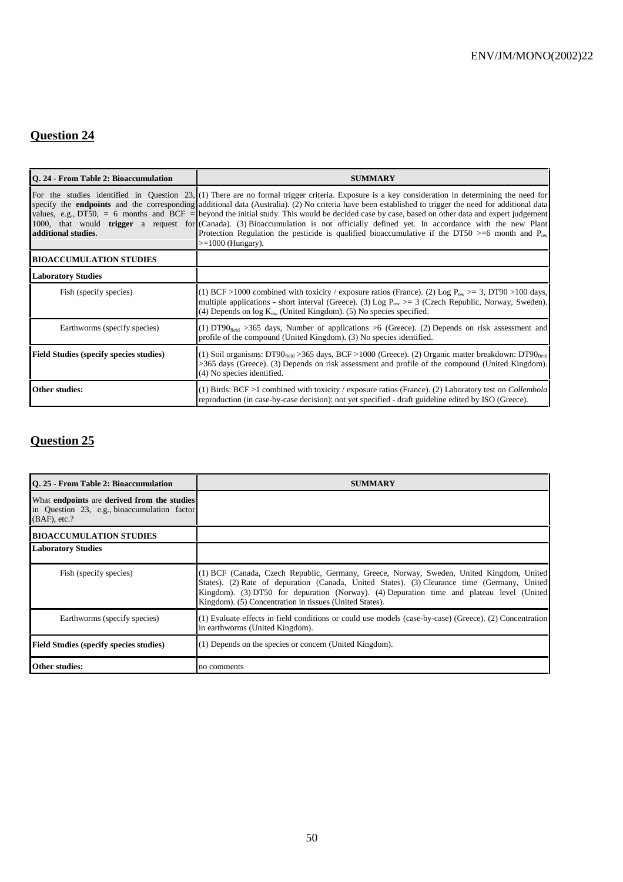## Question 24

| Q. 24 - From Table 2: Bioaccumulation | SUMMARY |
|---|---|
| For the studies identified in Question 23, specify the **endpoints** and the corresponding values, e.g., DT50, = 6 months and BCF = 1000, that would **trigger** a request for **additional studies**. | (1) There are no formal trigger criteria. Exposure is a key consideration in determining the need for additional data (Australia). (2) No criteria have been established to trigger the need for additional data beyond the initial study. This would be decided case by case, based on other data and expert judgement (Canada). (3) Bioaccumulation is not officially defined yet. In accordance with the new Plant Protection Regulation the pesticide is qualified bioaccumulative if the DT50 >=6 month and $P_{ow}$ >=1000 (Hungary). |
| **BIOACCUMULATION STUDIES** | |
| **Laboratory Studies** | |
| Fish (specify species) | (1) BCF >1000 combined with toxicity / exposure ratios (France). (2) Log $P_{ow}$ >= 3, DT90 >100 days, multiple applications - short interval (Greece). (3) Log $P_{ow}$ >= 3 (Czech Republic, Norway, Sweden). (4) Depends on log $K_{ow}$ (United Kingdom). (5) No species specified. |
| Earthworms (specify species) | (1) $DT90_{field}$ >365 days, Number of applications >6 (Greece). (2) Depends on risk assessment and profile of the compound (United Kingdom). (3) No species identified. |
| **Field Studies (specify species studies)** | (1) Soil organisms: $DT90_{field}$ >365 days, BCF >1000 (Greece). (2) Organic matter breakdown: $DT90_{field}$ >365 days (Greece). (3) Depends on risk assessment and profile of the compound (United Kingdom). (4) No species identified. |
| **Other studies:** | (1) Birds: BCF >1 combined with toxicity / exposure ratios (France). (2) Laboratory test on *Collembola* reproduction (in case-by-case decision): not yet specified - draft guideline edited by ISO (Greece). |

## Question 25

| Q. 25 - From Table 2: Bioaccumulation | SUMMARY |
|---|---|
| What **endpoints** are **derived from the studies** in Question 23, e.g., bioaccumulation factor (BAF), etc.? | |
| **BIOACCUMULATION STUDIES** | |
| **Laboratory Studies** | |
| Fish (specify species) | (1) BCF (Canada, Czech Republic, Germany, Greece, Norway, Sweden, United Kingdom, United States). (2) Rate of depuration (Canada, United States). (3) Clearance time (Germany, United Kingdom). (3) DT50 for depuration (Norway). (4) Depuration time and plateau level (United Kingdom). (5) Concentration in tissues (United States). |
| Earthworms (specify species) | (1) Evaluate effects in field conditions or could use models (case-by-case) (Greece). (2) Concentration in earthworms (United Kingdom). |
| **Field Studies (specify species studies)** | (1) Depends on the species or concern (United Kingdom). |
| **Other studies:** | no comments |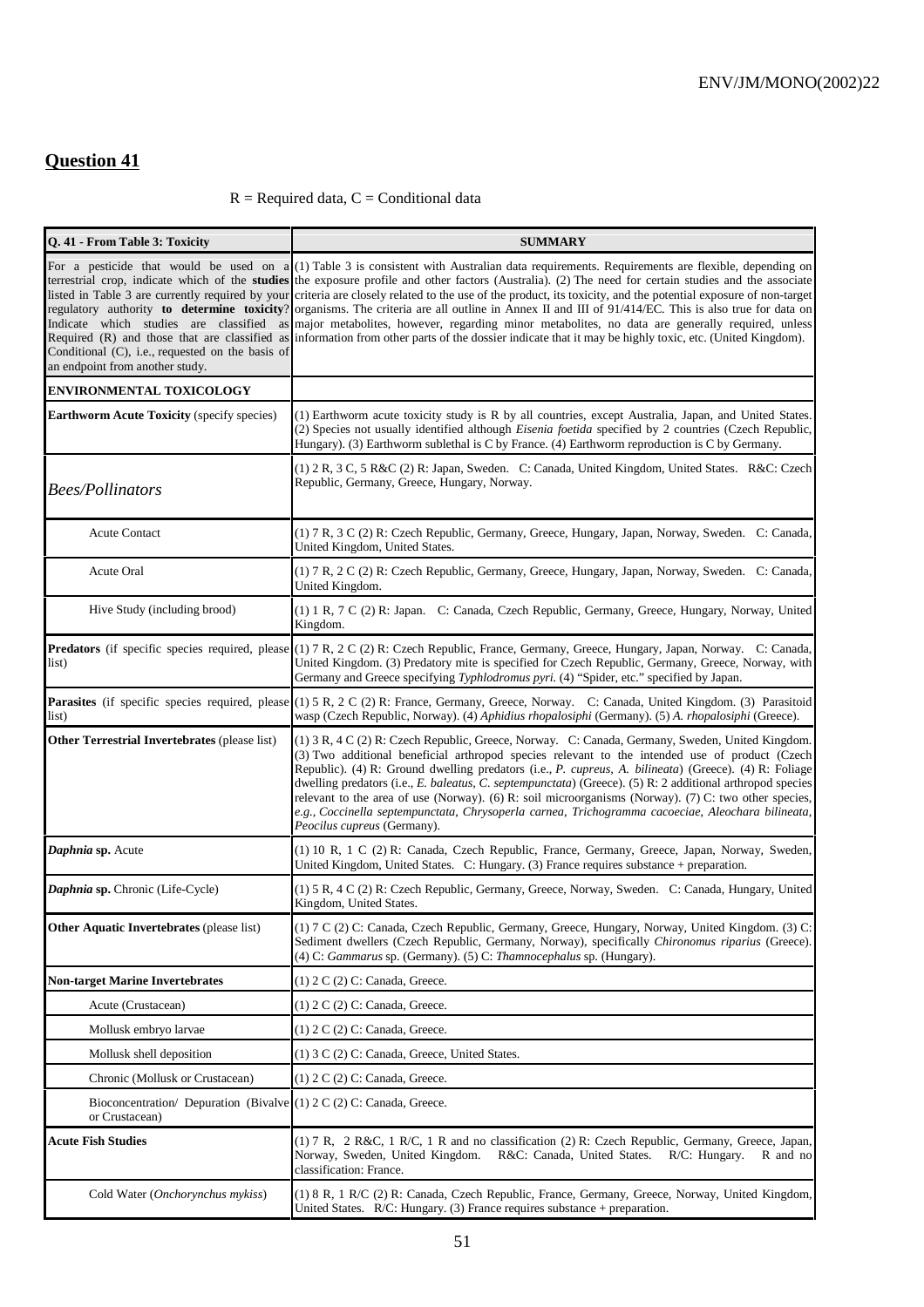## Question 41

R = Required data, C = Conditional data

| Q. 41 - From Table 3: Toxicity | SUMMARY |
|---|---|
| For a pesticide that would be used on a terrestrial crop, indicate which of the **studies** listed in Table 3 are currently required by your regulatory authority **to determine toxicity**? Indicate which studies are classified as Required (R) and those that are classified as Conditional (C), i.e., requested on the basis of an endpoint from another study. | (1) Table 3 is consistent with Australian data requirements. Requirements are flexible, depending on the exposure profile and other factors (Australia). (2) The need for certain studies and the associate criteria are closely related to the use of the product, its toxicity, and the potential exposure of non-target organisms. The criteria are all outline in Annex II and III of 91/414/EC. This is also true for data on major metabolites, however, regarding minor metabolites, no data are generally required, unless information from other parts of the dossier indicate that it may be highly toxic, etc. (United Kingdom). |
| **ENVIRONMENTAL TOXICOLOGY** | |
| **Earthworm Acute Toxicity** (specify species) | (1) Earthworm acute toxicity study is R by all countries, except Australia, Japan, and United States. (2) Species not usually identified although *Eisenia foetida* specified by 2 countries (Czech Republic, Hungary). (3) Earthworm sublethal is C by France. (4) Earthworm reproduction is C by Germany. |
| *Bees/Pollinators* | (1) 2 R, 3 C, 5 R&C (2) R: Japan, Sweden. C: Canada, United Kingdom, United States. R&C: Czech Republic, Germany, Greece, Hungary, Norway. |
| Acute Contact | (1) 7 R, 3 C (2) R: Czech Republic, Germany, Greece, Hungary, Japan, Norway, Sweden. C: Canada, United Kingdom, United States. |
| Acute Oral | (1) 7 R, 2 C (2) R: Czech Republic, Germany, Greece, Hungary, Japan, Norway, Sweden. C: Canada, United Kingdom. |
| Hive Study (including brood) | (1) 1 R, 7 C (2) R: Japan. C: Canada, Czech Republic, Germany, Greece, Hungary, Norway, United Kingdom. |
| **Predators** (if specific species required, please list) | (1) 7 R, 2 C (2) R: Czech Republic, France, Germany, Greece, Hungary, Japan, Norway. C: Canada, United Kingdom. (3) Predatory mite is specified for Czech Republic, Germany, Greece, Norway, with Germany and Greece specifying *Typhlodromus pyri.* (4) "Spider, etc." specified by Japan. |
| **Parasites** (if specific species required, please list) | (1) 5 R, 2 C (2) R: France, Germany, Greece, Norway. C: Canada, United Kingdom. (3) Parasitoid wasp (Czech Republic, Norway). (4) *Aphidius rhopalosiphi* (Germany). (5) *A. rhopalosiphi* (Greece). |
| **Other Terrestrial Invertebrates** (please list) | (1) 3 R, 4 C (2) R: Czech Republic, Greece, Norway. C: Canada, Germany, Sweden, United Kingdom. (3) Two additional beneficial arthropod species relevant to the intended use of product (Czech Republic). (4) R: Ground dwelling predators (i.e., *P. cupreus*, *A. bilineata*) (Greece). (4) R: Foliage dwelling predators (i.e., *E. baleatus*, *C. septempunctata*) (Greece). (5) R: 2 additional arthropod species relevant to the area of use (Norway). (6) R: soil microorganisms (Norway). (7) C: two other species, *e.g., Coccinella septempunctata*, *Chrysoperla carnea*, *Trichogramma cacoeciae*, *Aleochara bilineata*, *Peocilus cupreus* (Germany). |
| ***Daphnia*** **sp.** Acute | (1) 10 R, 1 C (2) R: Canada, Czech Republic, France, Germany, Greece, Japan, Norway, Sweden, United Kingdom, United States. C: Hungary. (3) France requires substance + preparation. |
| ***Daphnia*** **sp.** Chronic (Life-Cycle) | (1) 5 R, 4 C (2) R: Czech Republic, Germany, Greece, Norway, Sweden. C: Canada, Hungary, United Kingdom, United States. |
| **Other Aquatic Invertebrates** (please list) | (1) 7 C (2) C: Canada, Czech Republic, Germany, Greece, Hungary, Norway, United Kingdom. (3) C: Sediment dwellers (Czech Republic, Germany, Norway), specifically *Chironomus riparius* (Greece). (4) C: *Gammarus* sp. (Germany). (5) C: *Thamnocephalus* sp. (Hungary). |
| **Non-target Marine Invertebrates** | (1) 2 C (2) C: Canada, Greece. |
| Acute (Crustacean) | (1) 2 C (2) C: Canada, Greece. |
| Mollusk embryo larvae | (1) 2 C (2) C: Canada, Greece. |
| Mollusk shell deposition | (1) 3 C (2) C: Canada, Greece, United States. |
| Chronic (Mollusk or Crustacean) | (1) 2 C (2) C: Canada, Greece. |
| Bioconcentration/ Depuration (Bivalve or Crustacean) | (1) 2 C (2) C: Canada, Greece. |
| **Acute Fish Studies** | (1) 7 R, 2 R&C, 1 R/C, 1 R and no classification (2) R: Czech Republic, Germany, Greece, Japan, Norway, Sweden, United Kingdom. R&C: Canada, United States. R/C: Hungary. R and no classification: France. |
| Cold Water (*Onchorynchus mykiss*) | (1) 8 R, 1 R/C (2) R: Canada, Czech Republic, France, Germany, Greece, Norway, United Kingdom, United States. R/C: Hungary. (3) France requires substance + preparation. |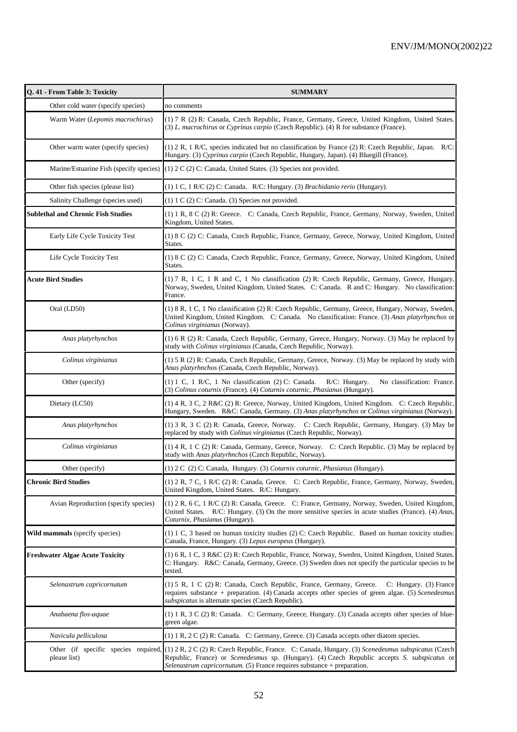| Q. 41 - From Table 3: Toxicity | SUMMARY |
|---|---|
| Other cold water (specify species) | no comments |
| Warm Water (*Lepomis macrochirus*) | (1) 7 R (2) R: Canada, Czech Republic, France, Germany, Greece, United Kingdom, United States. (3) *L. macrochirus* or *Cyprinus carpio* (Czech Republic). (4) R for substance (France). |
| Other warm water (specify species) | (1) 2 R, 1 R/C, species indicated but no classification by France (2) R: Czech Republic, Japan. R/C: Hungary. (3) *Cyprinus carpio* (Czech Republic, Hungary, Japan). (4) Bluegill (France). |
| Marine/Estuarine Fish (specify species) | (1) 2 C (2) C: Canada, United States. (3) Species not provided. |
| Other fish species (please list) | (1) 1 C, 1 R/C (2) C: Canada. R/C: Hungary. (3) *Brachidanio rerio* (Hungary). |
| Salinity Challenge (species used) | (1) 1 C (2) C: Canada. (3) Species not provided. |
| **Sublethal and Chronic Fish Studies** | (1) 1 R, 8 C (2) R: Greece. C: Canada, Czech Republic, France, Germany, Norway, Sweden, United Kingdom, United States. |
| Early Life Cycle Toxicity Test | (1) 8 C (2) C: Canada, Czech Republic, France, Germany, Greece, Norway, United Kingdom, United States. |
| Life Cycle Toxicity Test | (1) 8 C (2) C: Canada, Czech Republic, France, Germany, Greece, Norway, United Kingdom, United States. |
| **Acute Bird Studies** | (1) 7 R, 1 C, 1 R and C, 1 No classification (2) R: Czech Republic, Germany, Greece, Hungary, Norway, Sweden, United Kingdom, United States. C: Canada. R and C: Hungary. No classification: France. |
| Oral (LD50) | (1) 8 R, 1 C, 1 No classification (2) R: Czech Republic, Germany, Greece, Hungary, Norway, Sweden, United Kingdom, United Kingdom. C: Canada. No classification: France. (3) *Anas platyrhynchos* or *Colinus virginianus* (Norway). |
| *Anas platyrhynchos* | (1) 6 R (2) R: Canada, Czech Republic, Germany, Greece, Hungary, Norway. (3) May be replaced by study with *Colinus virginianus* (Canada, Czech Republic, Norway). |
| *Colinus virginianus* | (1) 5 R (2) R: Canada, Czech Republic, Germany, Greece, Norway. (3) May be replaced by study with *Anas platyrhnchos* (Canada, Czech Republic, Norway). |
| Other (specify) | (1) 1 C, 1 R/C, 1 No classification (2) C: Canada. R/C: Hungary. No classification: France. (3) *Colinus coturnix* (France). (4) *Coturnix coturnic*, *Phasianus* (Hungary). |
| Dietary (LC50) | (1) 4 R, 3 C, 2 R&C (2) R: Greece, Norway, United Kingdom, United Kingdom. C: Czech Republic, Hungary, Sweden. R&C: Canada, Germany. (3) *Anas platyrhynchos* or *Colinus virginianus* (Norway). |
| *Anas platyrhynchos* | (1) 3 R, 3 C (2) R: Canada, Greece, Norway. C: Czech Republic, Germany, Hungary. (3) May be replaced by study with *Colinus virginianus* (Czech Republic, Norway). |
| *Colinus virginianus* | (1) 4 R, 1 C (2) R: Canada, Germany, Greece, Norway. C: Czech Republic. (3) May be replaced by study with *Anas platyrhnchos* (Czech Republic, Norway). |
| Other (specify) | (1) 2 C (2) C: Canada, Hungary. (3) *Coturnix coturnic*, *Phasianus* (Hungary). |
| **Chronic Bird Studies** | (1) 2 R, 7 C, 1 R/C (2) R: Canada, Greece. C: Czech Republic, France, Germany, Norway, Sweden, United Kingdom, United States. R/C: Hungary. |
| Avian Reproduction (specify species) | (1) 2 R, 6 C, 1 R/C (2) R: Canada, Greece. C: France, Germany, Norway, Sweden, United Kingdom, United States. R/C: Hungary. (3) On the more sensitive species in acute studies (France). (4) *Anas*, *Coturnix*, *Phasianus* (Hungary). |
| **Wild mammals** (specify species) | (1) 1 C, 3 based on human toxicity studies (2) C: Czech Republic. Based on human toxicity studies: Canada, France, Hungary. (3) *Lepus europeus* (Hungary). |
| **Freshwater Algae Acute Toxicity** | (1) 6 R, 1 C, 3 R&C (2) R: Czech Republic, France, Norway, Sweden, United Kingdom, United States. C: Hungary. R&C: Canada, Germany, Greece. (3) Sweden does not specify the particular species to be tested. |
| *Selenastrum capricornutum* | (1) 5 R, 1 C (2) R: Canada, Czech Republic, France, Germany, Greece. C: Hungary. (3) France requires substance + preparation. (4) Canada accepts other species of green algae. (5) *Scenedesmus subspicatus* is alternate species (Czech Republic). |
| *Anabaena flos-aquae* | (1) 1 R, 3 C (2) R: Canada. C: Germany, Greece, Hungary. (3) Canada accepts other species of blue-green algae. |
| *Navicula pelliculosa* | (1) 1 R, 2 C (2) R: Canada. C: Germany, Greece. (3) Canada accepts other diatom species. |
| Other (if specific species required, please list) | (1) 2 R, 2 C (2) R: Czech Republic, France. C: Canada, Hungary. (3) *Scenedesmus subspicatus* (Czech Republic, France) or *Scenedesmus* sp. (Hungary). (4) Czech Republic accepts *S. subspicatus* or *Selenastrum capricornutum*. (5) France requires substance + preparation. |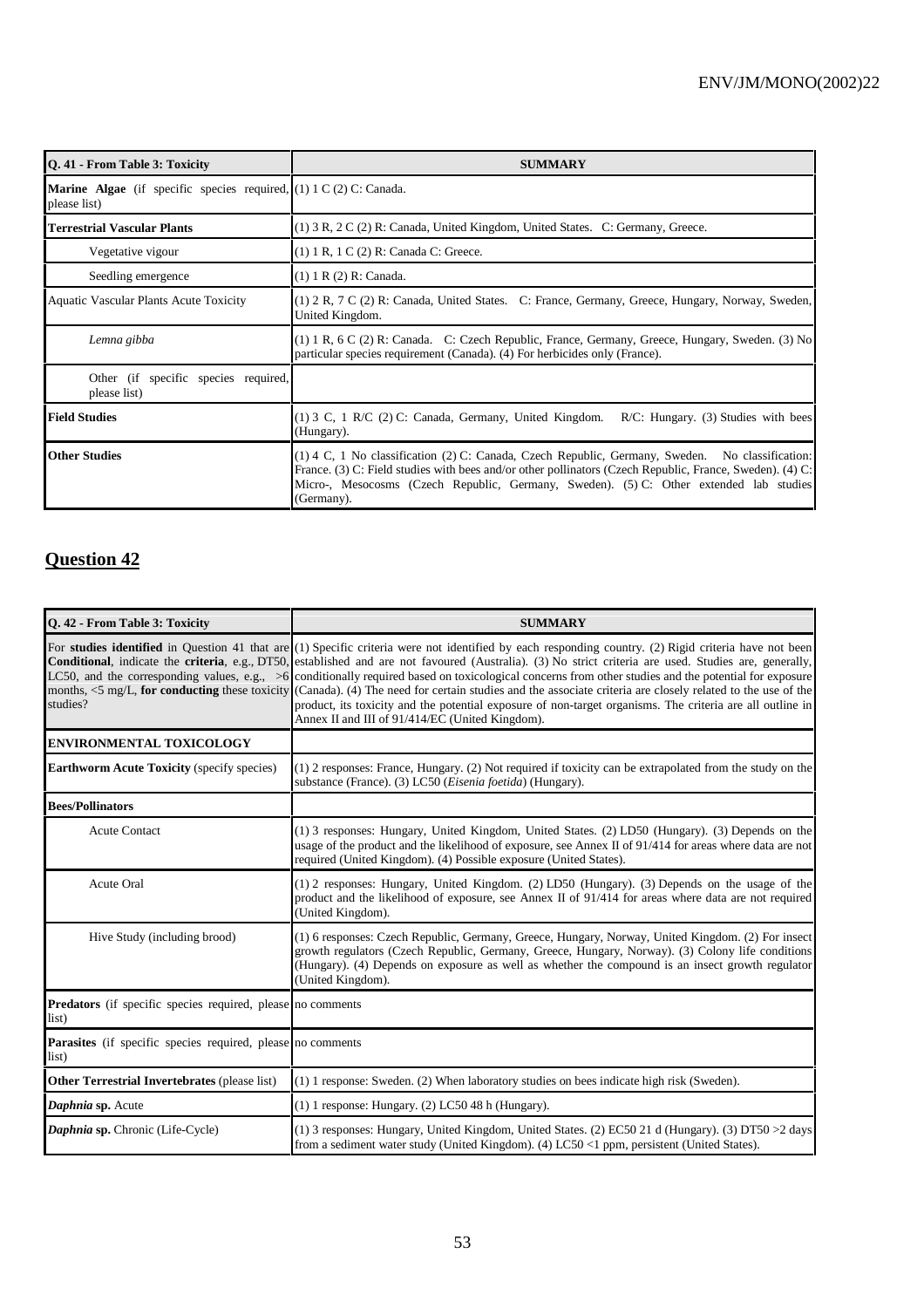| Q. 41 - From Table 3: Toxicity | SUMMARY |
|---|---|
| **Marine Algae** (if specific species required, please list) | (1) 1 C (2) C: Canada. |
| **Terrestrial Vascular Plants** | (1) 3 R, 2 C (2) R: Canada, United Kingdom, United States. C: Germany, Greece. |
| Vegetative vigour | (1) 1 R, 1 C (2) R: Canada C: Greece. |
| Seedling emergence | (1) 1 R (2) R: Canada. |
| Aquatic Vascular Plants Acute Toxicity | (1) 2 R, 7 C (2) R: Canada, United States. C: France, Germany, Greece, Hungary, Norway, Sweden, United Kingdom. |
| *Lemna gibba* | (1) 1 R, 6 C (2) R: Canada. C: Czech Republic, France, Germany, Greece, Hungary, Sweden. (3) No particular species requirement (Canada). (4) For herbicides only (France). |
| Other (if specific species required, please list) | |
| **Field Studies** | (1) 3 C, 1 R/C (2) C: Canada, Germany, United Kingdom. R/C: Hungary. (3) Studies with bees (Hungary). |
| **Other Studies** | (1) 4 C, 1 No classification (2) C: Canada, Czech Republic, Germany, Sweden. No classification: France. (3) C: Field studies with bees and/or other pollinators (Czech Republic, France, Sweden). (4) C: Micro-, Mesocosms (Czech Republic, Germany, Sweden). (5) C: Other extended lab studies (Germany). |

## Question 42

| Q. 42 - From Table 3: Toxicity | SUMMARY |
|---|---|
| For **studies identified** in Question 41 that are **Conditional**, indicate the **criteria**, e.g., DT50, LC50, and the corresponding values, e.g., >6 months, <5 mg/L, **for conducting** these toxicity studies? | (1) Specific criteria were not identified by each responding country. (2) Rigid criteria have not been established and are not favoured (Australia). (3) No strict criteria are used. Studies are, generally, conditionally required based on toxicological concerns from other studies and the potential for exposure (Canada). (4) The need for certain studies and the associate criteria are closely related to the use of the product, its toxicity and the potential exposure of non-target organisms. The criteria are all outline in Annex II and III of 91/414/EC (United Kingdom). |
| **ENVIRONMENTAL TOXICOLOGY** | |
| **Earthworm Acute Toxicity** (specify species) | (1) 2 responses: France, Hungary. (2) Not required if toxicity can be extrapolated from the study on the substance (France). (3) LC50 (*Eisenia foetida*) (Hungary). |
| **Bees/Pollinators** | |
| Acute Contact | (1) 3 responses: Hungary, United Kingdom, United States. (2) LD50 (Hungary). (3) Depends on the usage of the product and the likelihood of exposure, see Annex II of 91/414 for areas where data are not required (United Kingdom). (4) Possible exposure (United States). |
| Acute Oral | (1) 2 responses: Hungary, United Kingdom. (2) LD50 (Hungary). (3) Depends on the usage of the product and the likelihood of exposure, see Annex II of 91/414 for areas where data are not required (United Kingdom). |
| Hive Study (including brood) | (1) 6 responses: Czech Republic, Germany, Greece, Hungary, Norway, United Kingdom. (2) For insect growth regulators (Czech Republic, Germany, Greece, Hungary, Norway). (3) Colony life conditions (Hungary). (4) Depends on exposure as well as whether the compound is an insect growth regulator (United Kingdom). |
| **Predators** (if specific species required, please list) | no comments |
| **Parasites** (if specific species required, please list) | no comments |
| **Other Terrestrial Invertebrates** (please list) | (1) 1 response: Sweden. (2) When laboratory studies on bees indicate high risk (Sweden). |
| ***Daphnia* sp.** Acute | (1) 1 response: Hungary. (2) LC50 48 h (Hungary). |
| ***Daphnia* sp.** Chronic (Life-Cycle) | (1) 3 responses: Hungary, United Kingdom, United States. (2) EC50 21 d (Hungary). (3) DT50 >2 days from a sediment water study (United Kingdom). (4) LC50 <1 ppm, persistent (United States). |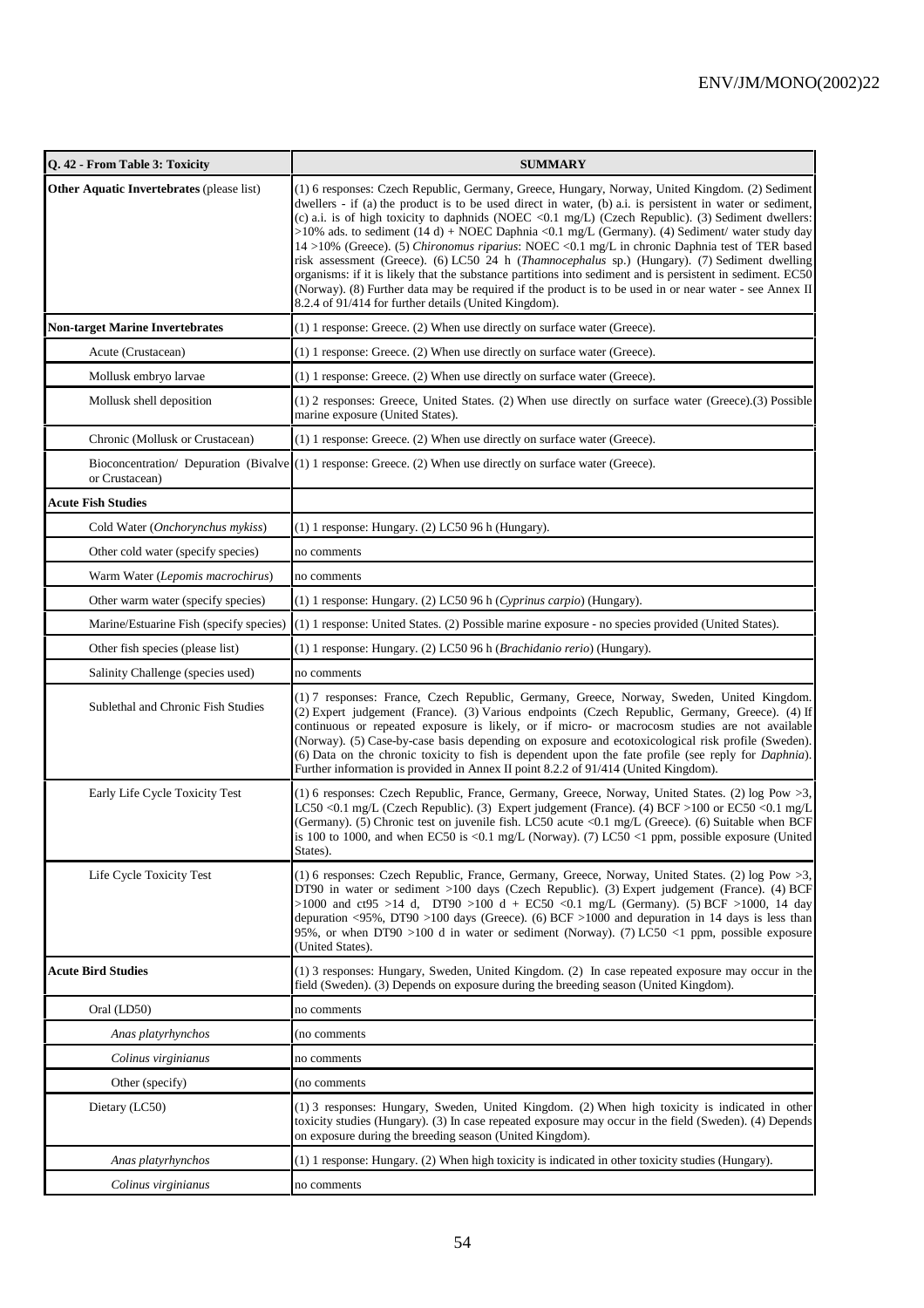| Q. 42 - From Table 3: Toxicity | SUMMARY |
|---|---|
| **Other Aquatic Invertebrates** (please list) | (1) 6 responses: Czech Republic, Germany, Greece, Hungary, Norway, United Kingdom. (2) Sediment dwellers - if (a) the product is to be used direct in water, (b) a.i. is persistent in water or sediment, (c) a.i. is of high toxicity to daphnids (NOEC <0.1 mg/L) (Czech Republic). (3) Sediment dwellers: >10% ads. to sediment (14 d) + NOEC Daphnia <0.1 mg/L (Germany). (4) Sediment/ water study day 14 >10% (Greece). (5) *Chironomus riparius*: NOEC <0.1 mg/L in chronic Daphnia test of TER based risk assessment (Greece). (6) LC50 24 h (*Thamnocephalus* sp.) (Hungary). (7) Sediment dwelling organisms: if it is likely that the substance partitions into sediment and is persistent in sediment. EC50 (Norway). (8) Further data may be required if the product is to be used in or near water - see Annex II 8.2.4 of 91/414 for further details (United Kingdom). |
| **Non-target Marine Invertebrates** | (1) 1 response: Greece. (2) When use directly on surface water (Greece). |
| Acute (Crustacean) | (1) 1 response: Greece. (2) When use directly on surface water (Greece). |
| Mollusk embryo larvae | (1) 1 response: Greece. (2) When use directly on surface water (Greece). |
| Mollusk shell deposition | (1) 2 responses: Greece, United States. (2) When use directly on surface water (Greece).(3) Possible marine exposure (United States). |
| Chronic (Mollusk or Crustacean) | (1) 1 response: Greece. (2) When use directly on surface water (Greece). |
| Bioconcentration/ Depuration (Bivalve or Crustacean) | (1) 1 response: Greece. (2) When use directly on surface water (Greece). |
| **Acute Fish Studies** | |
| Cold Water (*Onchorynchus mykiss*) | (1) 1 response: Hungary. (2) LC50 96 h (Hungary). |
| Other cold water (specify species) | no comments |
| Warm Water (*Lepomis macrochirus*) | no comments |
| Other warm water (specify species) | (1) 1 response: Hungary. (2) LC50 96 h (*Cyprinus carpio*) (Hungary). |
| Marine/Estuarine Fish (specify species) | (1) 1 response: United States. (2) Possible marine exposure - no species provided (United States). |
| Other fish species (please list) | (1) 1 response: Hungary. (2) LC50 96 h (*Brachidanio rerio*) (Hungary). |
| Salinity Challenge (species used) | no comments |
| Sublethal and Chronic Fish Studies | (1) 7 responses: France, Czech Republic, Germany, Greece, Norway, Sweden, United Kingdom. (2) Expert judgement (France). (3) Various endpoints (Czech Republic, Germany, Greece). (4) If continuous or repeated exposure is likely, or if micro- or macrocosm studies are not available (Norway). (5) Case-by-case basis depending on exposure and ecotoxicological risk profile (Sweden). (6) Data on the chronic toxicity to fish is dependent upon the fate profile (see reply for *Daphnia*). Further information is provided in Annex II point 8.2.2 of 91/414 (United Kingdom). |
| Early Life Cycle Toxicity Test | (1) 6 responses: Czech Republic, France, Germany, Greece, Norway, United States. (2) log Pow >3, LC50 <0.1 mg/L (Czech Republic). (3) Expert judgement (France). (4) BCF >100 or EC50 <0.1 mg/L (Germany). (5) Chronic test on juvenile fish. LC50 acute <0.1 mg/L (Greece). (6) Suitable when BCF is 100 to 1000, and when EC50 is <0.1 mg/L (Norway). (7) LC50 <1 ppm, possible exposure (United States). |
| Life Cycle Toxicity Test | (1) 6 responses: Czech Republic, France, Germany, Greece, Norway, United States. (2) log Pow >3, DT90 in water or sediment >100 days (Czech Republic). (3) Expert judgement (France). (4) BCF >1000 and ct95 >14 d, DT90 >100 d + EC50 <0.1 mg/L (Germany). (5) BCF >1000, 14 day depuration <95%, DT90 >100 days (Greece). (6) BCF >1000 and depuration in 14 days is less than 95%, or when DT90 >100 d in water or sediment (Norway). (7) LC50 <1 ppm, possible exposure (United States). |
| **Acute Bird Studies** | (1) 3 responses: Hungary, Sweden, United Kingdom. (2) In case repeated exposure may occur in the field (Sweden). (3) Depends on exposure during the breeding season (United Kingdom). |
| Oral (LD50) | no comments |
| *Anas platyrhynchos* | (no comments |
| *Colinus virginianus* | no comments |
| Other (specify) | (no comments |
| Dietary (LC50) | (1) 3 responses: Hungary, Sweden, United Kingdom. (2) When high toxicity is indicated in other toxicity studies (Hungary). (3) In case repeated exposure may occur in the field (Sweden). (4) Depends on exposure during the breeding season (United Kingdom). |
| *Anas platyrhynchos* | (1) 1 response: Hungary. (2) When high toxicity is indicated in other toxicity studies (Hungary). |
| *Colinus virginianus* | no comments |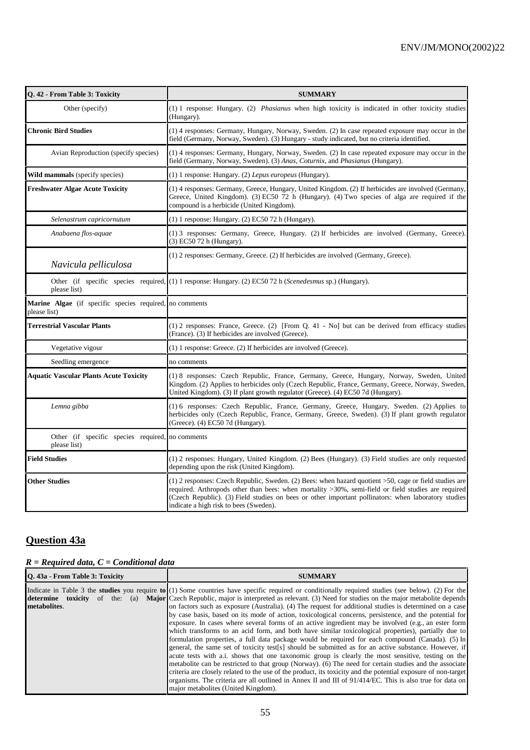| Q. 42 - From Table 3: Toxicity | SUMMARY |
|---|---|
| Other (specify) | (1) 1 response: Hungary. (2) *Phasianus* when high toxicity is indicated in other toxicity studies (Hungary). |
| **Chronic Bird Studies** | (1) 4 responses: Germany, Hungary, Norway, Sweden. (2) In case repeated exposure may occur in the field (Germany, Norway, Sweden). (3) Hungary - study indicated, but no criteria identified. |
| Avian Reproduction (specify species) | (1) 4 responses: Germany, Hungary, Norway, Sweden. (2) In case repeated exposure may occur in the field (Germany, Norway, Sweden). (3) *Anas*, *Coturnix*, and *Phasianus* (Hungary). |
| **Wild mammals** (specify species) | (1) 1 response: Hungary. (2) *Lepus europeus* (Hungary). |
| **Freshwater Algae Acute Toxicity** | (1) 4 responses: Germany, Greece, Hungary, United Kingdom. (2) If herbicides are involved (Germany, Greece, United Kingdom). (3) EC50 72 h (Hungary). (4) Two species of alga are required if the compound is a herbicide (United Kingdom). |
| *Selenastrum capricornutum* | (1) 1 response: Hungary. (2) EC50 72 h (Hungary). |
| *Anabaena flos-aquae* | (1) 3 responses: Germany, Greece, Hungary. (2) If herbicides are involved (Germany, Greece). (3) EC50 72 h (Hungary). |
| *Navicula pelliculosa* | (1) 2 responses: Germany, Greece. (2) If herbicides are involved (Germany, Greece). |
| Other (if specific species required, please list) | (1) 1 response: Hungary. (2) EC50 72 h (*Scenedesmus* sp.) (Hungary). |
| **Marine Algae** (if specific species required, please list) | no comments |
| **Terrestrial Vascular Plants** | (1) 2 responses: France, Greece. (2) [From Q. 41 - No] but can be derived from efficacy studies (France). (3) If herbicides are involved (Greece). |
| Vegetative vigour | (1) 1 response: Greece. (2) If herbicides are involved (Greece). |
| Seedling emergence | no comments |
| **Aquatic Vascular Plants Acute Toxicity** | (1) 8 responses: Czech Republic, France, Germany, Greece, Hungary, Norway, Sweden, United Kingdom. (2) Applies to herbicides only (Czech Republic, France, Germany, Greece, Norway, Sweden, United Kingdom). (3) If plant growth regulator (Greece). (4) EC50 7d (Hungary). |
| *Lemna gibba* | (1) 6 responses: Czech Republic, France, Germany, Greece, Hungary, Sweden. (2) Applies to herbicides only (Czech Republic, France, Germany, Greece, Sweden). (3) If plant growth regulator (Greece). (4) EC50 7d (Hungary). |
| Other (if specific species required, please list) | no comments |
| **Field Studies** | (1) 2 responses: Hungary, United Kingdom. (2) Bees (Hungary). (3) Field studies are only requested depending upon the risk (United Kingdom). |
| **Other Studies** | (1) 2 responses: Czech Republic, Sweden. (2) Bees: when hazard quotient >50, cage or field studies are required. Arthropods other than bees: when mortality >30%, semi-field or field studies are required (Czech Republic). (3) Field studies on bees or other important pollinators: when laboratory studies indicate a high risk to bees (Sweden). |

## Question 43a

***R = Required data, C = Conditional data***

| Q. 43a - From Table 3: Toxicity | SUMMARY |
|---|---|
| Indicate in Table 3 the **studies** you require **to determine toxicity** of the: (a) **Major metabolites**. | (1) Some countries have specific required or conditionally required studies (see below). (2) For the Czech Republic, major is interpreted as relevant. (3) Need for studies on the major metabolite depends on factors such as exposure (Australia). (4) The request for additional studies is determined on a case by case basis, based on its mode of action, toxicological concerns, persistence, and the potential for exposure. In cases where several forms of an active ingredient may be involved (e.g., an ester form which transforms to an acid form, and both have similar toxicological properties), partially due to formulation properties, a full data package would be required for each compound (Canada). (5) In general, the same set of toxicity test[s] should be submitted as for an active substance. However, if acute tests with a.i. shows that one taxonomic group is clearly the most sensitive, testing on the metabolite can be restricted to that group (Norway). (6) The need for certain studies and the associate criteria are closely related to the use of the product, its toxicity and the potential exposure of non-target organisms. The criteria are all outlined in Annex II and III of 91/414/EC. This is also true for data on major metabolites (United Kingdom). |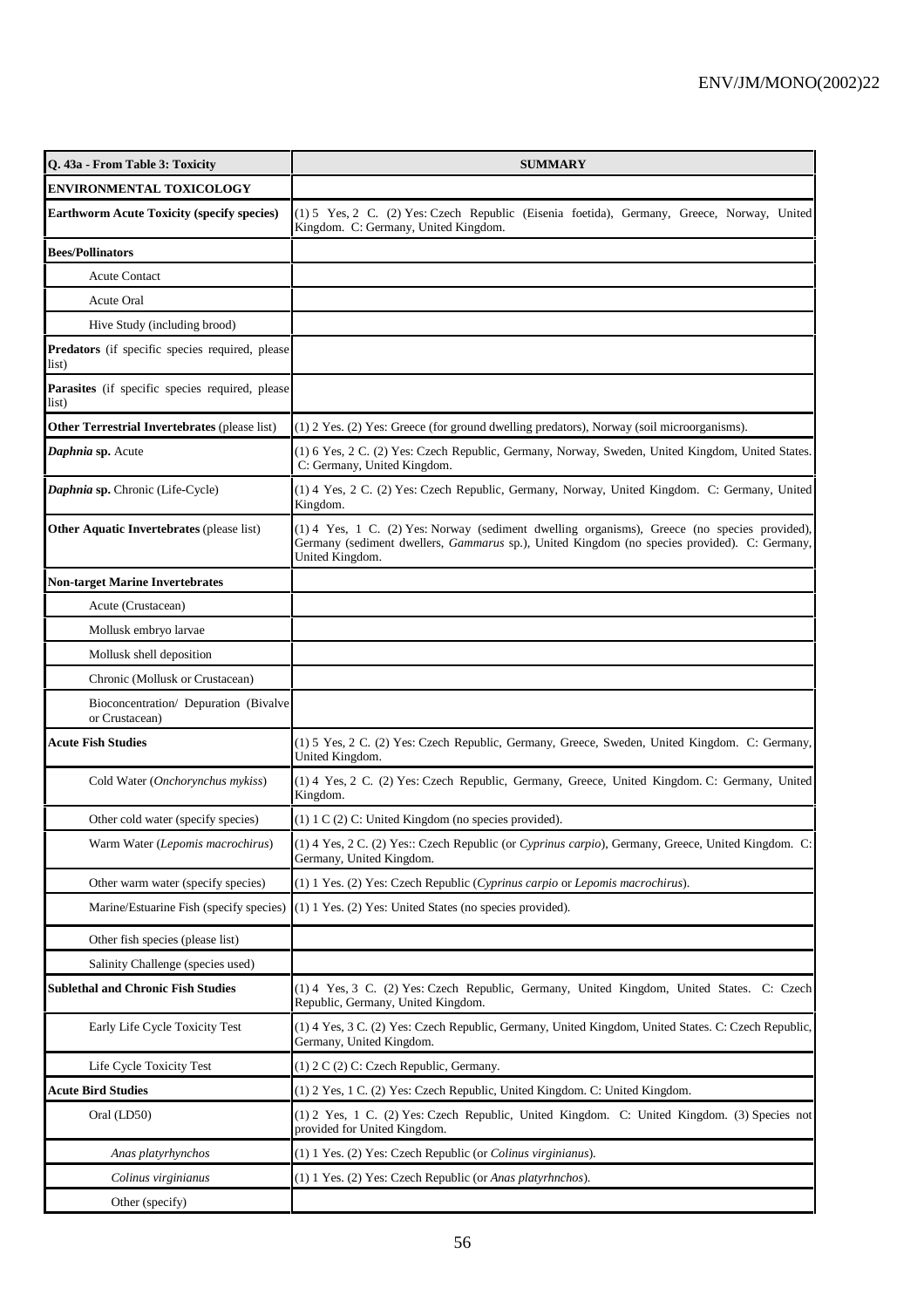| Q. 43a - From Table 3: Toxicity | SUMMARY |
|---|---|
| **ENVIRONMENTAL TOXICOLOGY** | |
| **Earthworm Acute Toxicity (specify species)** | (1) 5 Yes, 2 C. (2) Yes: Czech Republic (Eisenia foetida), Germany, Greece, Norway, United Kingdom. C: Germany, United Kingdom. |
| **Bees/Pollinators** | |
| Acute Contact | |
| Acute Oral | |
| Hive Study (including brood) | |
| **Predators** (if specific species required, please list) | |
| **Parasites** (if specific species required, please list) | |
| **Other Terrestrial Invertebrates** (please list) | (1) 2 Yes. (2) Yes: Greece (for ground dwelling predators), Norway (soil microorganisms). |
| ***Daphnia* sp.** Acute | (1) 6 Yes, 2 C. (2) Yes: Czech Republic, Germany, Norway, Sweden, United Kingdom, United States. C: Germany, United Kingdom. |
| ***Daphnia* sp.** Chronic (Life-Cycle) | (1) 4 Yes, 2 C. (2) Yes: Czech Republic, Germany, Norway, United Kingdom. C: Germany, United Kingdom. |
| **Other Aquatic Invertebrates** (please list) | (1) 4 Yes, 1 C. (2) Yes: Norway (sediment dwelling organisms), Greece (no species provided), Germany (sediment dwellers, *Gammarus* sp.), United Kingdom (no species provided). C: Germany, United Kingdom. |
| **Non-target Marine Invertebrates** | |
| Acute (Crustacean) | |
| Mollusk embryo larvae | |
| Mollusk shell deposition | |
| Chronic (Mollusk or Crustacean) | |
| Bioconcentration/ Depuration (Bivalve or Crustacean) | |
| **Acute Fish Studies** | (1) 5 Yes, 2 C. (2) Yes: Czech Republic, Germany, Greece, Sweden, United Kingdom. C: Germany, United Kingdom. |
| Cold Water (*Onchorynchus mykiss*) | (1) 4 Yes, 2 C. (2) Yes: Czech Republic, Germany, Greece, United Kingdom. C: Germany, United Kingdom. |
| Other cold water (specify species) | (1) 1 C (2) C: United Kingdom (no species provided). |
| Warm Water (*Lepomis macrochirus*) | (1) 4 Yes, 2 C. (2) Yes:: Czech Republic (or *Cyprinus carpio*), Germany, Greece, United Kingdom. C: Germany, United Kingdom. |
| Other warm water (specify species) | (1) 1 Yes. (2) Yes: Czech Republic (*Cyprinus carpio* or *Lepomis macrochirus*). |
| Marine/Estuarine Fish (specify species) | (1) 1 Yes. (2) Yes: United States (no species provided). |
| Other fish species (please list) | |
| Salinity Challenge (species used) | |
| **Sublethal and Chronic Fish Studies** | (1) 4 Yes, 3 C. (2) Yes: Czech Republic, Germany, United Kingdom, United States. C: Czech Republic, Germany, United Kingdom. |
| Early Life Cycle Toxicity Test | (1) 4 Yes, 3 C. (2) Yes: Czech Republic, Germany, United Kingdom, United States. C: Czech Republic, Germany, United Kingdom. |
| Life Cycle Toxicity Test | (1) 2 C (2) C: Czech Republic, Germany. |
| **Acute Bird Studies** | (1) 2 Yes, 1 C. (2) Yes: Czech Republic, United Kingdom. C: United Kingdom. |
| Oral (LD50) | (1) 2 Yes, 1 C. (2) Yes: Czech Republic, United Kingdom. C: United Kingdom. (3) Species not provided for United Kingdom. |
| *Anas platyrhynchos* | (1) 1 Yes. (2) Yes: Czech Republic (or *Colinus virginianus*). |
| *Colinus virginianus* | (1) 1 Yes. (2) Yes: Czech Republic (or *Anas platyrhnchos*). |
| Other (specify) | |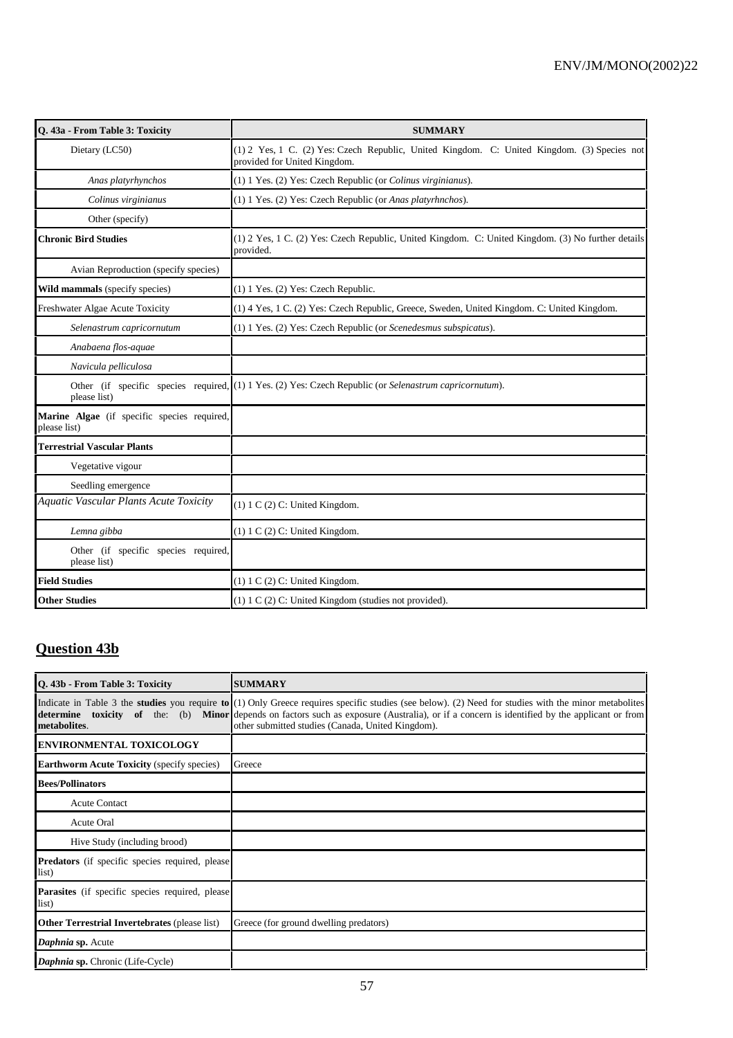| Q. 43a - From Table 3: Toxicity | SUMMARY |
|---|---|
| Dietary (LC50) | (1) 2 Yes, 1 C. (2) Yes: Czech Republic, United Kingdom. C: United Kingdom. (3) Species not provided for United Kingdom. |
| *Anas platyrhynchos* | (1) 1 Yes. (2) Yes: Czech Republic (or *Colinus virginianus*). |
| *Colinus virginianus* | (1) 1 Yes. (2) Yes: Czech Republic (or *Anas platyrhnchos*). |
| Other (specify) | |
| **Chronic Bird Studies** | (1) 2 Yes, 1 C. (2) Yes: Czech Republic, United Kingdom. C: United Kingdom. (3) No further details provided. |
| Avian Reproduction (specify species) | |
| **Wild mammals** (specify species) | (1) 1 Yes. (2) Yes: Czech Republic. |
| Freshwater Algae Acute Toxicity | (1) 4 Yes, 1 C. (2) Yes: Czech Republic, Greece, Sweden, United Kingdom. C: United Kingdom. |
| *Selenastrum capricornutum* | (1) 1 Yes. (2) Yes: Czech Republic (or *Scenedesmus subspicatus*). |
| *Anabaena flos-aquae* | |
| *Navicula pelliculosa* | |
| Other (if specific species required, please list) | (1) 1 Yes. (2) Yes: Czech Republic (or *Selenastrum capricornutum*). |
| **Marine Algae** (if specific species required, please list) | |
| **Terrestrial Vascular Plants** | |
| Vegetative vigour | |
| Seedling emergence | |
| *Aquatic Vascular Plants Acute Toxicity* | (1) 1 C (2) C: United Kingdom. |
| *Lemna gibba* | (1) 1 C (2) C: United Kingdom. |
| Other (if specific species required, please list) | |
| **Field Studies** | (1) 1 C (2) C: United Kingdom. |
| **Other Studies** | (1) 1 C (2) C: United Kingdom (studies not provided). |

## Question 43b

| Q. 43b - From Table 3: Toxicity | SUMMARY |
|---|---|
| Indicate in Table 3 the **studies** you require **to determine toxicity of** the: (b) **Minor metabolites**. | (1) Only Greece requires specific studies (see below). (2) Need for studies with the minor metabolites depends on factors such as exposure (Australia), or if a concern is identified by the applicant or from other submitted studies (Canada, United Kingdom). |
| **ENVIRONMENTAL TOXICOLOGY** | |
| **Earthworm Acute Toxicity** (specify species) | Greece |
| **Bees/Pollinators** | |
| Acute Contact | |
| Acute Oral | |
| Hive Study (including brood) | |
| **Predators** (if specific species required, please list) | |
| **Parasites** (if specific species required, please list) | |
| **Other Terrestrial Invertebrates** (please list) | Greece (for ground dwelling predators) |
| ***Daphnia* sp.** Acute | |
| ***Daphnia* sp.** Chronic (Life-Cycle) | |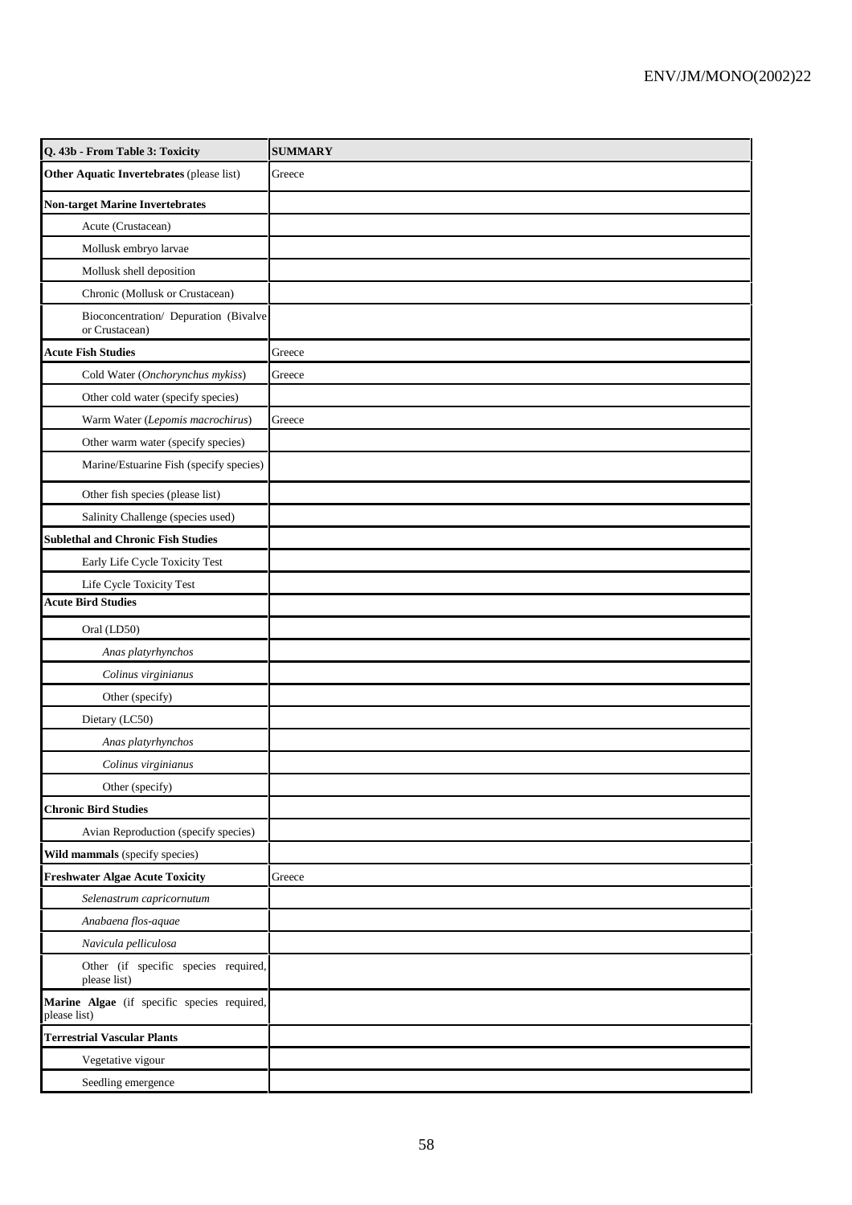| Q. 43b - From Table 3: Toxicity | SUMMARY |
|---|---|
| **Other Aquatic Invertebrates** (please list) | Greece |
| **Non-target Marine Invertebrates** | |
| Acute (Crustacean) | |
| Mollusk embryo larvae | |
| Mollusk shell deposition | |
| Chronic (Mollusk or Crustacean) | |
| Bioconcentration/ Depuration (Bivalve or Crustacean) | |
| **Acute Fish Studies** | Greece |
| Cold Water (*Onchorynchus mykiss*) | Greece |
| Other cold water (specify species) | |
| Warm Water (*Lepomis macrochirus*) | Greece |
| Other warm water (specify species) | |
| Marine/Estuarine Fish (specify species) | |
| Other fish species (please list) | |
| Salinity Challenge (species used) | |
| **Sublethal and Chronic Fish Studies** | |
| Early Life Cycle Toxicity Test | |
| Life Cycle Toxicity Test | |
| **Acute Bird Studies** | |
| Oral (LD50) | |
| *Anas platyrhynchos* | |
| *Colinus virginianus* | |
| Other (specify) | |
| Dietary (LC50) | |
| *Anas platyrhynchos* | |
| *Colinus virginianus* | |
| Other (specify) | |
| **Chronic Bird Studies** | |
| Avian Reproduction (specify species) | |
| **Wild mammals** (specify species) | |
| **Freshwater Algae Acute Toxicity** | Greece |
| *Selenastrum capricornutum* | |
| *Anabaena flos-aquae* | |
| *Navicula pelliculosa* | |
| Other (if specific species required, please list) | |
| **Marine Algae** (if specific species required, please list) | |
| **Terrestrial Vascular Plants** | |
| Vegetative vigour | |
| Seedling emergence | |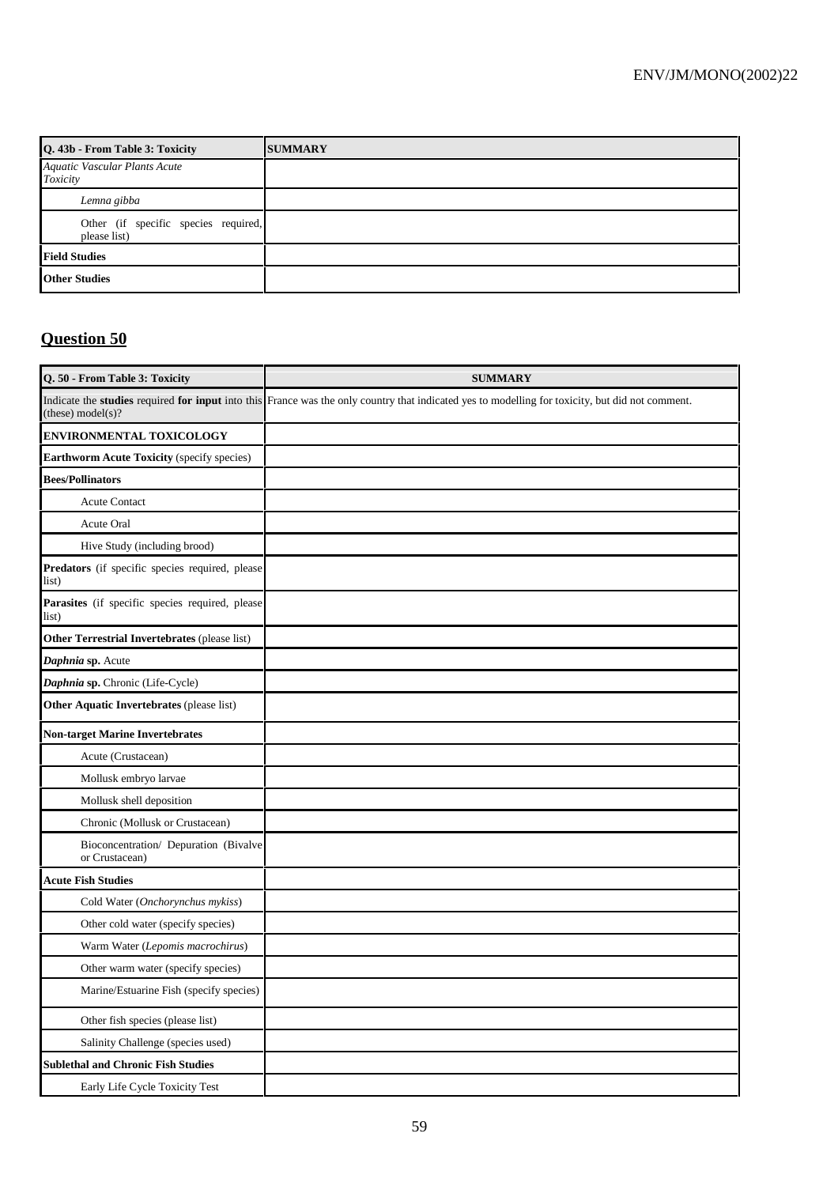| Q. 43b - From Table 3: Toxicity | SUMMARY |
|---|---|
| *Aquatic Vascular Plants Acute Toxicity* | |
| *Lemna gibba* | |
| Other (if specific species required, please list) | |
| **Field Studies** | |
| **Other Studies** | |

## Question 50

| Q. 50 - From Table 3: Toxicity | SUMMARY |
|---|---|
| Indicate the **studies** required **for input** into this (these) model(s)? | France was the only country that indicated yes to modelling for toxicity, but did not comment. |
| **ENVIRONMENTAL TOXICOLOGY** | |
| **Earthworm Acute Toxicity** (specify species) | |
| **Bees/Pollinators** | |
| Acute Contact | |
| Acute Oral | |
| Hive Study (including brood) | |
| **Predators** (if specific species required, please list) | |
| **Parasites** (if specific species required, please list) | |
| **Other Terrestrial Invertebrates** (please list) | |
| ***Daphnia* sp.** Acute | |
| ***Daphnia* sp.** Chronic (Life-Cycle) | |
| **Other Aquatic Invertebrates** (please list) | |
| **Non-target Marine Invertebrates** | |
| Acute (Crustacean) | |
| Mollusk embryo larvae | |
| Mollusk shell deposition | |
| Chronic (Mollusk or Crustacean) | |
| Bioconcentration/ Depuration (Bivalve or Crustacean) | |
| **Acute Fish Studies** | |
| Cold Water (*Onchorynchus mykiss*) | |
| Other cold water (specify species) | |
| Warm Water (*Lepomis macrochirus*) | |
| Other warm water (specify species) | |
| Marine/Estuarine Fish (specify species) | |
| Other fish species (please list) | |
| Salinity Challenge (species used) | |
| **Sublethal and Chronic Fish Studies** | |
| Early Life Cycle Toxicity Test | |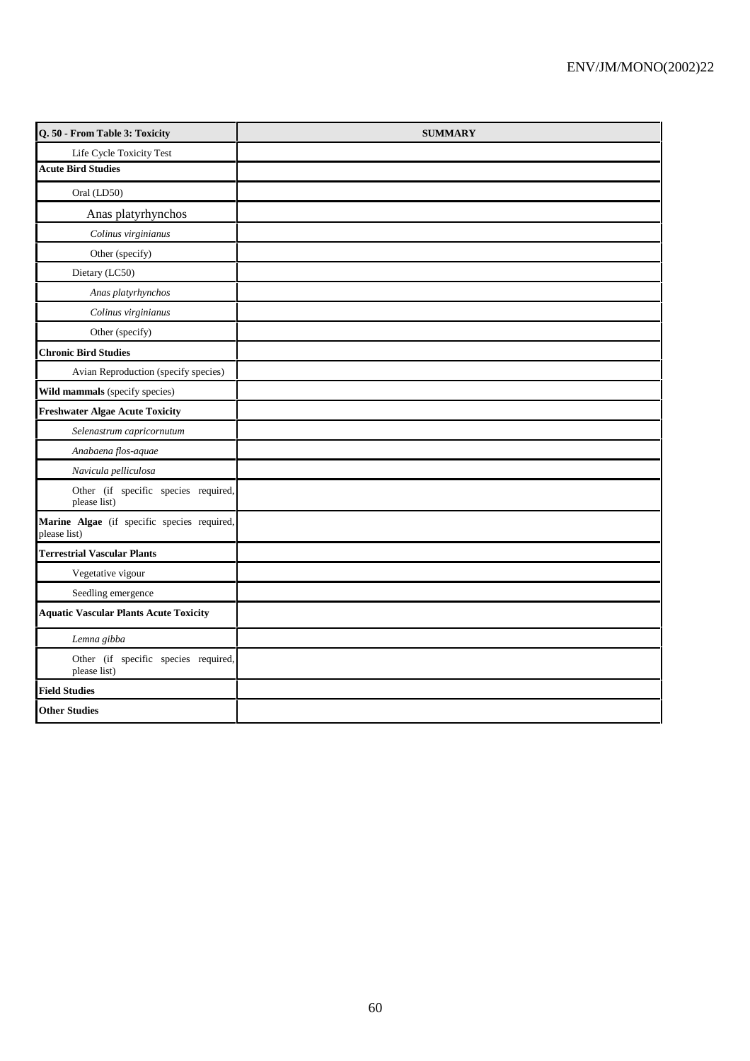| **Q. 50 - From Table 3: Toxicity** | **SUMMARY** |
|---|---|
| Life Cycle Toxicity Test | |
| **Acute Bird Studies** | |
| Oral (LD50) | |
| Anas platyrhynchos | |
| *Colinus virginianus* | |
| Other (specify) | |
| Dietary (LC50) | |
| *Anas platyrhynchos* | |
| *Colinus virginianus* | |
| Other (specify) | |
| **Chronic Bird Studies** | |
| Avian Reproduction (specify species) | |
| **Wild mammals** (specify species) | |
| **Freshwater Algae Acute Toxicity** | |
| *Selenastrum capricornutum* | |
| *Anabaena flos-aquae* | |
| *Navicula pelliculosa* | |
| Other (if specific species required, please list) | |
| **Marine Algae** (if specific species required, please list) | |
| **Terrestrial Vascular Plants** | |
| Vegetative vigour | |
| Seedling emergence | |
| **Aquatic Vascular Plants Acute Toxicity** | |
| *Lemna gibba* | |
| Other (if specific species required, please list) | |
| **Field Studies** | |
| **Other Studies** | |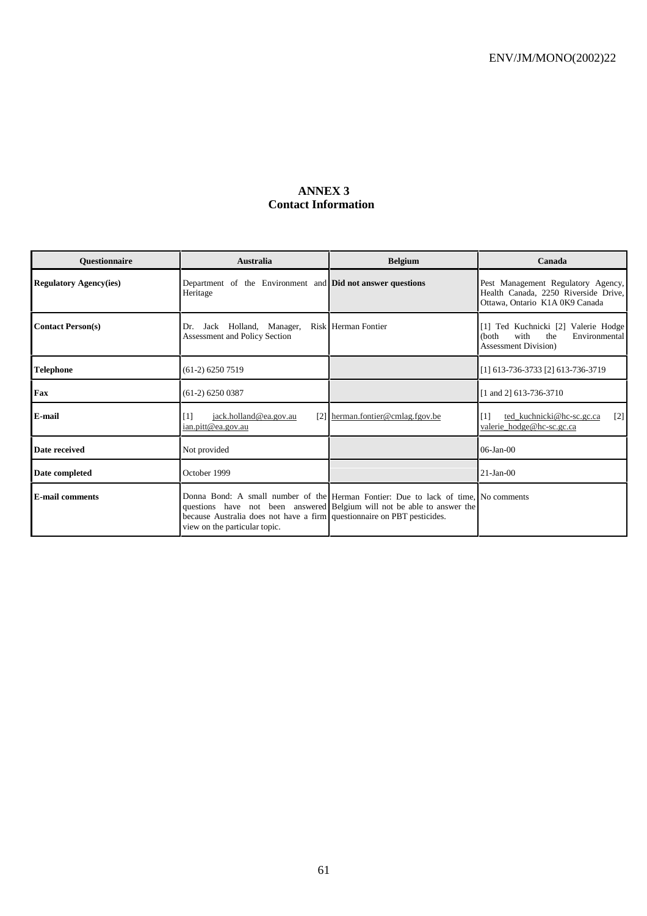## ANNEX 3
## Contact Information

| Questionnaire | Australia | Belgium | Canada |
|---|---|---|---|
| **Regulatory Agency(ies)** | Department of the Environment and Heritage | **Did not answer questions** | Pest Management Regulatory Agency, Health Canada, 2250 Riverside Drive, Ottawa, Ontario K1A 0K9 Canada |
| **Contact Person(s)** | Dr. Jack Holland, Manager, Risk Assessment and Policy Section | Herman Fontier | [1] Ted Kuchnicki [2] Valerie Hodge (both with the Environmental Assessment Division) |
| **Telephone** | (61-2) 6250 7519 | | [1] 613-736-3733 [2] 613-736-3719 |
| **Fax** | (61-2) 6250 0387 | | [1 and 2] 613-736-3710 |
| **E-mail** | [1] jack.holland@ea.gov.au [2] ian.pitt@ea.gov.au | herman.fontier@cmlag.fgov.be | [1] ted_kuchnicki@hc-sc.gc.ca [2] valerie_hodge@hc-sc.gc.ca |
| **Date received** | Not provided | | 06-Jan-00 |
| **Date completed** | October 1999 | | 21-Jan-00 |
| **E-mail comments** | Donna Bond: A small number of the questions have not been answered because Australia does not have a firm view on the particular topic. | Herman Fontier: Due to lack of time, Belgium will not be able to answer the questionnaire on PBT pesticides. | No comments |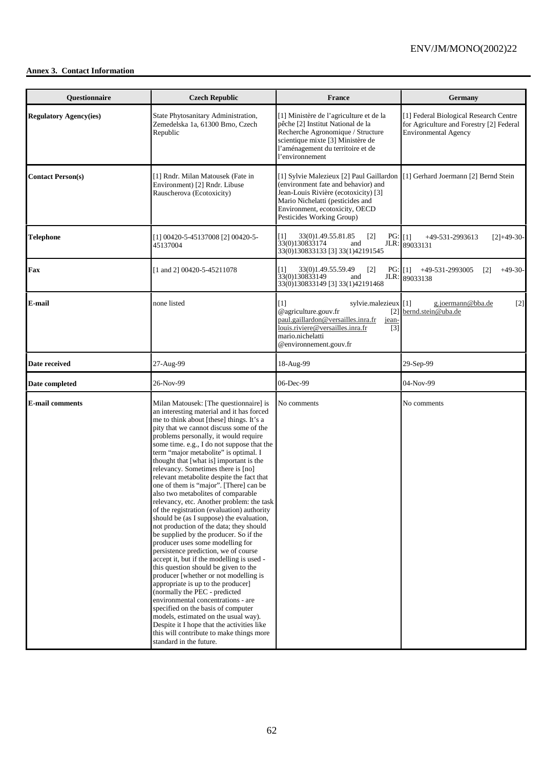**Annex 3. Contact Information**

| Questionnaire | Czech Republic | France | Germany |
|---|---|---|---|
| **Regulatory Agency(ies)** | State Phytosanitary Administration, Zemedelska 1a, 61300 Brno, Czech Republic | [1] Ministère de l'agriculture et de la pêche [2] Institut National de la Recherche Agronomique / Structure scientique mixte [3] Ministère de l'aménagement du territoire et de l'environnement | [1] Federal Biological Research Centre for Agriculture and Forestry [2] Federal Environmental Agency |
| **Contact Person(s)** | [1] Rndr. Milan Matousek (Fate in Environment) [2] Rndr. Libuse Rauscherova (Ecotoxicity) | [1] Sylvie Malezieux [2] Paul Gaillardon (environment fate and behavior) and Jean-Louis Rivière (ecotoxicity) [3] Mario Nichelatti (pesticides and Environment, ecotoxicity, OECD Pesticides Working Group) | [1] Gerhard Joermann [2] Bernd Stein |
| **Telephone** | [1] 00420-5-45137008 [2] 00420-5-45137004 | [1] 33(0)1.49.55.81.85 [2] PG: 33(0)130833174 and JLR: 33(0)130833133 [3] 33(1)42191545 | [1] +49-531-2993613 [2]+49-30-89033131 |
| **Fax** | [1 and 2] 00420-5-45211078 | [1] 33(0)1.49.55.59.49 [2] PG: 33(0)130833149 and JLR: 33(0)130833149 [3] 33(1)42191468 | [1] +49-531-2993005 [2] +49-30-89033138 |
| **E-mail** | none listed | [1] sylvie.malezieux @agriculture.gouv.fr [2] paul.gaillardon@versailles.inra.fr jean-louis.riviere@versailles.inra.fr [3] mario.nichelatti @environnement.gouv.fr | [1] g.joermann@bba.de [2] bernd.stein@uba.de |
| **Date received** | 27-Aug-99 | 18-Aug-99 | 29-Sep-99 |
| **Date completed** | 26-Nov-99 | 06-Dec-99 | 04-Nov-99 |
| **E-mail comments** | Milan Matousek: [The questionnaire] is an interesting material and it has forced me to think about [these] things. It's a pity that we cannot discuss some of the problems personally, it would require some time. e.g., I do not suppose that the term "major metabolite" is optimal. I thought that [what is] important is the relevancy. Sometimes there is [no] relevant metabolite despite the fact that one of them is "major". [There] can be also two metabolites of comparable relevancy, etc. Another problem: the task of the registration (evaluation) authority should be (as I suppose) the evaluation, not production of the data; they should be supplied by the producer. So if the producer uses some modelling for persistence prediction, we of course accept it, but if the modelling is used - this question should be given to the producer [whether or not modelling is appropriate is up to the producer] (normally the PEC - predicted environmental concentrations - are specified on the basis of computer models, estimated on the usual way). Despite it I hope that the activities like this will contribute to make things more standard in the future. | No comments | No comments |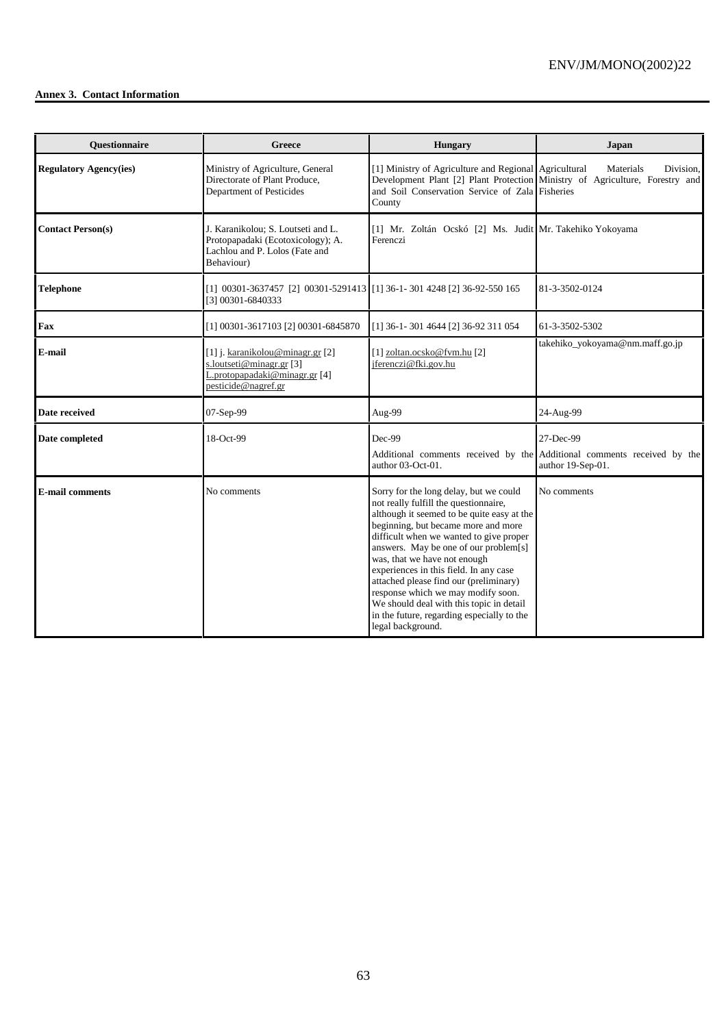**Annex 3. Contact Information**

| Questionnaire | Greece | Hungary | Japan |
|---|---|---|---|
| **Regulatory Agency(ies)** | Ministry of Agriculture, General Directorate of Plant Produce, Department of Pesticides | [1] Ministry of Agriculture and Regional Development Plant [2] Plant Protection and Soil Conservation Service of Zala County | Agricultural Materials Division, Ministry of Agriculture, Forestry and Fisheries |
| **Contact Person(s)** | J. Karanikolou; S. Loutseti and L. Protopapadaki (Ecotoxicology); A. Lachlou and P. Lolos (Fate and Behaviour) | [1] Mr. Zoltán Ocskó [2] Ms. Judit Ferenczi | Mr. Takehiko Yokoyama |
| **Telephone** | [1] 00301-3637457 [2] 00301-5291413 [3] 00301-6840333 | [1] 36-1- 301 4248 [2] 36-92-550 165 | 81-3-3502-0124 |
| **Fax** | [1] 00301-3617103 [2] 00301-6845870 | [1] 36-1- 301 4644 [2] 36-92 311 054 | 61-3-3502-5302 |
| **E-mail** | [1] j. karanikolou@minagr.gr [2] s.loutseti@minagr.gr [3] L.protopapadaki@minagr.gr [4] pesticide@nagref.gr | [1] zoltan.ocsko@fvm.hu [2] jferenczi@fki.gov.hu | takehiko_yokoyama@nm.maff.go.jp |
| **Date received** | 07-Sep-99 | Aug-99 | 24-Aug-99 |
| **Date completed** | 18-Oct-99 | Dec-99<br>Additional comments received by the author 03-Oct-01. | 27-Dec-99<br>Additional comments received by the author 19-Sep-01. |
| **E-mail comments** | No comments | Sorry for the long delay, but we could not really fulfill the questionnaire, although it seemed to be quite easy at the beginning, but became more and more difficult when we wanted to give proper answers. May be one of our problem[s] was, that we have not enough experiences in this field. In any case attached please find our (preliminary) response which we may modify soon. We should deal with this topic in detail in the future, regarding especially to the legal background. | No comments |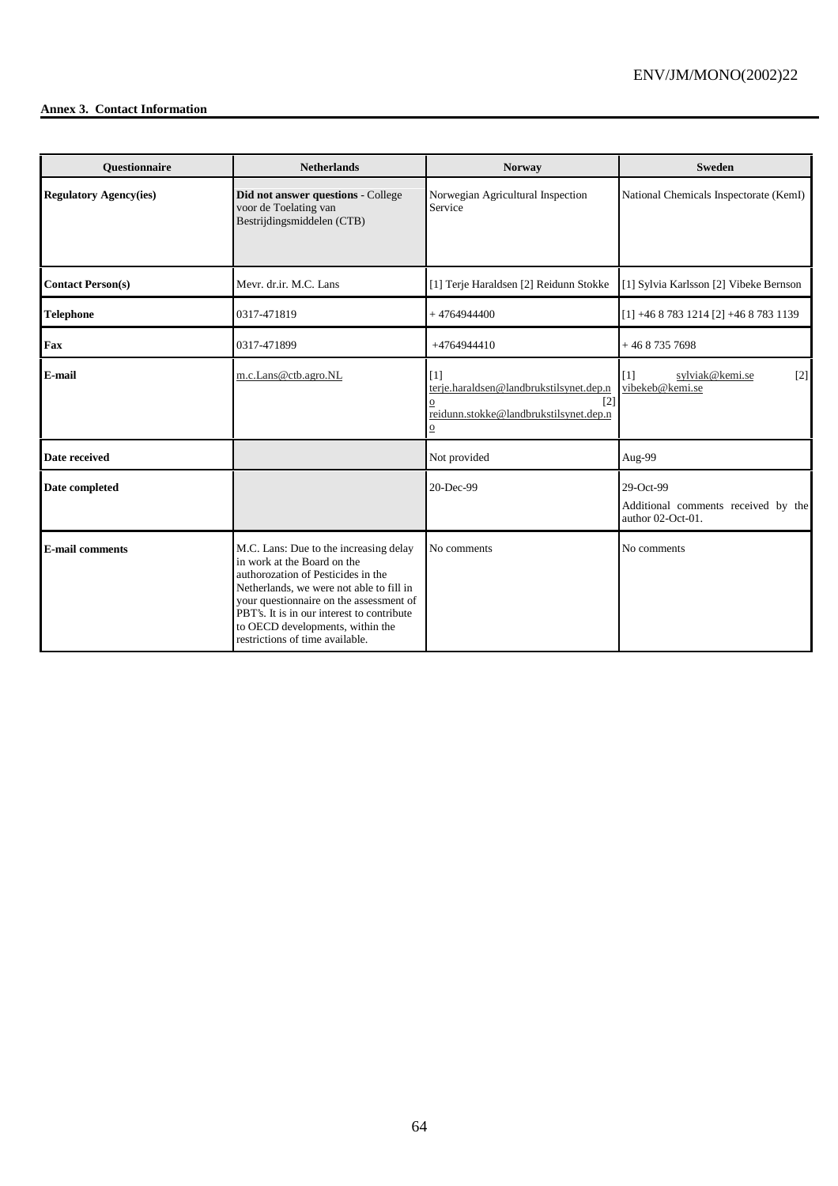**Annex 3. Contact Information**

| Questionnaire | Netherlands | Norway | Sweden |
|---|---|---|---|
| **Regulatory Agency(ies)** | **Did not answer questions** - College voor de Toelating van Bestrijdingsmiddelen (CTB) | Norwegian Agricultural Inspection Service | National Chemicals Inspectorate (KemI) |
| **Contact Person(s)** | Mevr. dr.ir. M.C. Lans | [1] Terje Haraldsen [2] Reidunn Stokke | [1] Sylvia Karlsson [2] Vibeke Bernson |
| **Telephone** | 0317-471819 | + 4764944400 | [1] +46 8 783 1214 [2] +46 8 783 1139 |
| **Fax** | 0317-471899 | +4764944410 | + 46 8 735 7698 |
| **E-mail** | m.c.Lans@ctb.agro.NL | [1] terje.haraldsen@landbrukstilsynet.dep.no [2] reidunn.stokke@landbrukstilsynet.dep.no | [1] sylviak@kemi.se [2] vibekeb@kemi.se |
| **Date received** | | Not provided | Aug-99 |
| **Date completed** | | 20-Dec-99 | 29-Oct-99<br>Additional comments received by the author 02-Oct-01. |
| **E-mail comments** | M.C. Lans: Due to the increasing delay in work at the Board on the authorozation of Pesticides in the Netherlands, we were not able to fill in your questionnaire on the assessment of PBT's. It is in our interest to contribute to OECD developments, within the restrictions of time available. | No comments | No comments |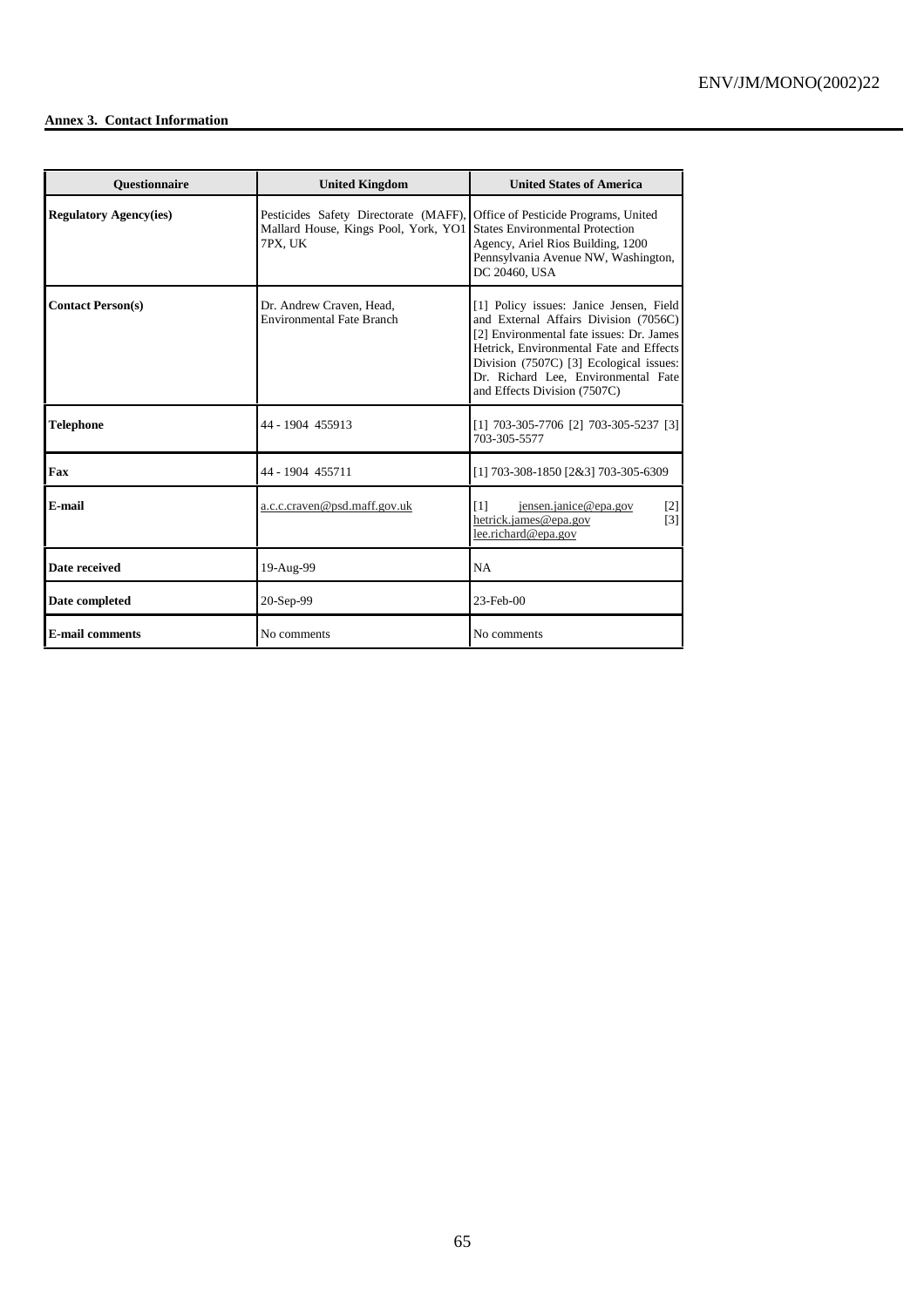**Annex 3. Contact Information**

| Questionnaire | United Kingdom | United States of America |
|---|---|---|
| **Regulatory Agency(ies)** | Pesticides Safety Directorate (MAFF), Mallard House, Kings Pool, York, YO1 7PX, UK | Office of Pesticide Programs, United States Environmental Protection Agency, Ariel Rios Building, 1200 Pennsylvania Avenue NW, Washington, DC 20460, USA |
| **Contact Person(s)** | Dr. Andrew Craven, Head, Environmental Fate Branch | [1] Policy issues: Janice Jensen, Field and External Affairs Division (7056C) [2] Environmental fate issues: Dr. James Hetrick, Environmental Fate and Effects Division (7507C) [3] Ecological issues: Dr. Richard Lee, Environmental Fate and Effects Division (7507C) |
| **Telephone** | 44 - 1904 455913 | [1] 703-305-7706 [2] 703-305-5237 [3] 703-305-5577 |
| **Fax** | 44 - 1904 455711 | [1] 703-308-1850 [2&3] 703-305-6309 |
| **E-mail** | a.c.c.craven@psd.maff.gov.uk | [1] jensen.janice@epa.gov [2] hetrick.james@epa.gov [3] lee.richard@epa.gov |
| **Date received** | 19-Aug-99 | NA |
| **Date completed** | 20-Sep-99 | 23-Feb-00 |
| **E-mail comments** | No comments | No comments |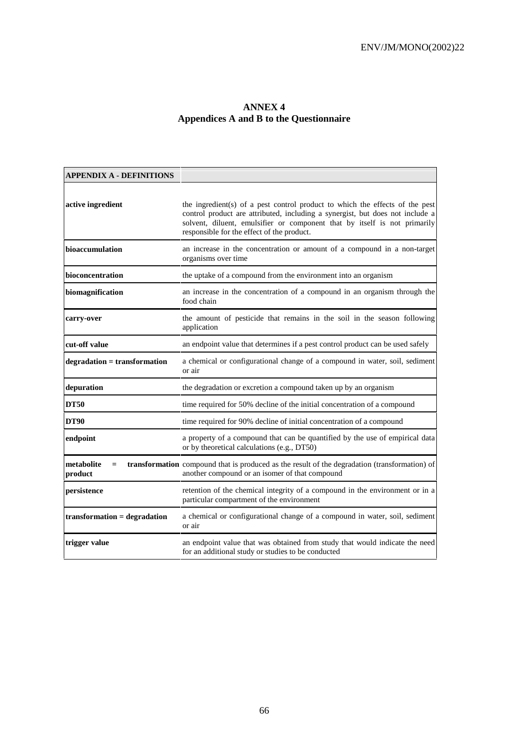# ANNEX 4
## Appendices A and B to the Questionnaire

| **APPENDIX A - DEFINITIONS** | |
|---|---|
| **active ingredient** | the ingredient(s) of a pest control product to which the effects of the pest control product are attributed, including a synergist, but does not include a solvent, diluent, emulsifier or component that by itself is not primarily responsible for the effect of the product. |
| **bioaccumulation** | an increase in the concentration or amount of a compound in a non-target organisms over time |
| **bioconcentration** | the uptake of a compound from the environment into an organism |
| **biomagnification** | an increase in the concentration of a compound in an organism through the food chain |
| **carry-over** | the amount of pesticide that remains in the soil in the season following application |
| **cut-off value** | an endpoint value that determines if a pest control product can be used safely |
| **degradation = transformation** | a chemical or configurational change of a compound in water, soil, sediment or air |
| **depuration** | the degradation or excretion a compound taken up by an organism |
| **DT50** | time required for 50% decline of the initial concentration of a compound |
| **DT90** | time required for 90% decline of initial concentration of a compound |
| **endpoint** | a property of a compound that can be quantified by the use of empirical data or by theoretical calculations (e.g., DT50) |
| **metabolite = transformation product** | compound that is produced as the result of the degradation (transformation) of another compound or an isomer of that compound |
| **persistence** | retention of the chemical integrity of a compound in the environment or in a particular compartment of the environment |
| **transformation = degradation** | a chemical or configurational change of a compound in water, soil, sediment or air |
| **trigger value** | an endpoint value that was obtained from study that would indicate the need for an additional study or studies to be conducted |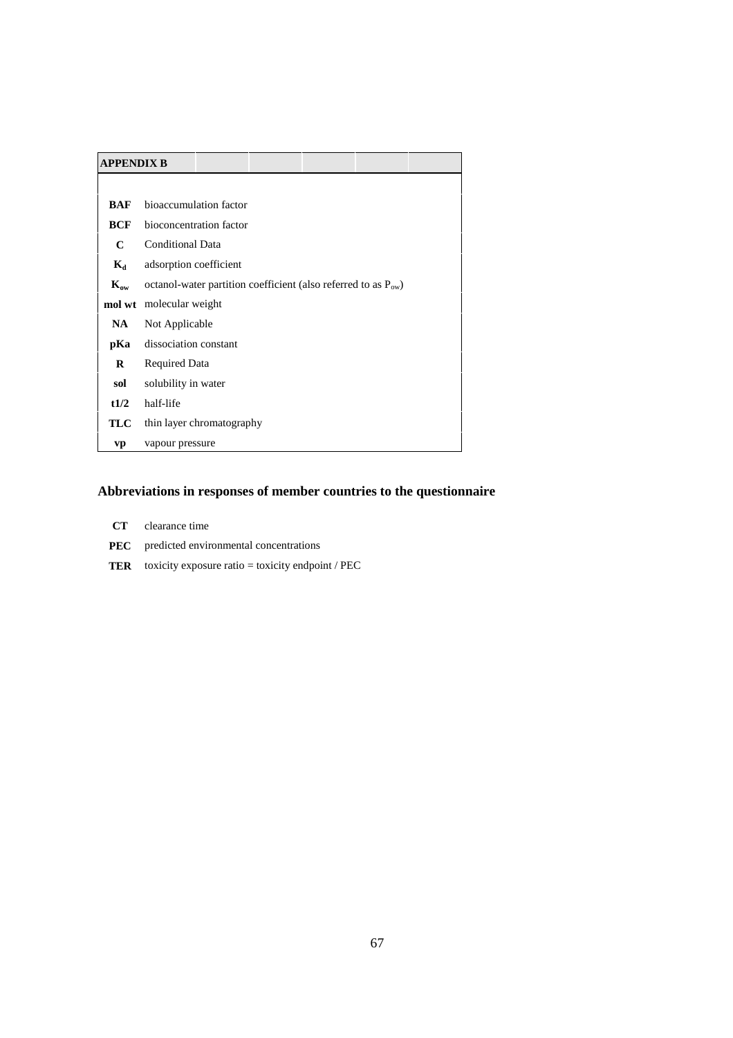| APPENDIX B | |
|---|---|
| | |
| **BAF** | bioaccumulation factor |
| **BCF** | bioconcentration factor |
| **C** | Conditional Data |
| **$K_d$** | adsorption coefficient |
| **$K_{ow}$** | octanol-water partition coefficient (also referred to as $P_{ow}$) |
| **mol wt** | molecular weight |
| **NA** | Not Applicable |
| **pKa** | dissociation constant |
| **R** | Required Data |
| **sol** | solubility in water |
| **t1/2** | half-life |
| **TLC** | thin layer chromatography |
| **vp** | vapour pressure |

## Abbreviations in responses of member countries to the questionnaire

| | |
|---|---|
| **CT** | clearance time |
| **PEC** | predicted environmental concentrations |
| **TER** | toxicity exposure ratio = toxicity endpoint / PEC |